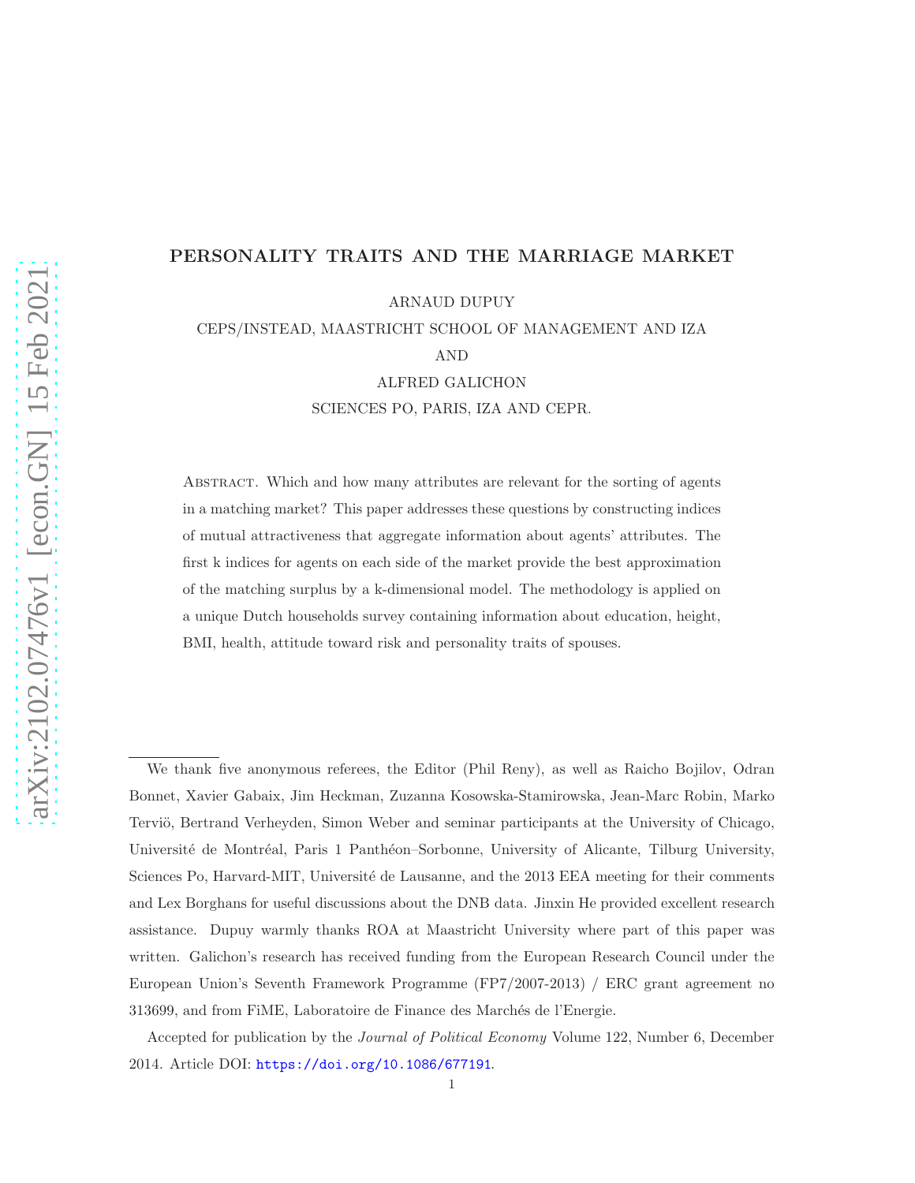# PERSONALITY TRAITS AND THE MARRIAGE MARKET

ARNAUD DUPUY

CEPS/INSTEAD, MAASTRICHT SCHOOL OF MANAGEMENT AND IZA

AND

ALFRED GALICHON

SCIENCES PO, PARIS, IZA AND CEPR.

Abstract. Which and how many attributes are relevant for the sorting of agents in a matching market? This paper addresses these questions by constructing indices of mutual attractiveness that aggregate information about agents' attributes. The first k indices for agents on each side of the market provide the best approximation of the matching surplus by a k-dimensional model. The methodology is applied on a unique Dutch households survey containing information about education, height, BMI, health, attitude toward risk and personality traits of spouses.

---

We thank five anonymous referees, the Editor (Phil Reny), as well as Raicho Bojilov, Odran Bonnet, Xavier Gabaix, Jim Heckman, Zuzanna Kosowska-Stamirowska, Jean-Marc Robin, Marko Terviö, Bertrand Verheyden, Simon Weber and seminar participants at the University of Chicago, Université de Montréal, Paris 1 Panthéon–Sorbonne, University of Alicante, Tilburg University, Sciences Po, Harvard-MIT, Université de Lausanne, and the 2013 EEA meeting for their comments and Lex Borghans for useful discussions about the DNB data. Jinxin He provided excellent research assistance. Dupuy warmly thanks ROA at Maastricht University where part of this paper was written. Galichon's research has received funding from the European Research Council under the European Union's Seventh Framework Programme (FP7/2007-2013) / ERC grant agreement no 313699, and from FiME, Laboratoire de Finance des Marchés de l'Energie.

Accepted for publication by the *Journal of Political Economy* Volume 122, Number 6, December 2014. Article DOI: https://doi.org/10.1086/677191.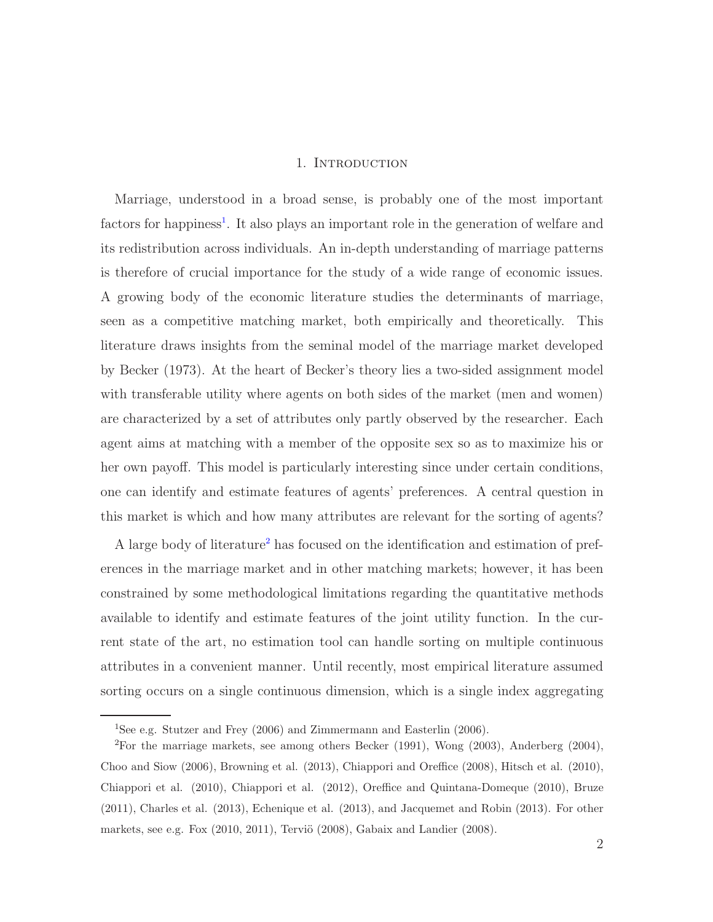# 1. Introduction

Marriage, understood in a broad sense, is probably one of the most important factors for happiness[1]. It also plays an important role in the generation of welfare and its redistribution across individuals. An in-depth understanding of marriage patterns is therefore of crucial importance for the study of a wide range of economic issues. A growing body of the economic literature studies the determinants of marriage, seen as a competitive matching market, both empirically and theoretically. This literature draws insights from the seminal model of the marriage market developed by Becker (1973). At the heart of Becker's theory lies a two-sided assignment model with transferable utility where agents on both sides of the market (men and women) are characterized by a set of attributes only partly observed by the researcher. Each agent aims at matching with a member of the opposite sex so as to maximize his or her own payoff. This model is particularly interesting since under certain conditions, one can identify and estimate features of agents' preferences. A central question in this market is which and how many attributes are relevant for the sorting of agents?

A large body of literature[2] has focused on the identification and estimation of preferences in the marriage market and in other matching markets; however, it has been constrained by some methodological limitations regarding the quantitative methods available to identify and estimate features of the joint utility function. In the current state of the art, no estimation tool can handle sorting on multiple continuous attributes in a convenient manner. Until recently, most empirical literature assumed sorting occurs on a single continuous dimension, which is a single index aggregating

---

[1] See e.g. Stutzer and Frey (2006) and Zimmermann and Easterlin (2006).

[2] For the marriage markets, see among others Becker (1991), Wong (2003), Anderberg (2004), Choo and Siow (2006), Browning et al. (2013), Chiappori and Oreffice (2008), Hitsch et al. (2010), Chiappori et al. (2010), Chiappori et al. (2012), Oreffice and Quintana-Domeque (2010), Bruze (2011), Charles et al. (2013), Echenique et al. (2013), and Jacquemet and Robin (2013). For other markets, see e.g. Fox (2010, 2011), Terviö (2008), Gabaix and Landier (2008).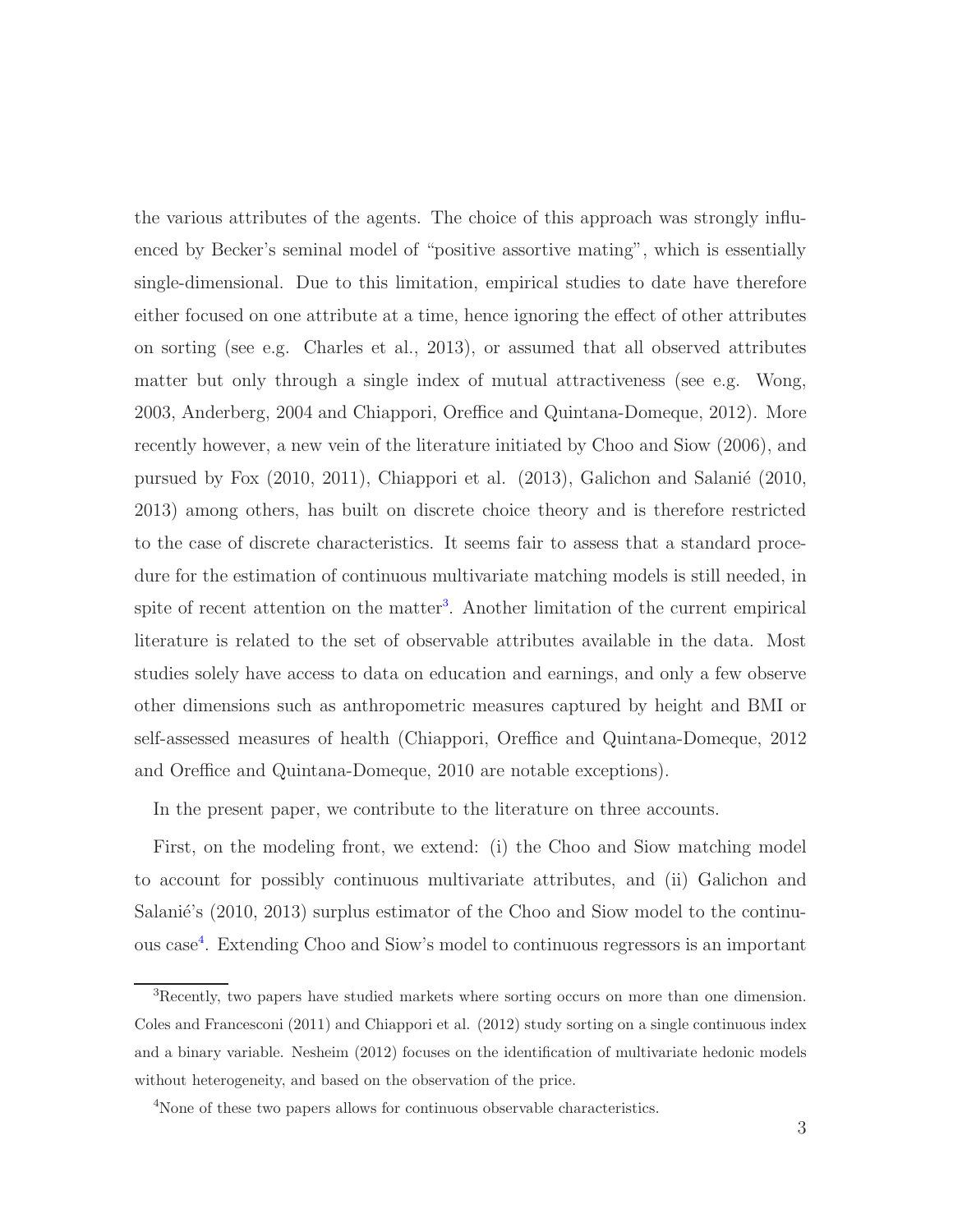the various attributes of the agents. The choice of this approach was strongly influenced by Becker's seminal model of "positive assortive mating", which is essentially single-dimensional. Due to this limitation, empirical studies to date have therefore either focused on one attribute at a time, hence ignoring the effect of other attributes on sorting (see e.g. Charles et al., 2013), or assumed that all observed attributes matter but only through a single index of mutual attractiveness (see e.g. Wong, 2003, Anderberg, 2004 and Chiappori, Oreffice and Quintana-Domeque, 2012). More recently however, a new vein of the literature initiated by Choo and Siow (2006), and pursued by Fox (2010, 2011), Chiappori et al. (2013), Galichon and Salanié (2010, 2013) among others, has built on discrete choice theory and is therefore restricted to the case of discrete characteristics. It seems fair to assess that a standard procedure for the estimation of continuous multivariate matching models is still needed, in spite of recent attention on the matter[3]. Another limitation of the current empirical literature is related to the set of observable attributes available in the data. Most studies solely have access to data on education and earnings, and only a few observe other dimensions such as anthropometric measures captured by height and BMI or self-assessed measures of health (Chiappori, Oreffice and Quintana-Domeque, 2012 and Oreffice and Quintana-Domeque, 2010 are notable exceptions).

In the present paper, we contribute to the literature on three accounts.

First, on the modeling front, we extend: (i) the Choo and Siow matching model to account for possibly continuous multivariate attributes, and (ii) Galichon and Salanié's (2010, 2013) surplus estimator of the Choo and Siow model to the continuous case[4]. Extending Choo and Siow's model to continuous regressors is an important

[3] Recently, two papers have studied markets where sorting occurs on more than one dimension. Coles and Francesconi (2011) and Chiappori et al. (2012) study sorting on a single continuous index and a binary variable. Nesheim (2012) focuses on the identification of multivariate hedonic models without heterogeneity, and based on the observation of the price.

[4] None of these two papers allows for continuous observable characteristics.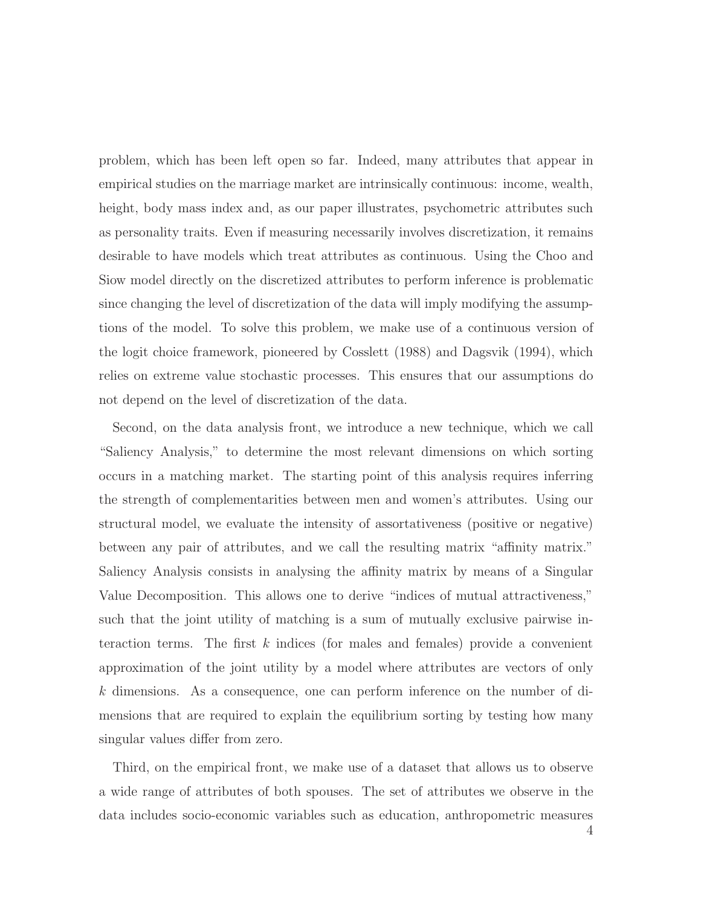problem, which has been left open so far. Indeed, many attributes that appear in empirical studies on the marriage market are intrinsically continuous: income, wealth, height, body mass index and, as our paper illustrates, psychometric attributes such as personality traits. Even if measuring necessarily involves discretization, it remains desirable to have models which treat attributes as continuous. Using the Choo and Siow model directly on the discretized attributes to perform inference is problematic since changing the level of discretization of the data will imply modifying the assumptions of the model. To solve this problem, we make use of a continuous version of the logit choice framework, pioneered by Cosslett (1988) and Dagsvik (1994), which relies on extreme value stochastic processes. This ensures that our assumptions do not depend on the level of discretization of the data.

Second, on the data analysis front, we introduce a new technique, which we call "Saliency Analysis," to determine the most relevant dimensions on which sorting occurs in a matching market. The starting point of this analysis requires inferring the strength of complementarities between men and women's attributes. Using our structural model, we evaluate the intensity of assortativeness (positive or negative) between any pair of attributes, and we call the resulting matrix "affinity matrix." Saliency Analysis consists in analysing the affinity matrix by means of a Singular Value Decomposition. This allows one to derive "indices of mutual attractiveness," such that the joint utility of matching is a sum of mutually exclusive pairwise interaction terms. The first $k$ indices (for males and females) provide a convenient approximation of the joint utility by a model where attributes are vectors of only $k$ dimensions. As a consequence, one can perform inference on the number of dimensions that are required to explain the equilibrium sorting by testing how many singular values differ from zero.

Third, on the empirical front, we make use of a dataset that allows us to observe a wide range of attributes of both spouses. The set of attributes we observe in the data includes socio-economic variables such as education, anthropometric measures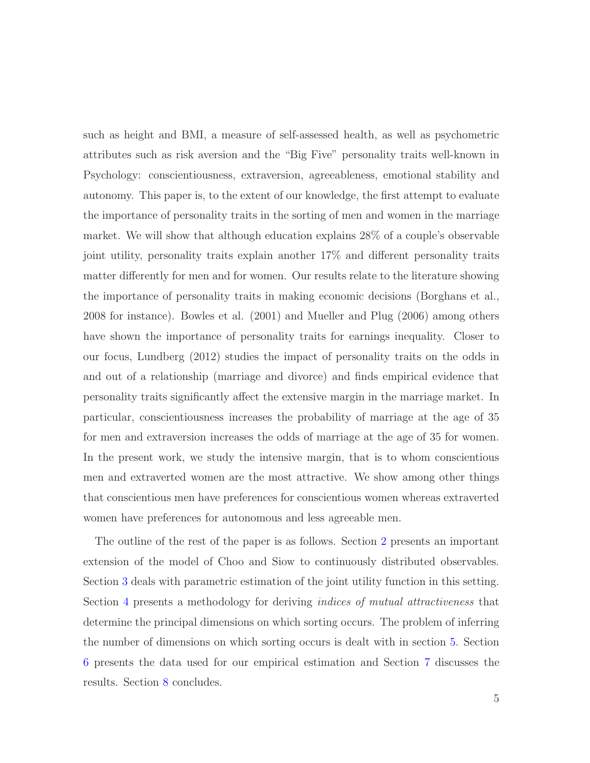such as height and BMI, a measure of self-assessed health, as well as psychometric attributes such as risk aversion and the "Big Five" personality traits well-known in Psychology: conscientiousness, extraversion, agreeableness, emotional stability and autonomy. This paper is, to the extent of our knowledge, the first attempt to evaluate the importance of personality traits in the sorting of men and women in the marriage market. We will show that although education explains 28% of a couple's observable joint utility, personality traits explain another 17% and different personality traits matter differently for men and for women. Our results relate to the literature showing the importance of personality traits in making economic decisions (Borghans et al., 2008 for instance). Bowles et al. (2001) and Mueller and Plug (2006) among others have shown the importance of personality traits for earnings inequality. Closer to our focus, Lundberg (2012) studies the impact of personality traits on the odds in and out of a relationship (marriage and divorce) and finds empirical evidence that personality traits significantly affect the extensive margin in the marriage market. In particular, conscientiousness increases the probability of marriage at the age of 35 for men and extraversion increases the odds of marriage at the age of 35 for women. In the present work, we study the intensive margin, that is to whom conscientious men and extraverted women are the most attractive. We show among other things that conscientious men have preferences for conscientious women whereas extraverted women have preferences for autonomous and less agreeable men.

The outline of the rest of the paper is as follows. Section 2 presents an important extension of the model of Choo and Siow to continuously distributed observables. Section 3 deals with parametric estimation of the joint utility function in this setting. Section 4 presents a methodology for deriving *indices of mutual attractiveness* that determine the principal dimensions on which sorting occurs. The problem of inferring the number of dimensions on which sorting occurs is dealt with in section 5. Section 6 presents the data used for our empirical estimation and Section 7 discusses the results. Section 8 concludes.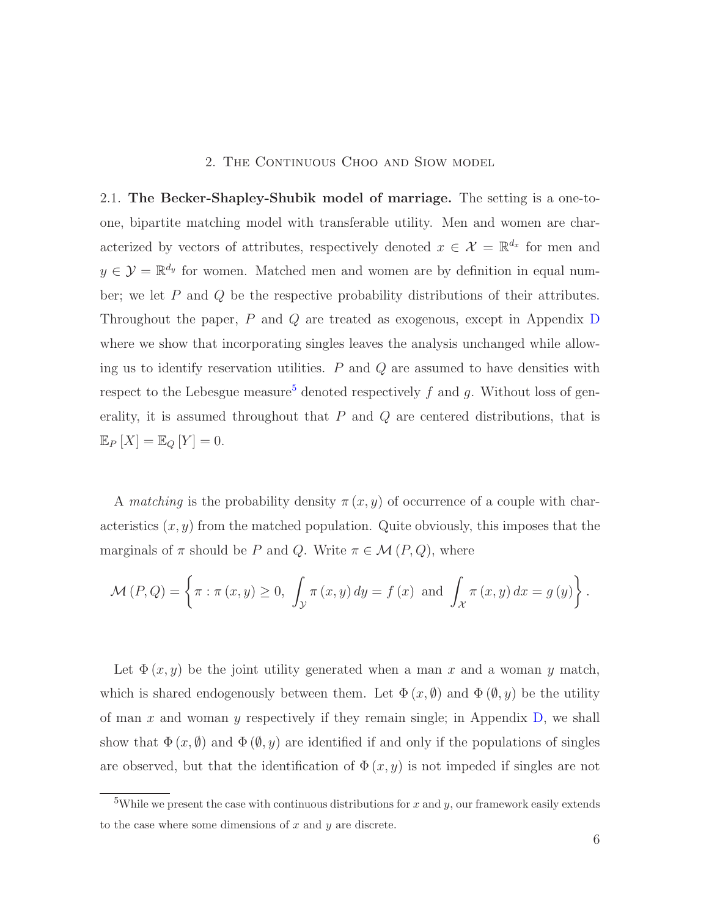## 2. The Continuous Choo and Siow model

2.1. **The Becker-Shapley-Shubik model of marriage.** The setting is a one-to-one, bipartite matching model with transferable utility. Men and women are characterized by vectors of attributes, respectively denoted $x \in \mathcal{X} = \mathbb{R}^{d_x}$ for men and $y \in \mathcal{Y} = \mathbb{R}^{d_y}$ for women. Matched men and women are by definition in equal number; we let $P$ and $Q$ be the respective probability distributions of their attributes. Throughout the paper, $P$ and $Q$ are treated as exogenous, except in Appendix D where we show that incorporating singles leaves the analysis unchanged while allowing us to identify reservation utilities. $P$ and $Q$ are assumed to have densities with respect to the Lebesgue measure[5] denoted respectively $f$ and $g$. Without loss of generality, it is assumed throughout that $P$ and $Q$ are centered distributions, that is $\mathbb{E}_P[X] = \mathbb{E}_Q[Y] = 0$.

A *matching* is the probability density $\pi(x, y)$ of occurrence of a couple with characteristics $(x, y)$ from the matched population. Quite obviously, this imposes that the marginals of $\pi$ should be $P$ and $Q$. Write $\pi \in \mathcal{M}(P, Q)$, where

$$\mathcal{M}(P,Q) = \left\{ \pi : \pi(x,y) \geq 0, \ \int_{\mathcal{Y}} \pi(x,y)\, dy = f(x) \ \text{ and } \ \int_{\mathcal{X}} \pi(x,y)\, dx = g(y) \right\}.$$

Let $\Phi(x, y)$ be the joint utility generated when a man $x$ and a woman $y$ match, which is shared endogenously between them. Let $\Phi(x, \emptyset)$ and $\Phi(\emptyset, y)$ be the utility of man $x$ and woman $y$ respectively if they remain single; in Appendix D, we shall show that $\Phi(x, \emptyset)$ and $\Phi(\emptyset, y)$ are identified if and only if the populations of singles are observed, but that the identification of $\Phi(x, y)$ is not impeded if singles are not

[5] While we present the case with continuous distributions for $x$ and $y$, our framework easily extends to the case where some dimensions of $x$ and $y$ are discrete.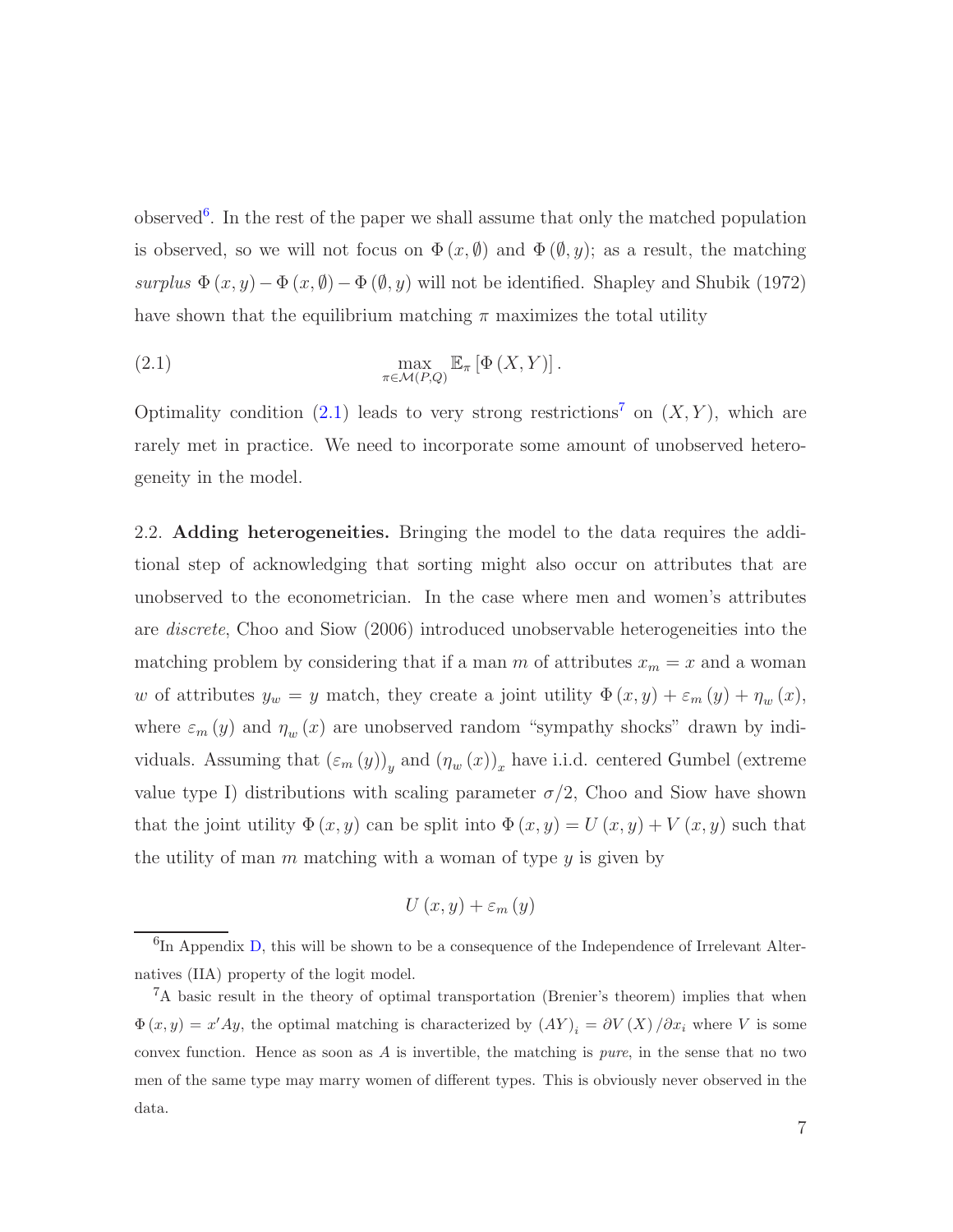observed[6]. In the rest of the paper we shall assume that only the matched population is observed, so we will not focus on $\Phi(x, \emptyset)$ and $\Phi(\emptyset, y)$; as a result, the matching *surplus* $\Phi(x, y) - \Phi(x, \emptyset) - \Phi(\emptyset, y)$ will not be identified. Shapley and Shubik (1972) have shown that the equilibrium matching $\pi$ maximizes the total utility

$$\max_{\pi \in \mathcal{M}(P,Q)} \mathbb{E}_\pi \left[ \Phi(X, Y) \right]. \tag{2.1}$$

Optimality condition (2.1) leads to very strong restrictions[7] on $(X, Y)$, which are rarely met in practice. We need to incorporate some amount of unobserved heterogeneity in the model.

2.2. **Adding heterogeneities.** Bringing the model to the data requires the additional step of acknowledging that sorting might also occur on attributes that are unobserved to the econometrician. In the case where men and women's attributes are *discrete*, Choo and Siow (2006) introduced unobservable heterogeneities into the matching problem by considering that if a man $m$ of attributes $x_m = x$ and a woman $w$ of attributes $y_w = y$ match, they create a joint utility $\Phi(x, y) + \varepsilon_m(y) + \eta_w(x)$, where $\varepsilon_m(y)$ and $\eta_w(x)$ are unobserved random "sympathy shocks" drawn by individuals. Assuming that $(\varepsilon_m(y))_y$ and $(\eta_w(x))_x$ have i.i.d. centered Gumbel (extreme value type I) distributions with scaling parameter $\sigma/2$, Choo and Siow have shown that the joint utility $\Phi(x, y)$ can be split into $\Phi(x, y) = U(x, y) + V(x, y)$ such that the utility of man $m$ matching with a woman of type $y$ is given by

$$U(x, y) + \varepsilon_m(y)$$

[6] In Appendix D, this will be shown to be a consequence of the Independence of Irrelevant Alternatives (IIA) property of the logit model.

[7] A basic result in the theory of optimal transportation (Brenier's theorem) implies that when $\Phi(x, y) = x'Ay$, the optimal matching is characterized by $(AY)_i = \partial V(X) / \partial x_i$ where $V$ is some convex function. Hence as soon as $A$ is invertible, the matching is *pure*, in the sense that no two men of the same type may marry women of different types. This is obviously never observed in the data.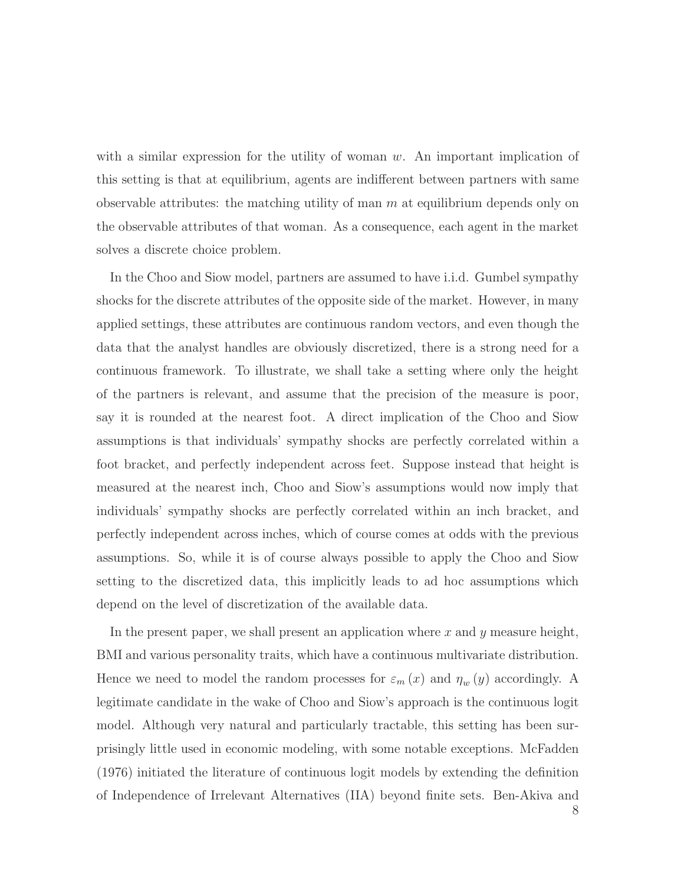with a similar expression for the utility of woman $w$. An important implication of this setting is that at equilibrium, agents are indifferent between partners with same observable attributes: the matching utility of man $m$ at equilibrium depends only on the observable attributes of that woman. As a consequence, each agent in the market solves a discrete choice problem.

In the Choo and Siow model, partners are assumed to have i.i.d. Gumbel sympathy shocks for the discrete attributes of the opposite side of the market. However, in many applied settings, these attributes are continuous random vectors, and even though the data that the analyst handles are obviously discretized, there is a strong need for a continuous framework. To illustrate, we shall take a setting where only the height of the partners is relevant, and assume that the precision of the measure is poor, say it is rounded at the nearest foot. A direct implication of the Choo and Siow assumptions is that individuals' sympathy shocks are perfectly correlated within a foot bracket, and perfectly independent across feet. Suppose instead that height is measured at the nearest inch, Choo and Siow's assumptions would now imply that individuals' sympathy shocks are perfectly correlated within an inch bracket, and perfectly independent across inches, which of course comes at odds with the previous assumptions. So, while it is of course always possible to apply the Choo and Siow setting to the discretized data, this implicitly leads to ad hoc assumptions which depend on the level of discretization of the available data.

In the present paper, we shall present an application where $x$ and $y$ measure height, BMI and various personality traits, which have a continuous multivariate distribution. Hence we need to model the random processes for $\varepsilon_m(x)$ and $\eta_w(y)$ accordingly. A legitimate candidate in the wake of Choo and Siow's approach is the continuous logit model. Although very natural and particularly tractable, this setting has been surprisingly little used in economic modeling, with some notable exceptions. McFadden (1976) initiated the literature of continuous logit models by extending the definition of Independence of Irrelevant Alternatives (IIA) beyond finite sets. Ben-Akiva and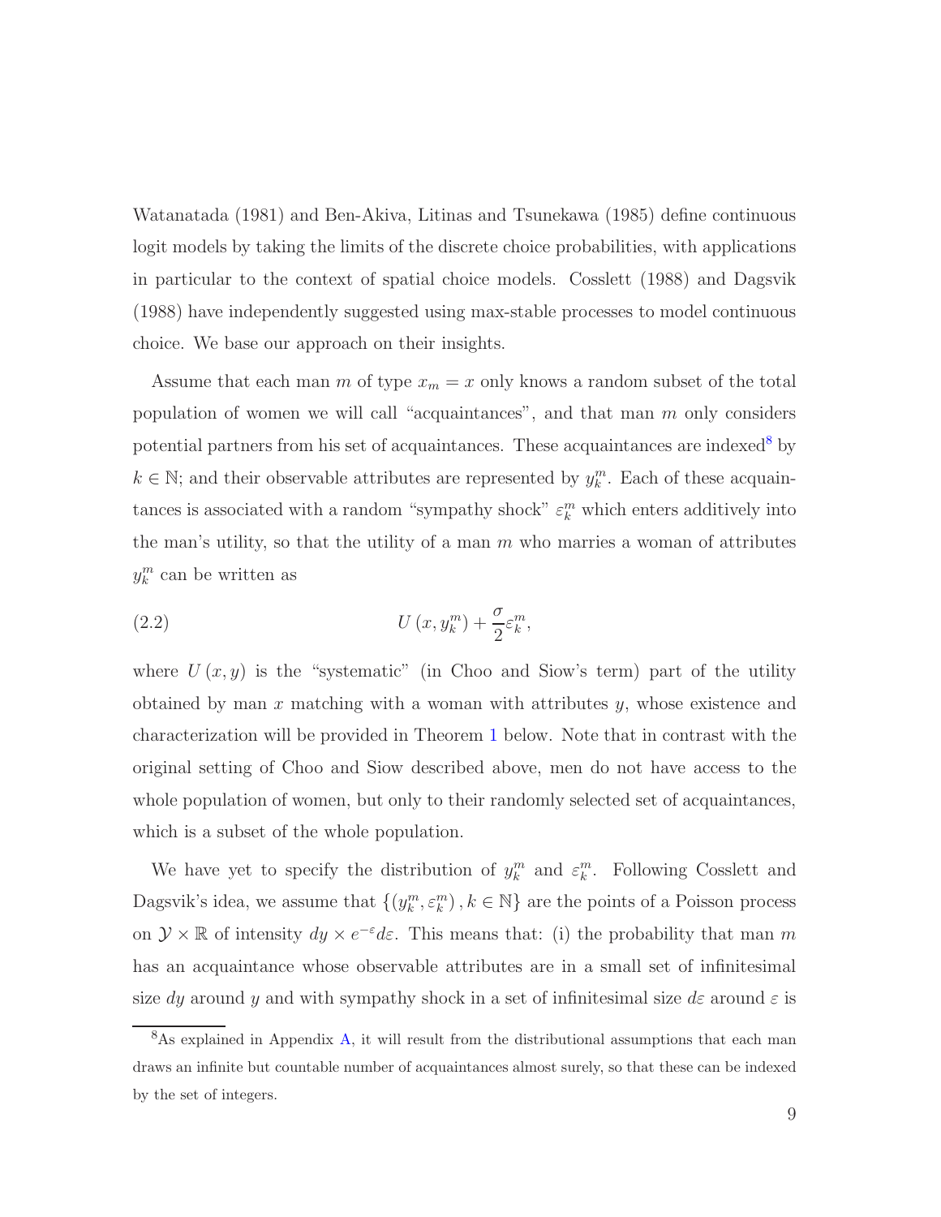Watanatada (1981) and Ben-Akiva, Litinas and Tsunekawa (1985) define continuous logit models by taking the limits of the discrete choice probabilities, with applications in particular to the context of spatial choice models. Cosslett (1988) and Dagsvik (1988) have independently suggested using max-stable processes to model continuous choice. We base our approach on their insights.

Assume that each man $m$ of type $x_m = x$ only knows a random subset of the total population of women we will call "acquaintances", and that man $m$ only considers potential partners from his set of acquaintances. These acquaintances are indexed[8] by $k \in \mathbb{N}$; and their observable attributes are represented by $y_k^m$. Each of these acquaintances is associated with a random "sympathy shock" $\varepsilon_k^m$ which enters additively into the man's utility, so that the utility of a man $m$ who marries a woman of attributes $y_k^m$ can be written as

$$U\left(x, y_k^m\right) + \frac{\sigma}{2}\varepsilon_k^m, \tag{2.2}$$

where $U\left(x, y\right)$ is the "systematic" (in Choo and Siow's term) part of the utility obtained by man $x$ matching with a woman with attributes $y$, whose existence and characterization will be provided in Theorem 1 below. Note that in contrast with the original setting of Choo and Siow described above, men do not have access to the whole population of women, but only to their randomly selected set of acquaintances, which is a subset of the whole population.

We have yet to specify the distribution of $y_k^m$ and $\varepsilon_k^m$. Following Cosslett and Dagsvik's idea, we assume that $\left\{\left(y_k^m, \varepsilon_k^m\right), k \in \mathbb{N}\right\}$ are the points of a Poisson process on $\mathcal{Y} \times \mathbb{R}$ of intensity $dy \times e^{-\varepsilon} d\varepsilon$. This means that: (i) the probability that man $m$ has an acquaintance whose observable attributes are in a small set of infinitesimal size $dy$ around $y$ and with sympathy shock in a set of infinitesimal size $d\varepsilon$ around $\varepsilon$ is

[8] As explained in Appendix A, it will result from the distributional assumptions that each man draws an infinite but countable number of acquaintances almost surely, so that these can be indexed by the set of integers.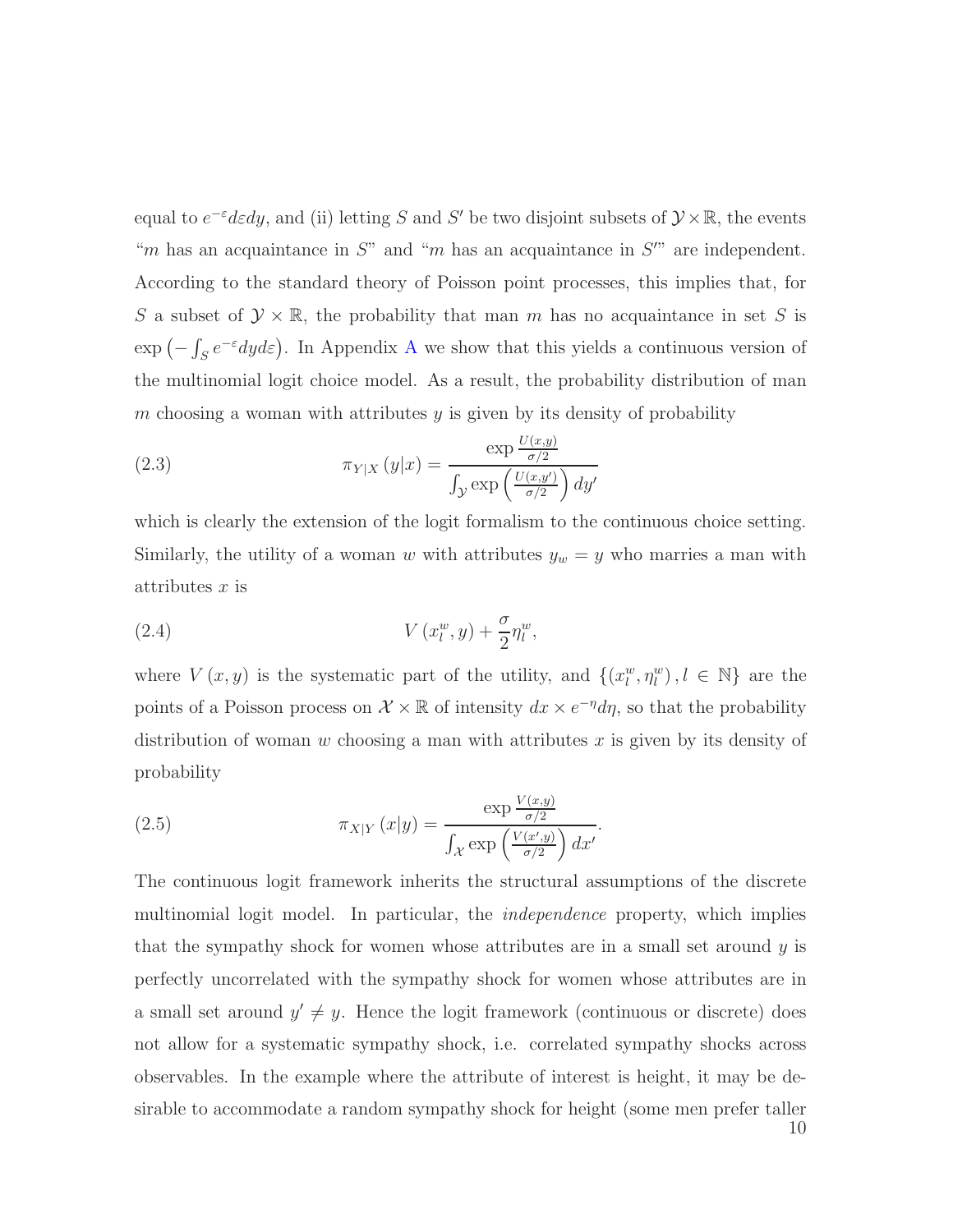equal to $e^{-\varepsilon}d\varepsilon dy$, and (ii) letting $S$ and $S'$ be two disjoint subsets of $\mathcal{Y} \times \mathbb{R}$, the events "$m$ has an acquaintance in $S$" and "$m$ has an acquaintance in $S'$" are independent. According to the standard theory of Poisson point processes, this implies that, for $S$ a subset of $\mathcal{Y} \times \mathbb{R}$, the probability that man $m$ has no acquaintance in set $S$ is $\exp\left(-\int_S e^{-\varepsilon} dy d\varepsilon\right)$. In Appendix A we show that this yields a continuous version of the multinomial logit choice model. As a result, the probability distribution of man $m$ choosing a woman with attributes $y$ is given by its density of probability

$$\pi_{Y|X}(y|x) = \frac{\exp \frac{U(x,y)}{\sigma/2}}{\int_{\mathcal{Y}} \exp\left(\frac{U(x,y')}{\sigma/2}\right) dy'} \tag{2.3}$$

which is clearly the extension of the logit formalism to the continuous choice setting. Similarly, the utility of a woman $w$ with attributes $y_w = y$ who marries a man with attributes $x$ is

$$V(x_l^w, y) + \frac{\sigma}{2}\eta_l^w, \tag{2.4}$$

where $V(x,y)$ is the systematic part of the utility, and $\{(x_l^w, \eta_l^w), l \in \mathbb{N}\}$ are the points of a Poisson process on $\mathcal{X} \times \mathbb{R}$ of intensity $dx \times e^{-\eta}d\eta$, so that the probability distribution of woman $w$ choosing a man with attributes $x$ is given by its density of probability

$$\pi_{X|Y}(x|y) = \frac{\exp \frac{V(x,y)}{\sigma/2}}{\int_{\mathcal{X}} \exp\left(\frac{V(x',y)}{\sigma/2}\right) dx'}. \tag{2.5}$$

The continuous logit framework inherits the structural assumptions of the discrete multinomial logit model. In particular, the *independence* property, which implies that the sympathy shock for women whose attributes are in a small set around $y$ is perfectly uncorrelated with the sympathy shock for women whose attributes are in a small set around $y' \neq y$. Hence the logit framework (continuous or discrete) does not allow for a systematic sympathy shock, i.e. correlated sympathy shocks across observables. In the example where the attribute of interest is height, it may be desirable to accommodate a random sympathy shock for height (some men prefer taller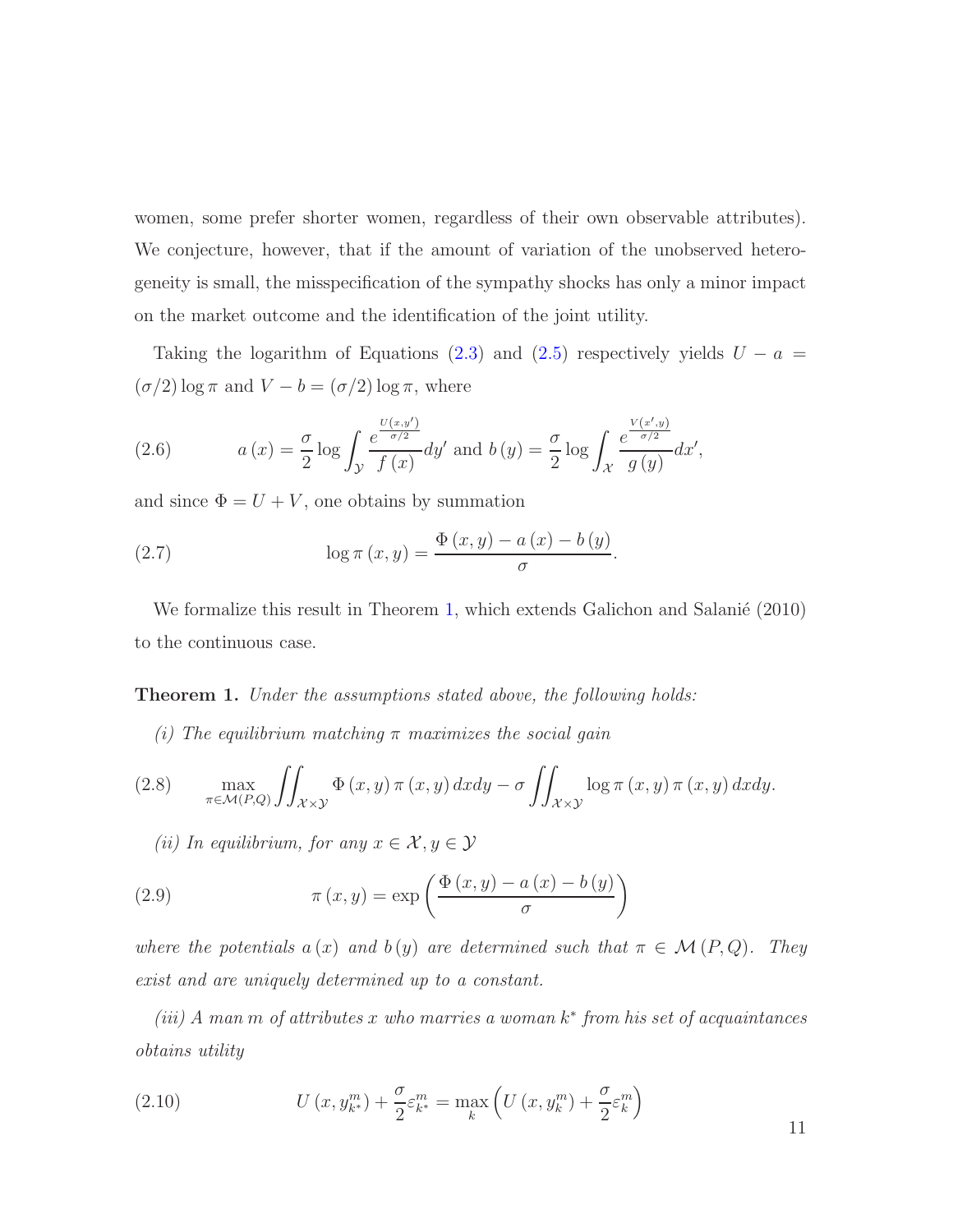women, some prefer shorter women, regardless of their own observable attributes). We conjecture, however, that if the amount of variation of the unobserved heterogeneity is small, the misspecification of the sympathy shocks has only a minor impact on the market outcome and the identification of the joint utility.

Taking the logarithm of Equations (2.3) and (2.5) respectively yields $U - a = (\sigma/2)\log\pi$ and $V - b = (\sigma/2)\log\pi$, where

$$a(x) = \frac{\sigma}{2}\log\int_{\mathcal{Y}} \frac{e^{\frac{U(x,y')}{\sigma/2}}}{f(x)}dy' \text{ and } b(y) = \frac{\sigma}{2}\log\int_{\mathcal{X}} \frac{e^{\frac{V(x',y)}{\sigma/2}}}{g(y)}dx', \tag{2.6}$$

and since $\Phi = U + V$, one obtains by summation

$$\log\pi(x,y) = \frac{\Phi(x,y) - a(x) - b(y)}{\sigma}. \tag{2.7}$$

We formalize this result in Theorem 1, which extends Galichon and Salanié (2010) to the continuous case.

**Theorem 1.** *Under the assumptions stated above, the following holds:*

*(i) The equilibrium matching $\pi$ maximizes the social gain*

$$\max_{\pi\in\mathcal{M}(P,Q)} \iint_{\mathcal{X}\times\mathcal{Y}} \Phi(x,y)\,\pi(x,y)\,dxdy - \sigma\iint_{\mathcal{X}\times\mathcal{Y}} \log\pi(x,y)\,\pi(x,y)\,dxdy. \tag{2.8}$$

*(ii) In equilibrium, for any $x\in\mathcal{X}, y\in\mathcal{Y}$*

$$\pi(x,y) = \exp\left(\frac{\Phi(x,y) - a(x) - b(y)}{\sigma}\right) \tag{2.9}$$

*where the potentials $a(x)$ and $b(y)$ are determined such that $\pi\in\mathcal{M}(P,Q)$. They exist and are uniquely determined up to a constant.*

*(iii) A man $m$ of attributes $x$ who marries a woman $k^*$ from his set of acquaintances obtains utility*

$$U\left(x, y^m_{k^*}\right) + \frac{\sigma}{2}\varepsilon^m_{k^*} = \max_k\left(U\left(x, y^m_k\right) + \frac{\sigma}{2}\varepsilon^m_k\right) \tag{2.10}$$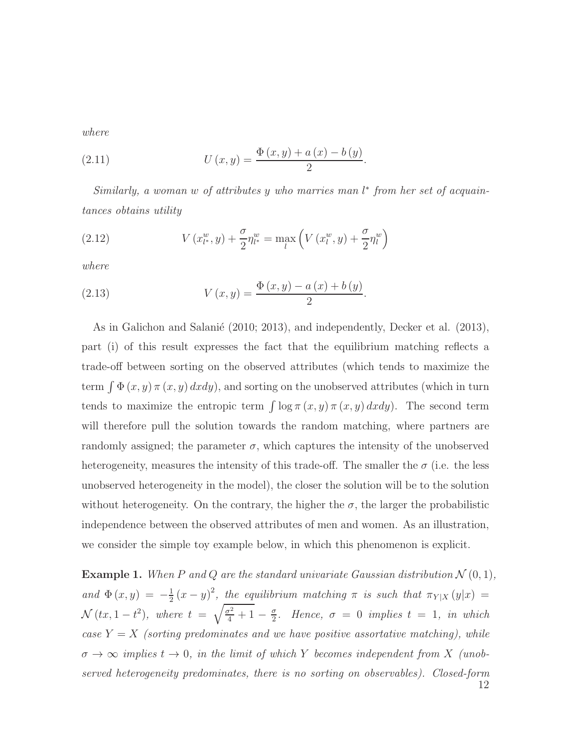*where*

$$U(x,y) = \frac{\Phi(x,y) + a(x) - b(y)}{2}. \tag{2.11}$$

*Similarly, a woman $w$ of attributes $y$ who marries man $l^*$ from her set of acquaintances obtains utility*

$$V\left(x^w_{l^*}, y\right) + \frac{\sigma}{2}\eta^w_{l^*} = \max_l \left(V\left(x^w_l, y\right) + \frac{\sigma}{2}\eta^w_l\right) \tag{2.12}$$

*where*

$$V(x,y) = \frac{\Phi(x,y) - a(x) + b(y)}{2}. \tag{2.13}$$

As in Galichon and Salanié (2010; 2013), and independently, Decker et al. (2013), part (i) of this result expresses the fact that the equilibrium matching reflects a trade-off between sorting on the observed attributes (which tends to maximize the term $\int \Phi(x,y)\,\pi(x,y)\,dxdy$), and sorting on the unobserved attributes (which in turn tends to maximize the entropic term $\int \log \pi(x,y)\,\pi(x,y)\,dxdy$). The second term will therefore pull the solution towards the random matching, where partners are randomly assigned; the parameter $\sigma$, which captures the intensity of the unobserved heterogeneity, measures the intensity of this trade-off. The smaller the $\sigma$ (i.e. the less unobserved heterogeneity in the model), the closer the solution will be to the solution without heterogeneity. On the contrary, the higher the $\sigma$, the larger the probabilistic independence between the observed attributes of men and women. As an illustration, we consider the simple toy example below, in which this phenomenon is explicit.

**Example 1.** *When $P$ and $Q$ are the standard univariate Gaussian distribution $\mathcal{N}(0,1)$, and $\Phi(x,y) = -\frac{1}{2}(x-y)^2$, the equilibrium matching $\pi$ is such that $\pi_{Y|X}(y|x) = \mathcal{N}(tx, 1-t^2)$, where $t = \sqrt{\frac{\sigma^2}{4}+1} - \frac{\sigma}{2}$. Hence, $\sigma = 0$ implies $t = 1$, in which case $Y = X$ (sorting predominates and we have positive assortative matching), while $\sigma \to \infty$ implies $t \to 0$, in the limit of which $Y$ becomes independent from $X$ (unobserved heterogeneity predominates, there is no sorting on observables). Closed-form*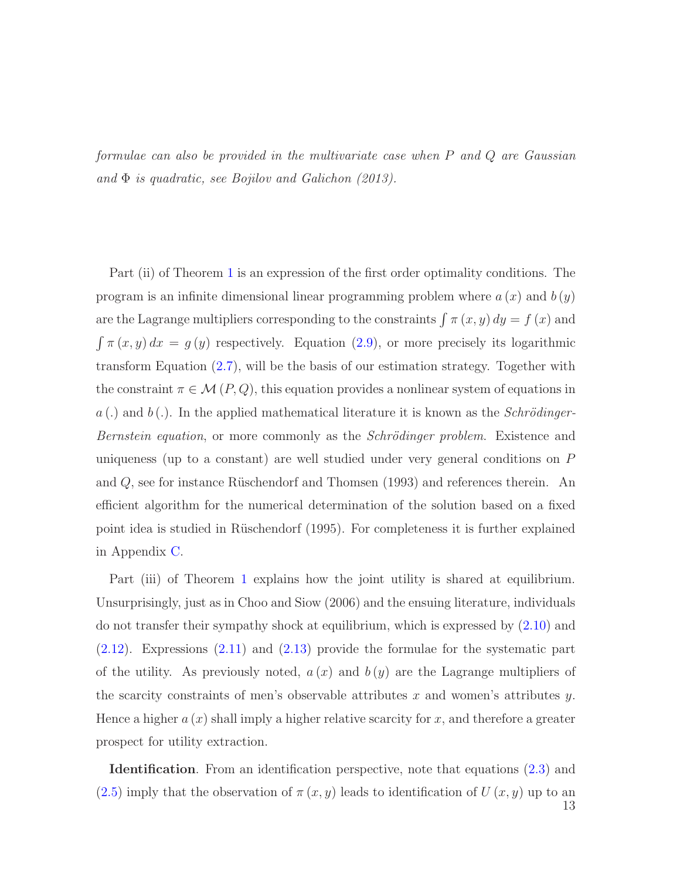*formulae can also be provided in the multivariate case when $P$ and $Q$ are Gaussian and $\Phi$ is quadratic, see Bojilov and Galichon (2013).*

Part (ii) of Theorem 1 is an expression of the first order optimality conditions. The program is an infinite dimensional linear programming problem where $a(x)$ and $b(y)$ are the Lagrange multipliers corresponding to the constraints $\int \pi(x,y)\,dy = f(x)$ and $\int \pi(x,y)\,dx = g(y)$ respectively. Equation (2.9), or more precisely its logarithmic transform Equation (2.7), will be the basis of our estimation strategy. Together with the constraint $\pi \in \mathcal{M}(P,Q)$, this equation provides a nonlinear system of equations in $a(.)$ and $b(.)$. In the applied mathematical literature it is known as the *Schrödinger-Bernstein equation*, or more commonly as the *Schrödinger problem*. Existence and uniqueness (up to a constant) are well studied under very general conditions on $P$ and $Q$, see for instance Rüschendorf and Thomsen (1993) and references therein. An efficient algorithm for the numerical determination of the solution based on a fixed point idea is studied in Rüschendorf (1995). For completeness it is further explained in Appendix C.

Part (iii) of Theorem 1 explains how the joint utility is shared at equilibrium. Unsurprisingly, just as in Choo and Siow (2006) and the ensuing literature, individuals do not transfer their sympathy shock at equilibrium, which is expressed by (2.10) and (2.12). Expressions (2.11) and (2.13) provide the formulae for the systematic part of the utility. As previously noted, $a(x)$ and $b(y)$ are the Lagrange multipliers of the scarcity constraints of men's observable attributes $x$ and women's attributes $y$. Hence a higher $a(x)$ shall imply a higher relative scarcity for $x$, and therefore a greater prospect for utility extraction.

**Identification**. From an identification perspective, note that equations (2.3) and (2.5) imply that the observation of $\pi(x,y)$ leads to identification of $U(x,y)$ up to an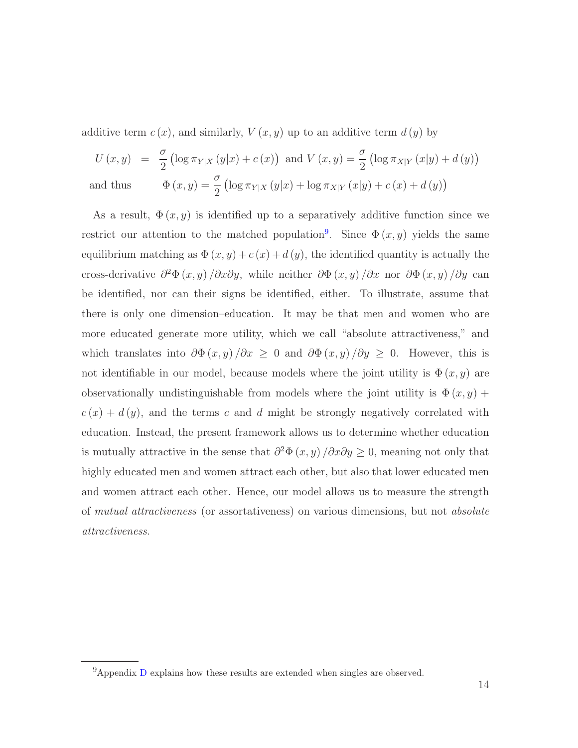additive term $c(x)$, and similarly, $V(x,y)$ up to an additive term $d(y)$ by

$$
\begin{aligned}
U(x,y) &= \frac{\sigma}{2}\left(\log \pi_{Y|X}(y|x) + c(x)\right) \text{ and } V(x,y) = \frac{\sigma}{2}\left(\log \pi_{X|Y}(x|y) + d(y)\right) \\
\text{and thus} \qquad & \Phi(x,y) = \frac{\sigma}{2}\left(\log \pi_{Y|X}(y|x) + \log \pi_{X|Y}(x|y) + c(x) + d(y)\right)
\end{aligned}
$$

As a result, $\Phi(x,y)$ is identified up to a separatively additive function since we restrict our attention to the matched population[9]. Since $\Phi(x,y)$ yields the same equilibrium matching as $\Phi(x,y) + c(x) + d(y)$, the identified quantity is actually the cross-derivative $\partial^2 \Phi(x,y)/\partial x \partial y$, while neither $\partial \Phi(x,y)/\partial x$ nor $\partial \Phi(x,y)/\partial y$ can be identified, nor can their signs be identified, either. To illustrate, assume that there is only one dimension–education. It may be that men and women who are more educated generate more utility, which we call "absolute attractiveness," and which translates into $\partial \Phi(x,y)/\partial x \geq 0$ and $\partial \Phi(x,y)/\partial y \geq 0$. However, this is not identifiable in our model, because models where the joint utility is $\Phi(x,y)$ are observationally undistinguishable from models where the joint utility is $\Phi(x,y) + c(x) + d(y)$, and the terms $c$ and $d$ might be strongly negatively correlated with education. Instead, the present framework allows us to determine whether education is mutually attractive in the sense that $\partial^2 \Phi(x,y)/\partial x \partial y \geq 0$, meaning not only that highly educated men and women attract each other, but also that lower educated men and women attract each other. Hence, our model allows us to measure the strength of *mutual attractiveness* (or assortativeness) on various dimensions, but not *absolute attractiveness*.

[9] Appendix D explains how these results are extended when singles are observed.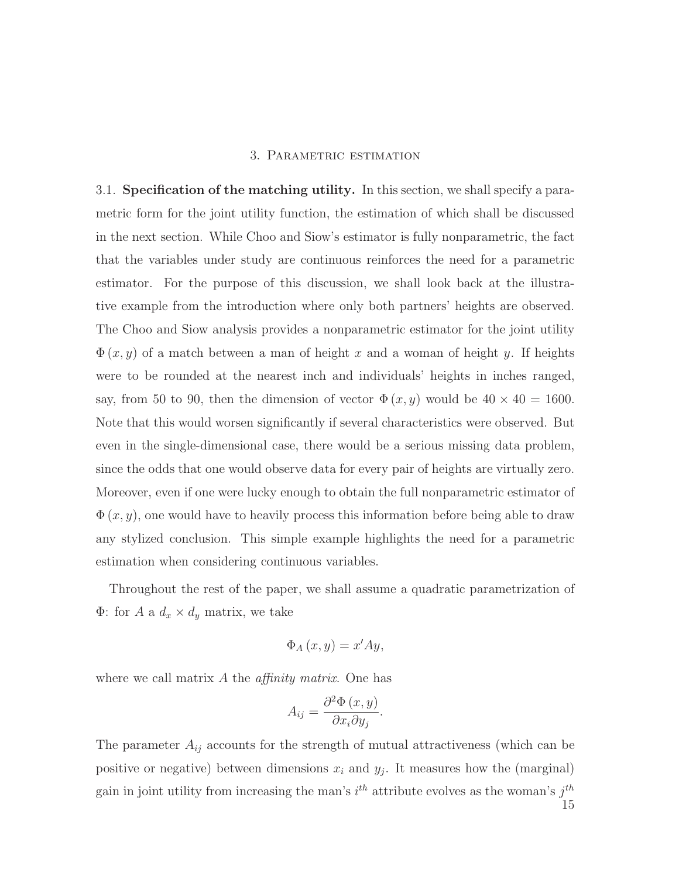# 3. Parametric estimation

3.1. **Specification of the matching utility.** In this section, we shall specify a parametric form for the joint utility function, the estimation of which shall be discussed in the next section. While Choo and Siow's estimator is fully nonparametric, the fact that the variables under study are continuous reinforces the need for a parametric estimator. For the purpose of this discussion, we shall look back at the illustrative example from the introduction where only both partners' heights are observed. The Choo and Siow analysis provides a nonparametric estimator for the joint utility $\Phi(x, y)$ of a match between a man of height $x$ and a woman of height $y$. If heights were to be rounded at the nearest inch and individuals' heights in inches ranged, say, from 50 to 90, then the dimension of vector $\Phi(x, y)$ would be $40 \times 40 = 1600$. Note that this would worsen significantly if several characteristics were observed. But even in the single-dimensional case, there would be a serious missing data problem, since the odds that one would observe data for every pair of heights are virtually zero. Moreover, even if one were lucky enough to obtain the full nonparametric estimator of $\Phi(x, y)$, one would have to heavily process this information before being able to draw any stylized conclusion. This simple example highlights the need for a parametric estimation when considering continuous variables.

Throughout the rest of the paper, we shall assume a quadratic parametrization of $\Phi$: for $A$ a $d_x \times d_y$ matrix, we take

$$\Phi_A(x, y) = x' A y,$$

where we call matrix $A$ the *affinity matrix*. One has

$$A_{ij} = \frac{\partial^2 \Phi(x, y)}{\partial x_i \partial y_j}.$$

The parameter $A_{ij}$ accounts for the strength of mutual attractiveness (which can be positive or negative) between dimensions $x_i$ and $y_j$. It measures how the (marginal) gain in joint utility from increasing the man's $i^{th}$ attribute evolves as the woman's $j^{th}$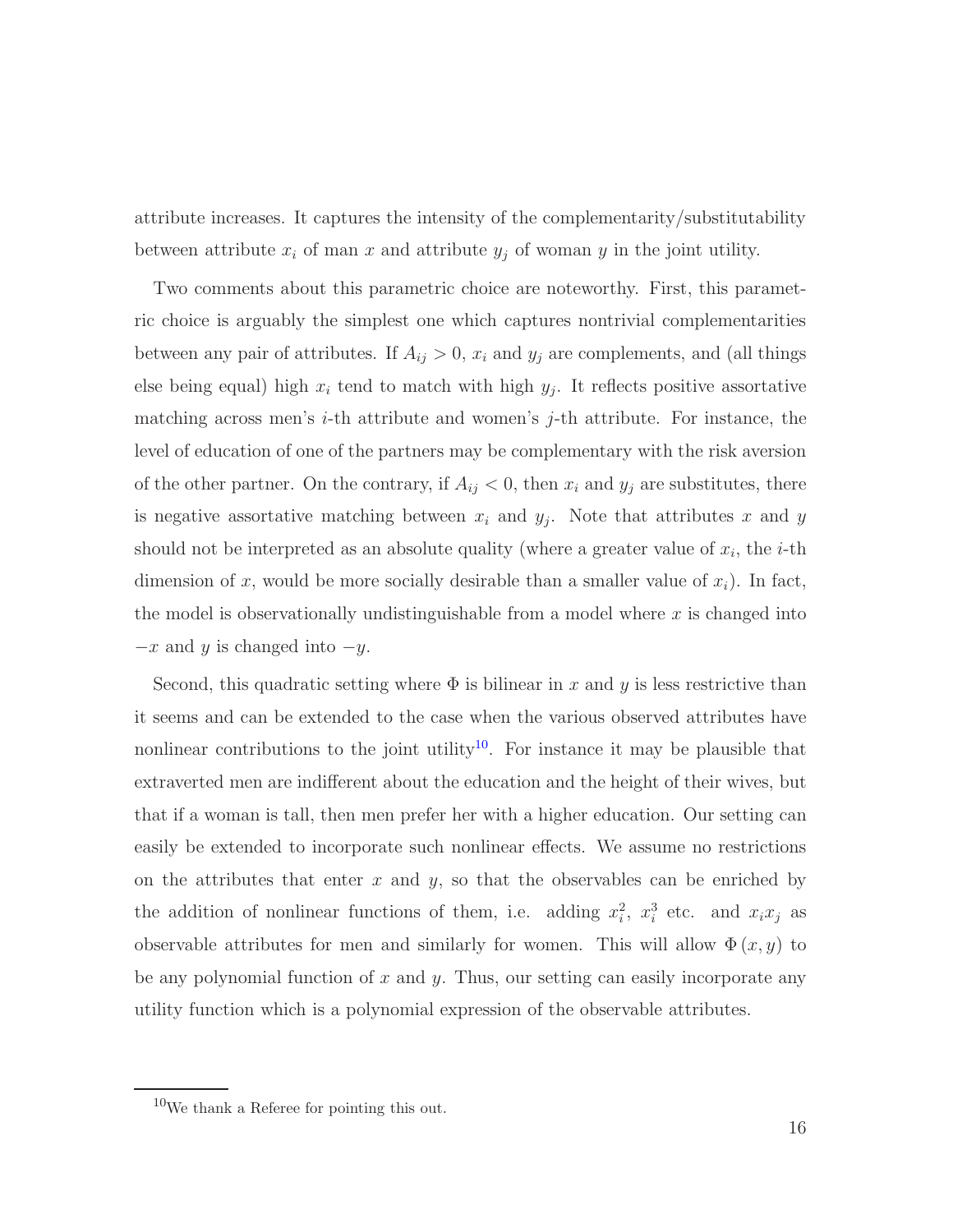attribute increases. It captures the intensity of the complementarity/substitutability between attribute $x_i$ of man $x$ and attribute $y_j$ of woman $y$ in the joint utility.

Two comments about this parametric choice are noteworthy. First, this parametric choice is arguably the simplest one which captures nontrivial complementarities between any pair of attributes. If $A_{ij} > 0$, $x_i$ and $y_j$ are complements, and (all things else being equal) high $x_i$ tend to match with high $y_j$. It reflects positive assortative matching across men's $i$-th attribute and women's $j$-th attribute. For instance, the level of education of one of the partners may be complementary with the risk aversion of the other partner. On the contrary, if $A_{ij} < 0$, then $x_i$ and $y_j$ are substitutes, there is negative assortative matching between $x_i$ and $y_j$. Note that attributes $x$ and $y$ should not be interpreted as an absolute quality (where a greater value of $x_i$, the $i$-th dimension of $x$, would be more socially desirable than a smaller value of $x_i$). In fact, the model is observationally undistinguishable from a model where $x$ is changed into $-x$ and $y$ is changed into $-y$.

Second, this quadratic setting where $\Phi$ is bilinear in $x$ and $y$ is less restrictive than it seems and can be extended to the case when the various observed attributes have nonlinear contributions to the joint utility[10]. For instance it may be plausible that extraverted men are indifferent about the education and the height of their wives, but that if a woman is tall, then men prefer her with a higher education. Our setting can easily be extended to incorporate such nonlinear effects. We assume no restrictions on the attributes that enter $x$ and $y$, so that the observables can be enriched by the addition of nonlinear functions of them, i.e. adding $x_i^2$, $x_i^3$ etc. and $x_i x_j$ as observable attributes for men and similarly for women. This will allow $\Phi(x, y)$ to be any polynomial function of $x$ and $y$. Thus, our setting can easily incorporate any utility function which is a polynomial expression of the observable attributes.

[10] We thank a Referee for pointing this out.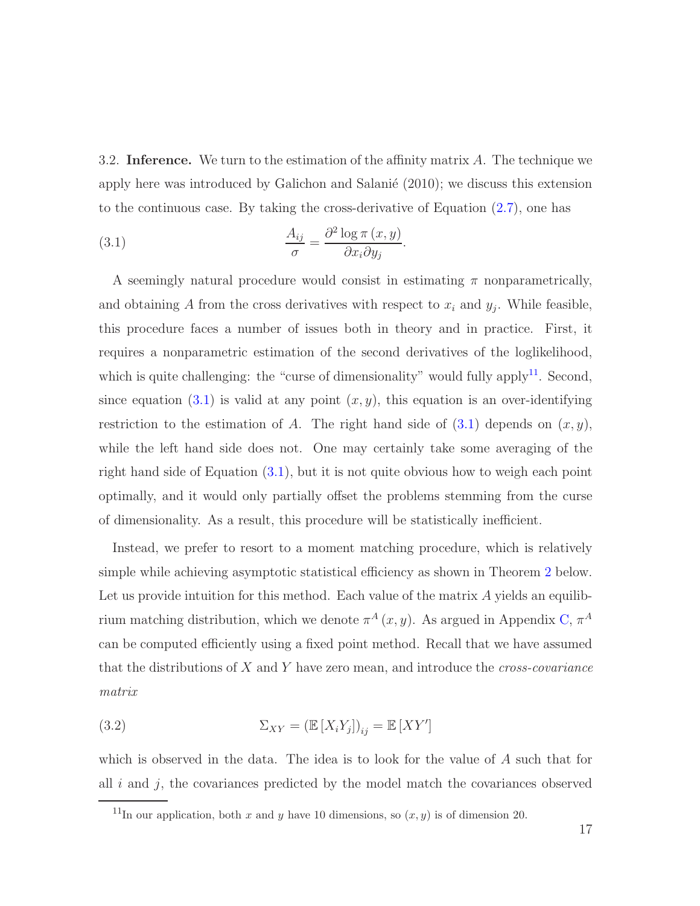3.2. **Inference.** We turn to the estimation of the affinity matrix $A$. The technique we apply here was introduced by Galichon and Salanié (2010); we discuss this extension to the continuous case. By taking the cross-derivative of Equation (2.7), one has

$$\frac{A_{ij}}{\sigma} = \frac{\partial^2 \log \pi(x, y)}{\partial x_i \partial y_j}. \tag{3.1}$$

A seemingly natural procedure would consist in estimating $\pi$ nonparametrically, and obtaining $A$ from the cross derivatives with respect to $x_i$ and $y_j$. While feasible, this procedure faces a number of issues both in theory and in practice. First, it requires a nonparametric estimation of the second derivatives of the loglikelihood, which is quite challenging: the "curse of dimensionality" would fully apply[11]. Second, since equation (3.1) is valid at any point $(x, y)$, this equation is an over-identifying restriction to the estimation of $A$. The right hand side of (3.1) depends on $(x, y)$, while the left hand side does not. One may certainly take some averaging of the right hand side of Equation (3.1), but it is not quite obvious how to weigh each point optimally, and it would only partially offset the problems stemming from the curse of dimensionality. As a result, this procedure will be statistically inefficient.

Instead, we prefer to resort to a moment matching procedure, which is relatively simple while achieving asymptotic statistical efficiency as shown in Theorem 2 below. Let us provide intuition for this method. Each value of the matrix $A$ yields an equilibrium matching distribution, which we denote $\pi^A(x, y)$. As argued in Appendix C, $\pi^A$ can be computed efficiently using a fixed point method. Recall that we have assumed that the distributions of $X$ and $Y$ have zero mean, and introduce the *cross-covariance matrix*

$$\Sigma_{XY} = \left(\mathbb{E}\left[X_i Y_j\right]\right)_{ij} = \mathbb{E}\left[XY'\right] \tag{3.2}$$

which is observed in the data. The idea is to look for the value of $A$ such that for all $i$ and $j$, the covariances predicted by the model match the covariances observed

[11] In our application, both $x$ and $y$ have 10 dimensions, so $(x, y)$ is of dimension 20.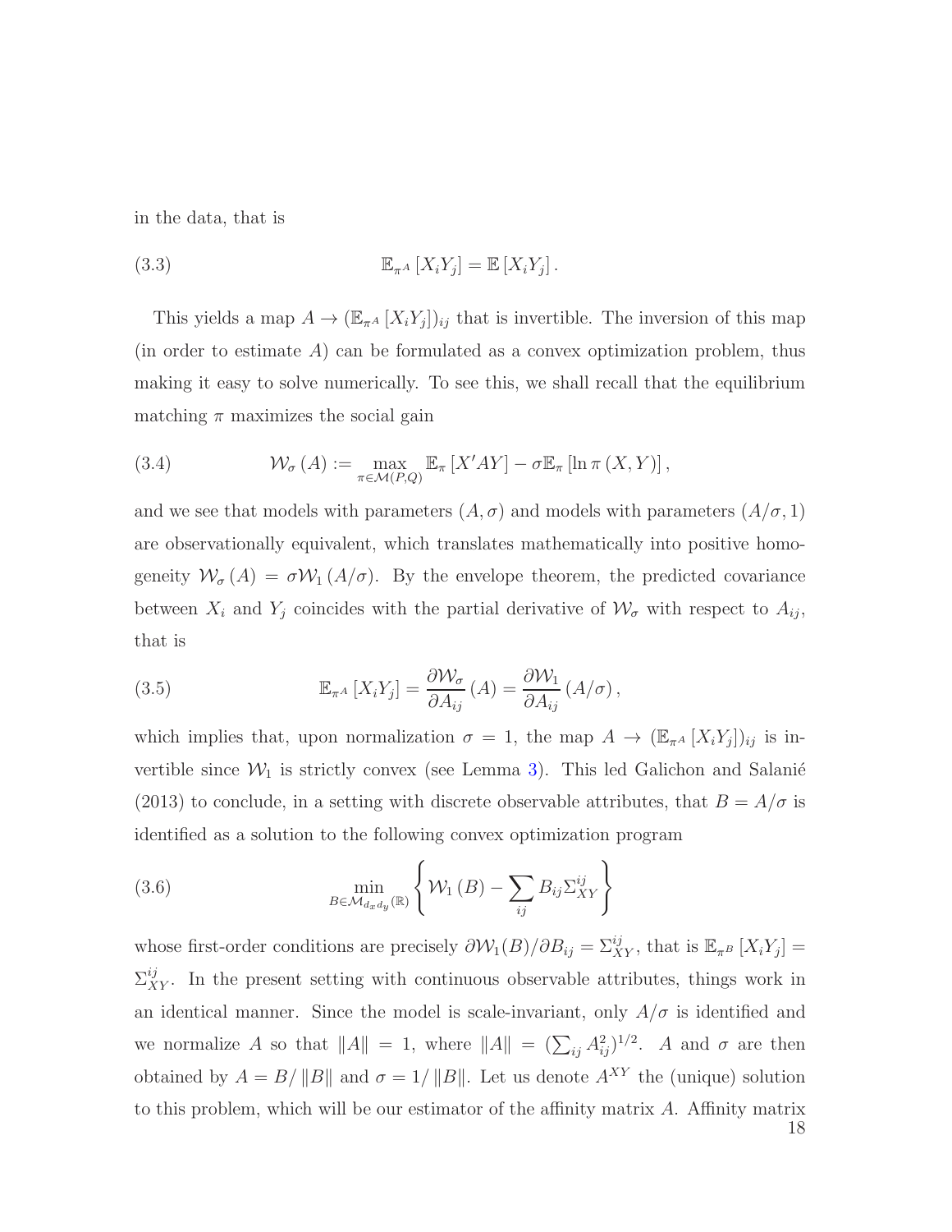in the data, that is

$$\mathbb{E}_{\pi^A}\left[X_i Y_j\right] = \mathbb{E}\left[X_i Y_j\right]. \tag{3.3}$$

This yields a map $A \to (\mathbb{E}_{\pi^A}\left[X_i Y_j\right])_{ij}$ that is invertible. The inversion of this map (in order to estimate $A$) can be formulated as a convex optimization problem, thus making it easy to solve numerically. To see this, we shall recall that the equilibrium matching $\pi$ maximizes the social gain

$$\mathcal{W}_\sigma\left(A\right) := \max_{\pi \in \mathcal{M}(P,Q)} \mathbb{E}_\pi\left[X' A Y\right] - \sigma \mathbb{E}_\pi\left[\ln \pi\left(X, Y\right)\right], \tag{3.4}$$

and we see that models with parameters $(A, \sigma)$ and models with parameters $(A/\sigma, 1)$ are observationally equivalent, which translates mathematically into positive homogeneity $\mathcal{W}_\sigma\left(A\right) = \sigma \mathcal{W}_1\left(A/\sigma\right)$. By the envelope theorem, the predicted covariance between $X_i$ and $Y_j$ coincides with the partial derivative of $\mathcal{W}_\sigma$ with respect to $A_{ij}$, that is

$$\mathbb{E}_{\pi^A}\left[X_i Y_j\right] = \frac{\partial \mathcal{W}_\sigma}{\partial A_{ij}}\left(A\right) = \frac{\partial \mathcal{W}_1}{\partial A_{ij}}\left(A/\sigma\right), \tag{3.5}$$

which implies that, upon normalization $\sigma = 1$, the map $A \to (\mathbb{E}_{\pi^A}\left[X_i Y_j\right])_{ij}$ is invertible since $\mathcal{W}_1$ is strictly convex (see Lemma 3). This led Galichon and Salanié (2013) to conclude, in a setting with discrete observable attributes, that $B = A/\sigma$ is identified as a solution to the following convex optimization program

$$\min_{B \in \mathcal{M}_{d_x d_y}(\mathbb{R})} \left\{ \mathcal{W}_1\left(B\right) - \sum_{ij} B_{ij} \Sigma_{XY}^{ij} \right\} \tag{3.6}$$

whose first-order conditions are precisely $\partial \mathcal{W}_1(B)/\partial B_{ij} = \Sigma_{XY}^{ij}$, that is $\mathbb{E}_{\pi^B}\left[X_i Y_j\right] = \Sigma_{XY}^{ij}$. In the present setting with continuous observable attributes, things work in an identical manner. Since the model is scale-invariant, only $A/\sigma$ is identified and we normalize $A$ so that $\left\|A\right\| = 1$, where $\left\|A\right\| = (\sum_{ij} A_{ij}^2)^{1/2}$. $A$ and $\sigma$ are then obtained by $A = B/\left\|B\right\|$ and $\sigma = 1/\left\|B\right\|$. Let us denote $A^{XY}$ the (unique) solution to this problem, which will be our estimator of the affinity matrix $A$. Affinity matrix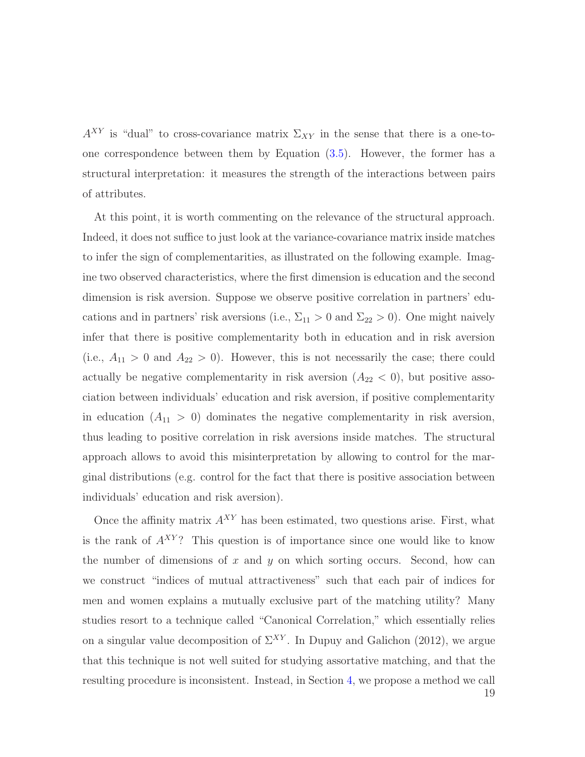$A^{XY}$ is "dual" to cross-covariance matrix $\Sigma_{XY}$ in the sense that there is a one-to-one correspondence between them by Equation (3.5). However, the former has a structural interpretation: it measures the strength of the interactions between pairs of attributes.

At this point, it is worth commenting on the relevance of the structural approach. Indeed, it does not suffice to just look at the variance-covariance matrix inside matches to infer the sign of complementarities, as illustrated on the following example. Imagine two observed characteristics, where the first dimension is education and the second dimension is risk aversion. Suppose we observe positive correlation in partners' educations and in partners' risk aversions (i.e., $\Sigma_{11} > 0$ and $\Sigma_{22} > 0$). One might naively infer that there is positive complementarity both in education and in risk aversion (i.e., $A_{11} > 0$ and $A_{22} > 0$). However, this is not necessarily the case; there could actually be negative complementarity in risk aversion ($A_{22} < 0$), but positive association between individuals' education and risk aversion, if positive complementarity in education ($A_{11} > 0$) dominates the negative complementarity in risk aversion, thus leading to positive correlation in risk aversions inside matches. The structural approach allows to avoid this misinterpretation by allowing to control for the marginal distributions (e.g. control for the fact that there is positive association between individuals' education and risk aversion).

Once the affinity matrix $A^{XY}$ has been estimated, two questions arise. First, what is the rank of $A^{XY}$? This question is of importance since one would like to know the number of dimensions of $x$ and $y$ on which sorting occurs. Second, how can we construct "indices of mutual attractiveness" such that each pair of indices for men and women explains a mutually exclusive part of the matching utility? Many studies resort to a technique called "Canonical Correlation," which essentially relies on a singular value decomposition of $\Sigma^{XY}$. In Dupuy and Galichon (2012), we argue that this technique is not well suited for studying assortative matching, and that the resulting procedure is inconsistent. Instead, in Section 4, we propose a method we call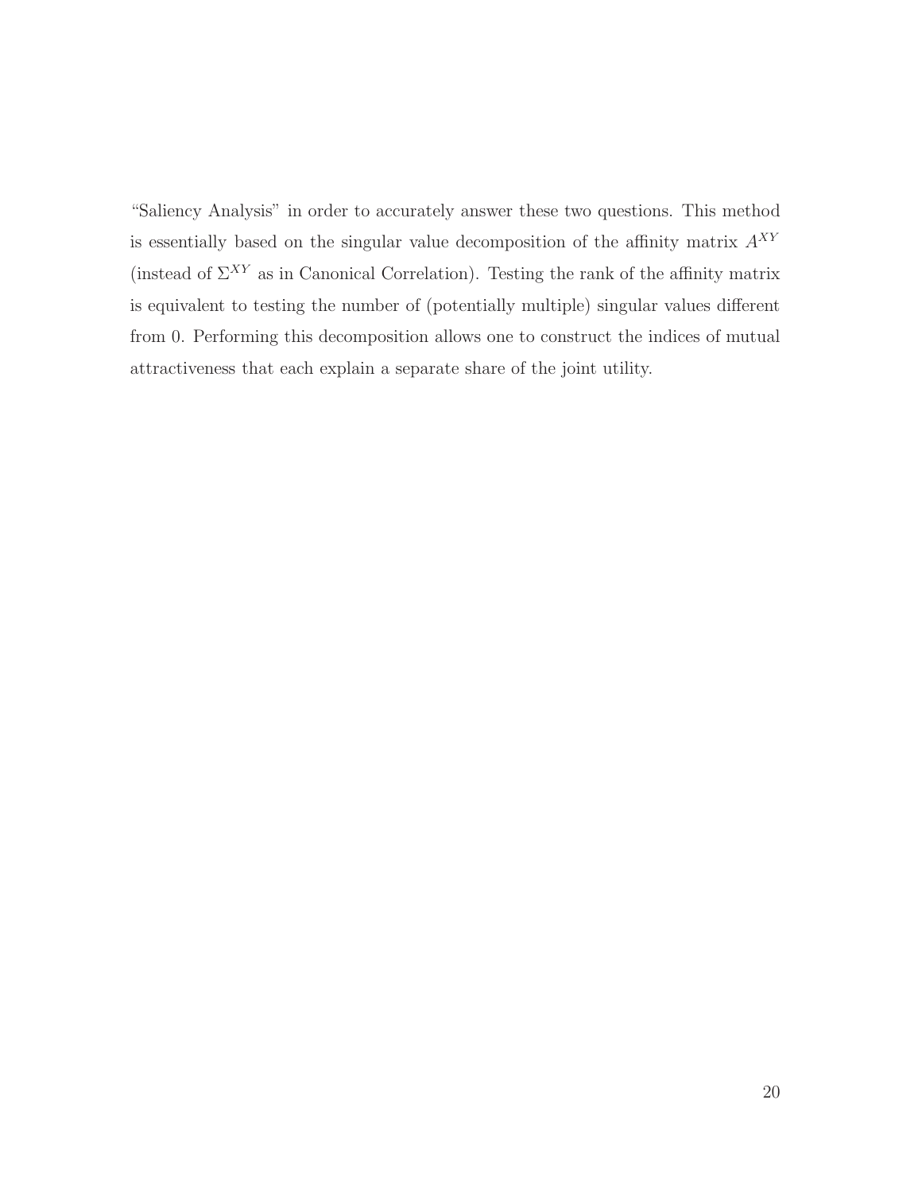"Saliency Analysis" in order to accurately answer these two questions. This method is essentially based on the singular value decomposition of the affinity matrix $A^{XY}$ (instead of $\Sigma^{XY}$ as in Canonical Correlation). Testing the rank of the affinity matrix is equivalent to testing the number of (potentially multiple) singular values different from 0. Performing this decomposition allows one to construct the indices of mutual attractiveness that each explain a separate share of the joint utility.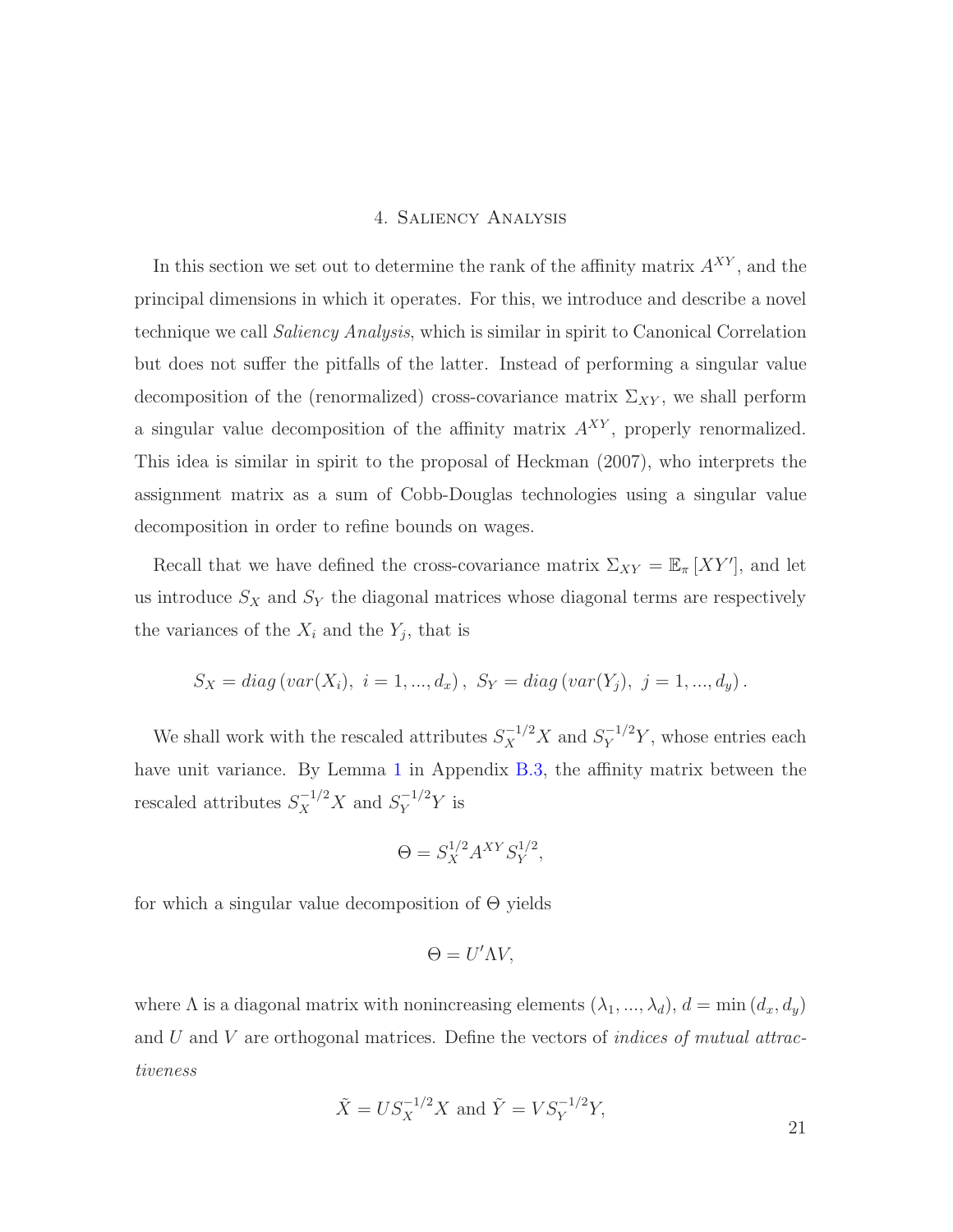# 4. Saliency Analysis

In this section we set out to determine the rank of the affinity matrix $A^{XY}$, and the principal dimensions in which it operates. For this, we introduce and describe a novel technique we call *Saliency Analysis*, which is similar in spirit to Canonical Correlation but does not suffer the pitfalls of the latter. Instead of performing a singular value decomposition of the (renormalized) cross-covariance matrix $\Sigma_{XY}$, we shall perform a singular value decomposition of the affinity matrix $A^{XY}$, properly renormalized. This idea is similar in spirit to the proposal of Heckman (2007), who interprets the assignment matrix as a sum of Cobb-Douglas technologies using a singular value decomposition in order to refine bounds on wages.

Recall that we have defined the cross-covariance matrix $\Sigma_{XY} = \mathbb{E}_\pi [XY']$, and let us introduce $S_X$ and $S_Y$ the diagonal matrices whose diagonal terms are respectively the variances of the $X_i$ and the $Y_j$, that is

$$S_X = diag\left(var(X_i),\ i = 1, ..., d_x\right),\ S_Y = diag\left(var(Y_j),\ j = 1, ..., d_y\right).$$

We shall work with the rescaled attributes $S_X^{-1/2}X$ and $S_Y^{-1/2}Y$, whose entries each have unit variance. By Lemma 1 in Appendix B.3, the affinity matrix between the rescaled attributes $S_X^{-1/2}X$ and $S_Y^{-1/2}Y$ is

$$\Theta = S_X^{1/2} A^{XY} S_Y^{1/2},$$

for which a singular value decomposition of $\Theta$ yields

$$\Theta = U' \Lambda V,$$

where $\Lambda$ is a diagonal matrix with nonincreasing elements $(\lambda_1, ..., \lambda_d)$, $d = \min(d_x, d_y)$ and $U$ and $V$ are orthogonal matrices. Define the vectors of *indices of mutual attractiveness*

$$\tilde{X} = U S_X^{-1/2} X \text{ and } \tilde{Y} = V S_Y^{-1/2} Y,$$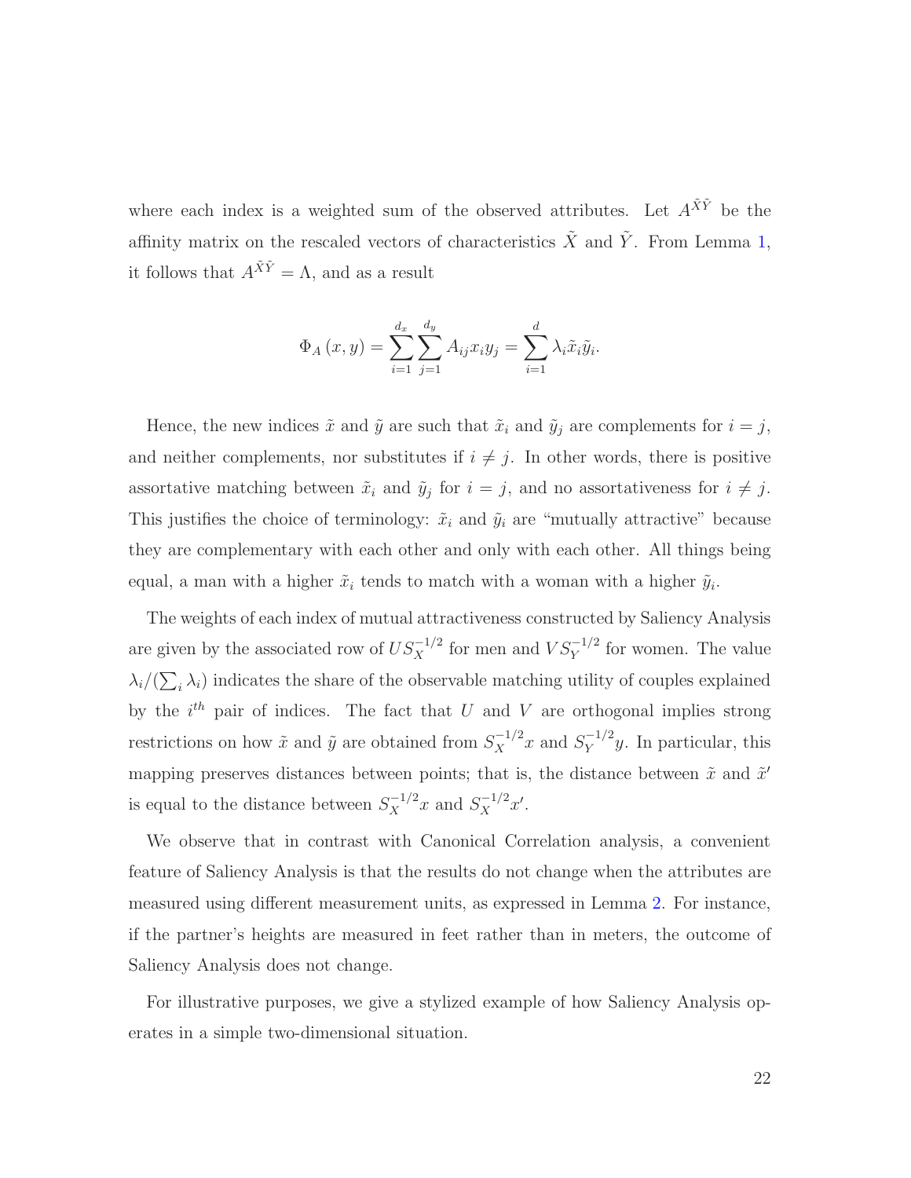where each index is a weighted sum of the observed attributes. Let $A^{\tilde{X}\tilde{Y}}$ be the affinity matrix on the rescaled vectors of characteristics $\tilde{X}$ and $\tilde{Y}$. From Lemma 1, it follows that $A^{\tilde{X}\tilde{Y}} = \Lambda$, and as a result

$$\Phi_A(x, y) = \sum_{i=1}^{d_x} \sum_{j=1}^{d_y} A_{ij} x_i y_j = \sum_{i=1}^{d} \lambda_i \tilde{x}_i \tilde{y}_i.$$

Hence, the new indices $\tilde{x}$ and $\tilde{y}$ are such that $\tilde{x}_i$ and $\tilde{y}_j$ are complements for $i = j$, and neither complements, nor substitutes if $i \neq j$. In other words, there is positive assortative matching between $\tilde{x}_i$ and $\tilde{y}_j$ for $i = j$, and no assortativeness for $i \neq j$. This justifies the choice of terminology: $\tilde{x}_i$ and $\tilde{y}_i$ are "mutually attractive" because they are complementary with each other and only with each other. All things being equal, a man with a higher $\tilde{x}_i$ tends to match with a woman with a higher $\tilde{y}_i$.

The weights of each index of mutual attractiveness constructed by Saliency Analysis are given by the associated row of $US_X^{-1/2}$ for men and $VS_Y^{-1/2}$ for women. The value $\lambda_i/(\sum_i \lambda_i)$ indicates the share of the observable matching utility of couples explained by the $i^{th}$ pair of indices. The fact that $U$ and $V$ are orthogonal implies strong restrictions on how $\tilde{x}$ and $\tilde{y}$ are obtained from $S_X^{-1/2}x$ and $S_Y^{-1/2}y$. In particular, this mapping preserves distances between points; that is, the distance between $\tilde{x}$ and $\tilde{x}'$ is equal to the distance between $S_X^{-1/2}x$ and $S_X^{-1/2}x'$.

We observe that in contrast with Canonical Correlation analysis, a convenient feature of Saliency Analysis is that the results do not change when the attributes are measured using different measurement units, as expressed in Lemma 2. For instance, if the partner's heights are measured in feet rather than in meters, the outcome of Saliency Analysis does not change.

For illustrative purposes, we give a stylized example of how Saliency Analysis operates in a simple two-dimensional situation.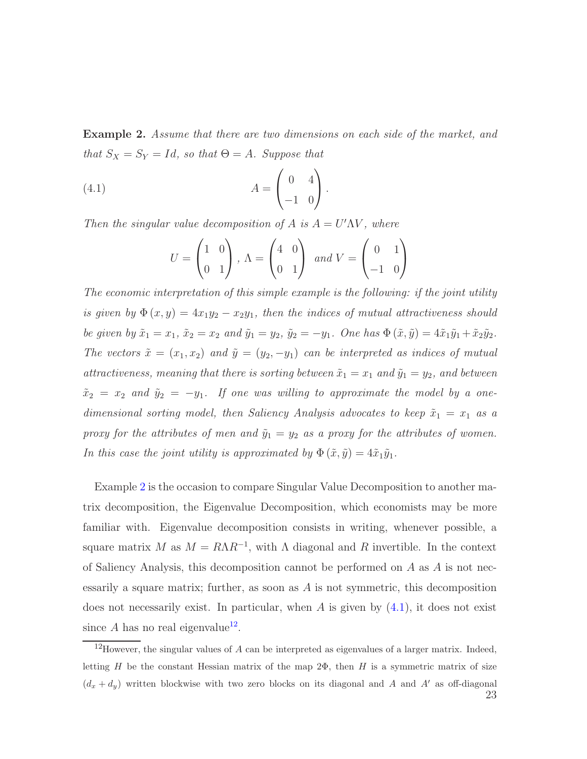**Example 2.** *Assume that there are two dimensions on each side of the market, and that $S_X = S_Y = Id$, so that $\Theta = A$. Suppose that*

$$A = \begin{pmatrix} 0 & 4 \\ -1 & 0 \end{pmatrix}. \tag{4.1}$$

*Then the singular value decomposition of $A$ is $A = U'\Lambda V$, where*

$$U = \begin{pmatrix} 1 & 0 \\ 0 & 1 \end{pmatrix},\ \Lambda = \begin{pmatrix} 4 & 0 \\ 0 & 1 \end{pmatrix} \text{ and } V = \begin{pmatrix} 0 & 1 \\ -1 & 0 \end{pmatrix}$$

*The economic interpretation of this simple example is the following: if the joint utility is given by $\Phi(x, y) = 4x_1y_2 - x_2y_1$, then the indices of mutual attractiveness should be given by $\tilde{x}_1 = x_1$, $\tilde{x}_2 = x_2$ and $\tilde{y}_1 = y_2$, $\tilde{y}_2 = -y_1$. One has $\Phi(\tilde{x}, \tilde{y}) = 4\tilde{x}_1\tilde{y}_1 + \tilde{x}_2\tilde{y}_2$. The vectors $\tilde{x} = (x_1, x_2)$ and $\tilde{y} = (y_2, -y_1)$ can be interpreted as indices of mutual attractiveness, meaning that there is sorting between $\tilde{x}_1 = x_1$ and $\tilde{y}_1 = y_2$, and between $\tilde{x}_2 = x_2$ and $\tilde{y}_2 = -y_1$. If one was willing to approximate the model by a one-dimensional sorting model, then Saliency Analysis advocates to keep $\tilde{x}_1 = x_1$ as a proxy for the attributes of men and $\tilde{y}_1 = y_2$ as a proxy for the attributes of women. In this case the joint utility is approximated by $\Phi(\tilde{x}, \tilde{y}) = 4\tilde{x}_1\tilde{y}_1$.*

Example 2 is the occasion to compare Singular Value Decomposition to another matrix decomposition, the Eigenvalue Decomposition, which economists may be more familiar with. Eigenvalue decomposition consists in writing, whenever possible, a square matrix $M$ as $M = R\Lambda R^{-1}$, with $\Lambda$ diagonal and $R$ invertible. In the context of Saliency Analysis, this decomposition cannot be performed on $A$ as $A$ is not necessarily a square matrix; further, as soon as $A$ is not symmetric, this decomposition does not necessarily exist. In particular, when $A$ is given by (4.1), it does not exist since $A$ has no real eigenvalue[12].

[12] However, the singular values of $A$ can be interpreted as eigenvalues of a larger matrix. Indeed, letting $H$ be the constant Hessian matrix of the map $2\Phi$, then $H$ is a symmetric matrix of size $(d_x + d_y)$ written blockwise with two zero blocks on its diagonal and $A$ and $A'$ as off-diagonal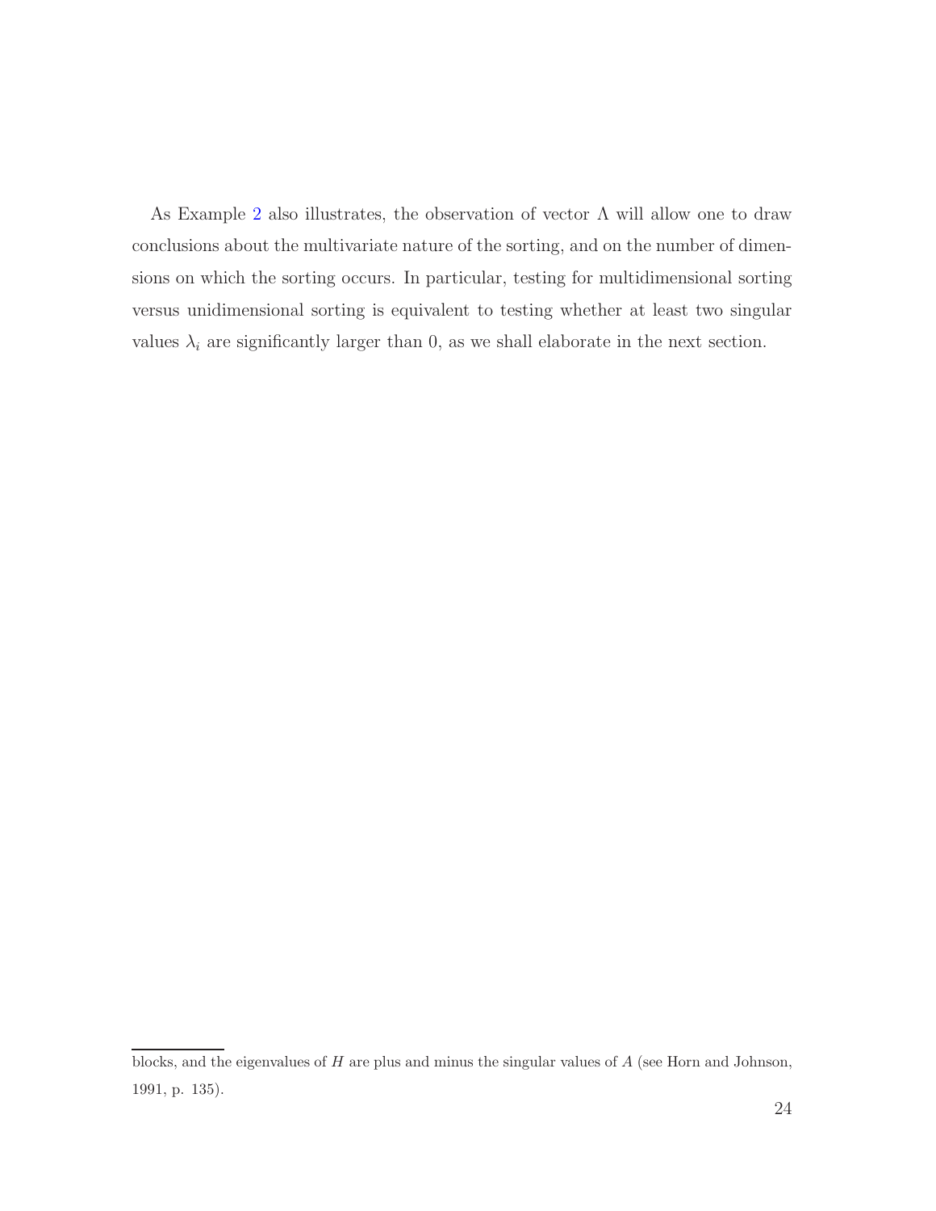As Example 2 also illustrates, the observation of vector $\Lambda$ will allow one to draw conclusions about the multivariate nature of the sorting, and on the number of dimensions on which the sorting occurs. In particular, testing for multidimensional sorting versus unidimensional sorting is equivalent to testing whether at least two singular values $\lambda_i$ are significantly larger than 0, as we shall elaborate in the next section.

---

blocks, and the eigenvalues of $H$ are plus and minus the singular values of $A$ (see Horn and Johnson, 1991, p. 135).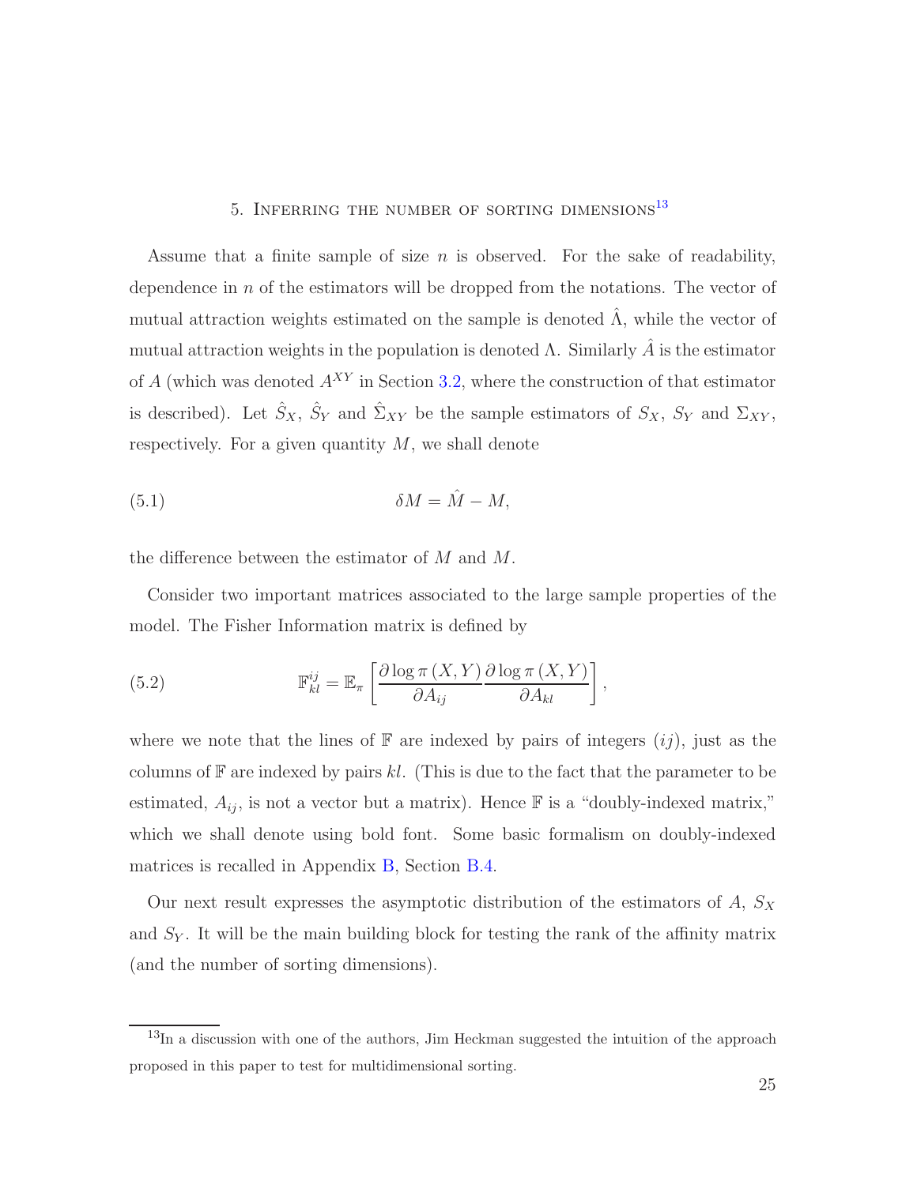## 5. Inferring the number of sorting dimensions[13]

Assume that a finite sample of size $n$ is observed. For the sake of readability, dependence in $n$ of the estimators will be dropped from the notations. The vector of mutual attraction weights estimated on the sample is denoted $\hat{\Lambda}$, while the vector of mutual attraction weights in the population is denoted $\Lambda$. Similarly $\hat{A}$ is the estimator of $A$ (which was denoted $A^{XY}$ in Section 3.2, where the construction of that estimator is described). Let $\hat{S}_X$, $\hat{S}_Y$ and $\hat{\Sigma}_{XY}$ be the sample estimators of $S_X$, $S_Y$ and $\Sigma_{XY}$, respectively. For a given quantity $M$, we shall denote

$$\delta M = \hat{M} - M, \tag{5.1}$$

the difference between the estimator of $M$ and $M$.

Consider two important matrices associated to the large sample properties of the model. The Fisher Information matrix is defined by

$$\mathbb{F}_{kl}^{ij} = \mathbb{E}_{\pi}\left[\frac{\partial \log \pi\left(X,Y\right)}{\partial A_{ij}}\frac{\partial \log \pi\left(X,Y\right)}{\partial A_{kl}}\right], \tag{5.2}$$

where we note that the lines of $\mathbb{F}$ are indexed by pairs of integers $(ij)$, just as the columns of $\mathbb{F}$ are indexed by pairs $kl$. (This is due to the fact that the parameter to be estimated, $A_{ij}$, is not a vector but a matrix). Hence $\mathbb{F}$ is a "doubly-indexed matrix," which we shall denote using bold font. Some basic formalism on doubly-indexed matrices is recalled in Appendix B, Section B.4.

Our next result expresses the asymptotic distribution of the estimators of $A$, $S_X$ and $S_Y$. It will be the main building block for testing the rank of the affinity matrix (and the number of sorting dimensions).

[13] In a discussion with one of the authors, Jim Heckman suggested the intuition of the approach proposed in this paper to test for multidimensional sorting.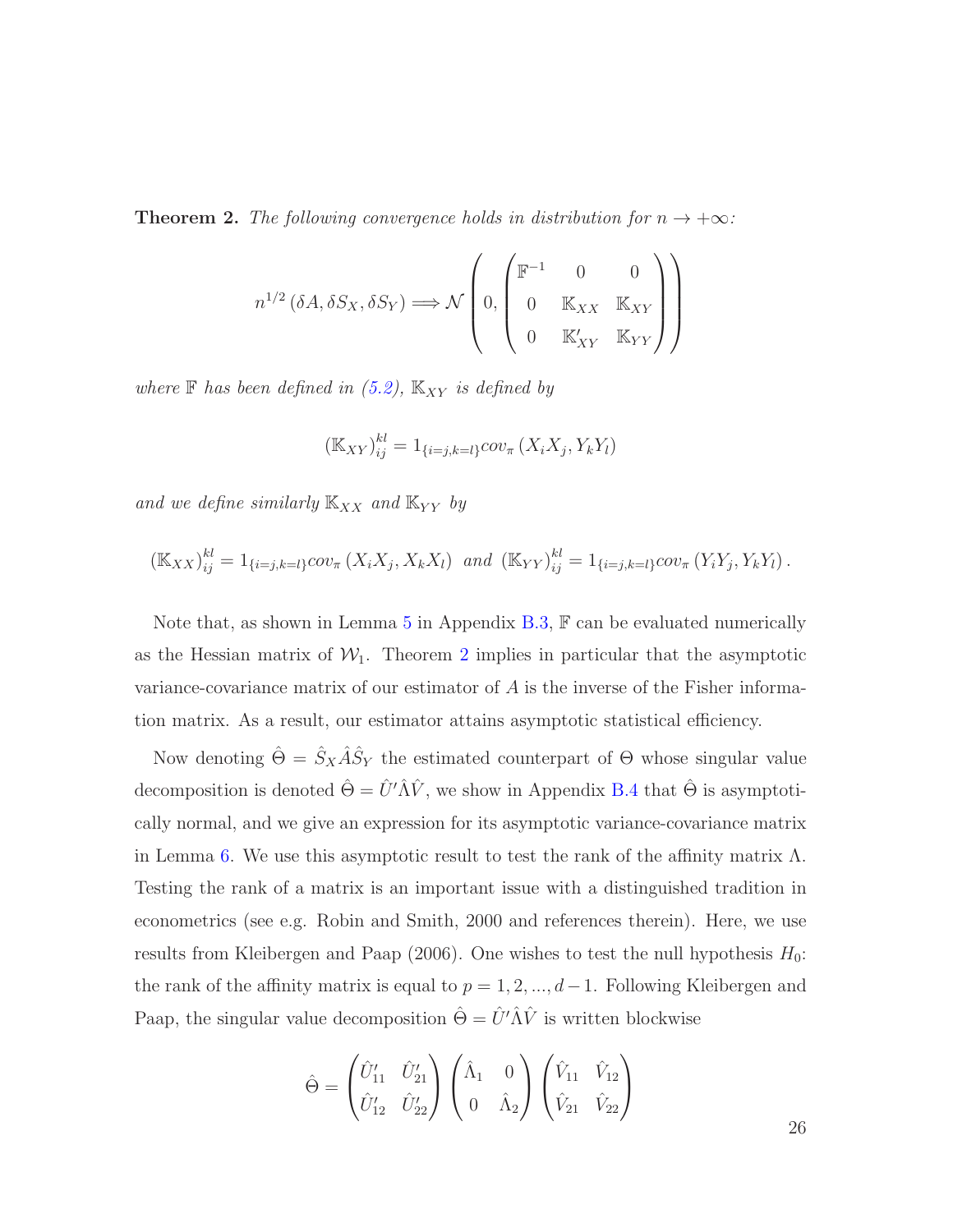**Theorem 2.** *The following convergence holds in distribution for $n \to +\infty$:*

$$n^{1/2}\left(\delta A, \delta S_X, \delta S_Y\right) \Longrightarrow \mathcal{N}\left(0, \begin{pmatrix} \mathbb{F}^{-1} & 0 & 0 \\ 0 & \mathbb{K}_{XX} & \mathbb{K}_{XY} \\ 0 & \mathbb{K}_{XY}' & \mathbb{K}_{YY} \end{pmatrix}\right)$$

*where $\mathbb{F}$ has been defined in (5.2), $\mathbb{K}_{XY}$ is defined by*

$$\left(\mathbb{K}_{XY}\right)_{ij}^{kl} = 1_{\{i=j,k=l\}} cov_{\pi}\left(X_i X_j, Y_k Y_l\right)$$

*and we define similarly $\mathbb{K}_{XX}$ and $\mathbb{K}_{YY}$ by*

$$\left(\mathbb{K}_{XX}\right)_{ij}^{kl} = 1_{\{i=j,k=l\}} cov_{\pi}\left(X_i X_j, X_k X_l\right) \text{ and } \left(\mathbb{K}_{YY}\right)_{ij}^{kl} = 1_{\{i=j,k=l\}} cov_{\pi}\left(Y_i Y_j, Y_k Y_l\right).$$

Note that, as shown in Lemma 5 in Appendix B.3, $\mathbb{F}$ can be evaluated numerically as the Hessian matrix of $\mathcal{W}_1$. Theorem 2 implies in particular that the asymptotic variance-covariance matrix of our estimator of $A$ is the inverse of the Fisher information matrix. As a result, our estimator attains asymptotic statistical efficiency.

Now denoting $\hat{\Theta} = \hat{S}_X \hat{A} \hat{S}_Y$ the estimated counterpart of $\Theta$ whose singular value decomposition is denoted $\hat{\Theta} = \hat{U}' \hat{\Lambda} \hat{V}$, we show in Appendix B.4 that $\hat{\Theta}$ is asymptotically normal, and we give an expression for its asymptotic variance-covariance matrix in Lemma 6. We use this asymptotic result to test the rank of the affinity matrix $\Lambda$. Testing the rank of a matrix is an important issue with a distinguished tradition in econometrics (see e.g. Robin and Smith, 2000 and references therein). Here, we use results from Kleibergen and Paap (2006). One wishes to test the null hypothesis $H_0$: the rank of the affinity matrix is equal to $p = 1, 2, ..., d-1$. Following Kleibergen and Paap, the singular value decomposition $\hat{\Theta} = \hat{U}' \hat{\Lambda} \hat{V}$ is written blockwise

$$\hat{\Theta} = \begin{pmatrix} \hat{U}_{11}' & \hat{U}_{21}' \\ \hat{U}_{12}' & \hat{U}_{22}' \end{pmatrix} \begin{pmatrix} \hat{\Lambda}_1 & 0 \\ 0 & \hat{\Lambda}_2 \end{pmatrix} \begin{pmatrix} \hat{V}_{11} & \hat{V}_{12} \\ \hat{V}_{21} & \hat{V}_{22} \end{pmatrix}$$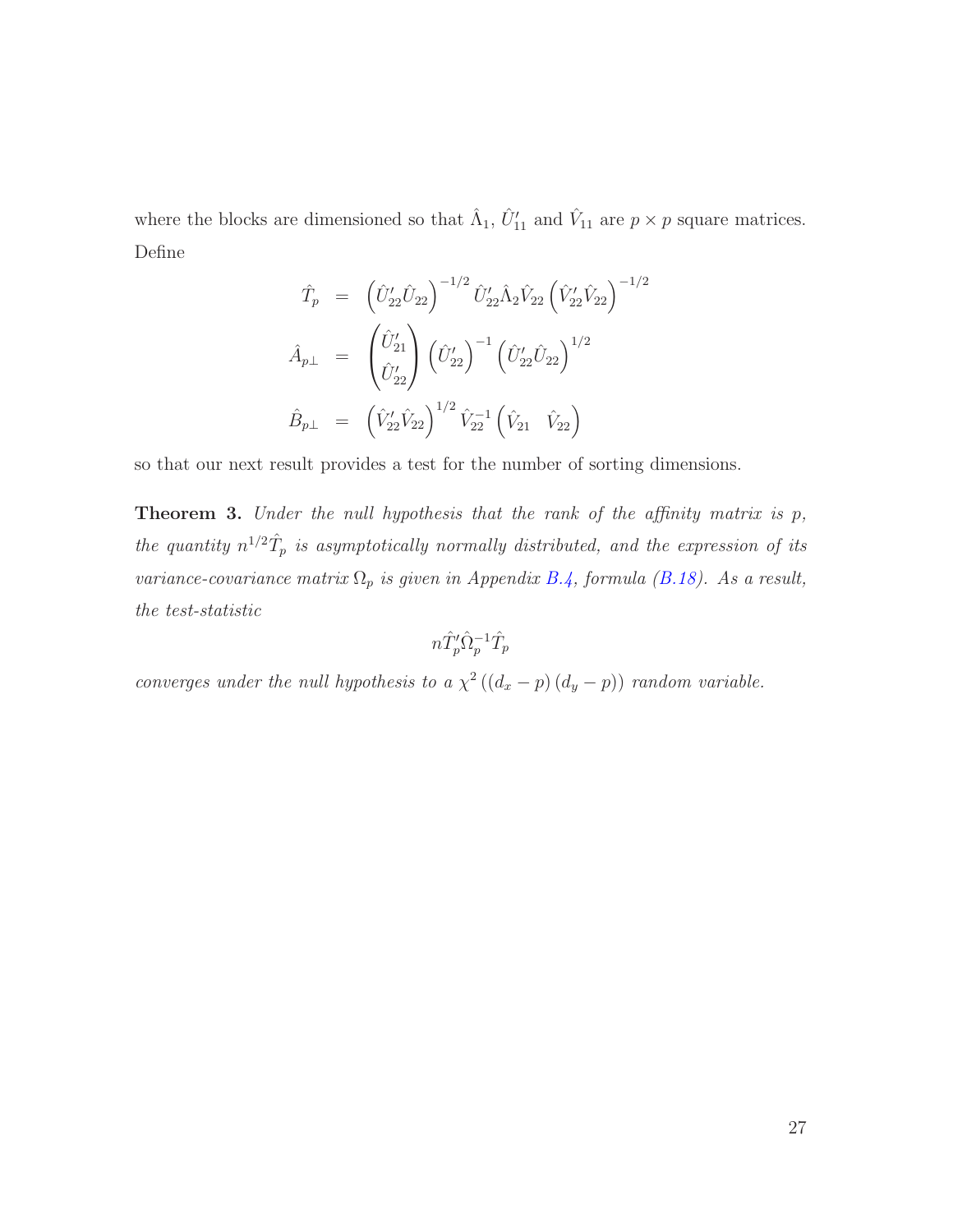where the blocks are dimensioned so that $\hat{\Lambda}_1$, $\hat{U}'_{11}$ and $\hat{V}_{11}$ are $p \times p$ square matrices. Define

$$
\begin{aligned}
\hat{T}_p &= \left(\hat{U}'_{22}\hat{U}_{22}\right)^{-1/2} \hat{U}'_{22}\hat{\Lambda}_2\hat{V}_{22}\left(\hat{V}'_{22}\hat{V}_{22}\right)^{-1/2} \\
\hat{A}_{p\perp} &= \begin{pmatrix} \hat{U}'_{21} \\ \hat{U}'_{22} \end{pmatrix} \left(\hat{U}'_{22}\right)^{-1}\left(\hat{U}'_{22}\hat{U}_{22}\right)^{1/2} \\
\hat{B}_{p\perp} &= \left(\hat{V}'_{22}\hat{V}_{22}\right)^{1/2}\hat{V}_{22}^{-1}\begin{pmatrix} \hat{V}_{21} & \hat{V}_{22} \end{pmatrix}
\end{aligned}
$$

so that our next result provides a test for the number of sorting dimensions.

**Theorem 3.** *Under the null hypothesis that the rank of the affinity matrix is $p$, the quantity $n^{1/2}\hat{T}_p$ is asymptotically normally distributed, and the expression of its variance-covariance matrix $\Omega_p$ is given in Appendix B.4, formula (B.18). As a result, the test-statistic*

$$
n\hat{T}'_p\hat{\Omega}_p^{-1}\hat{T}_p
$$

*converges under the null hypothesis to a $\chi^2\left(\left(d_x - p\right)\left(d_y - p\right)\right)$ random variable.*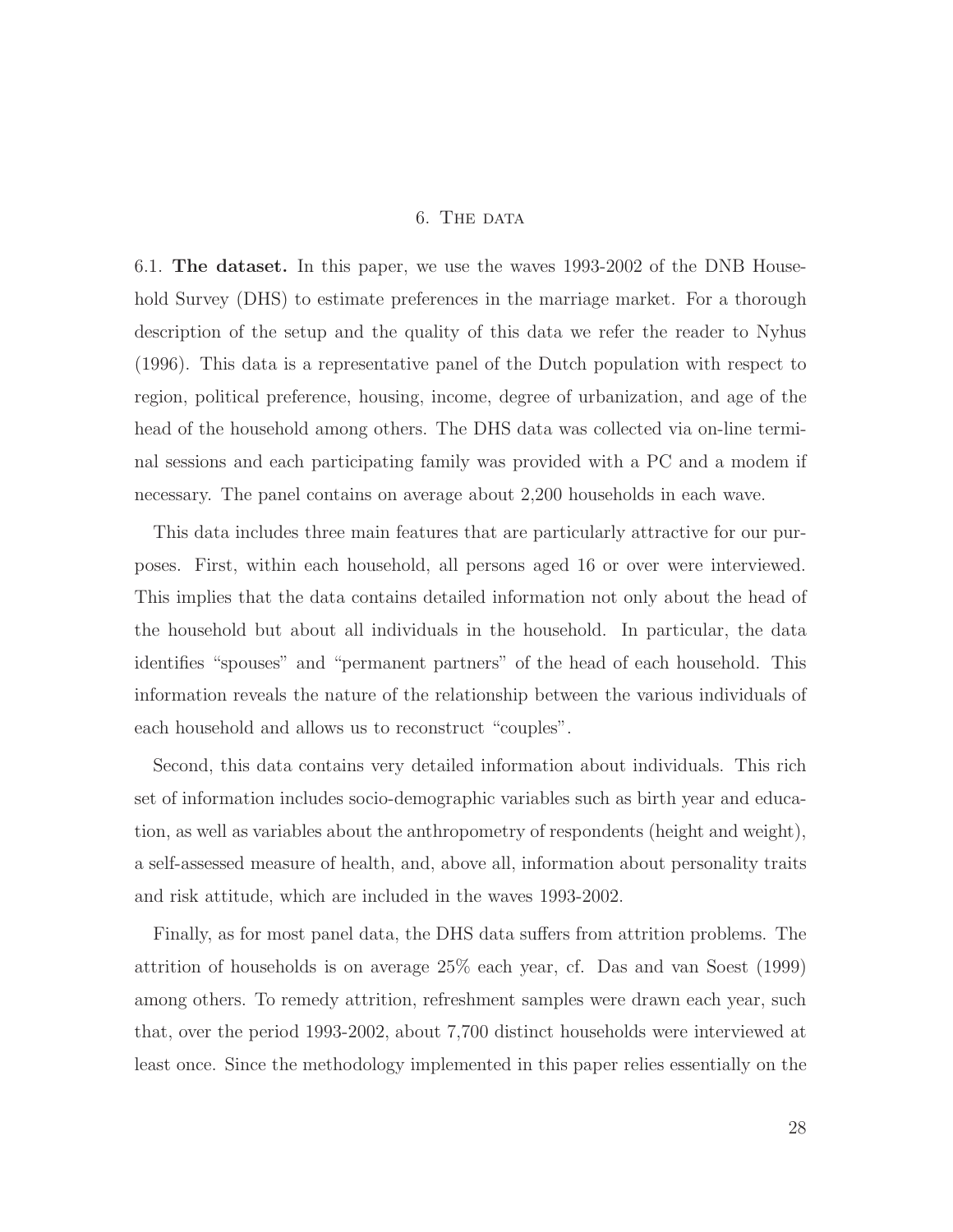## 6. The data

6.1. **The dataset.** In this paper, we use the waves 1993-2002 of the DNB Household Survey (DHS) to estimate preferences in the marriage market. For a thorough description of the setup and the quality of this data we refer the reader to Nyhus (1996). This data is a representative panel of the Dutch population with respect to region, political preference, housing, income, degree of urbanization, and age of the head of the household among others. The DHS data was collected via on-line terminal sessions and each participating family was provided with a PC and a modem if necessary. The panel contains on average about 2,200 households in each wave.

This data includes three main features that are particularly attractive for our purposes. First, within each household, all persons aged 16 or over were interviewed. This implies that the data contains detailed information not only about the head of the household but about all individuals in the household. In particular, the data identifies "spouses" and "permanent partners" of the head of each household. This information reveals the nature of the relationship between the various individuals of each household and allows us to reconstruct "couples".

Second, this data contains very detailed information about individuals. This rich set of information includes socio-demographic variables such as birth year and education, as well as variables about the anthropometry of respondents (height and weight), a self-assessed measure of health, and, above all, information about personality traits and risk attitude, which are included in the waves 1993-2002.

Finally, as for most panel data, the DHS data suffers from attrition problems. The attrition of households is on average 25% each year, cf. Das and van Soest (1999) among others. To remedy attrition, refreshment samples were drawn each year, such that, over the period 1993-2002, about 7,700 distinct households were interviewed at least once. Since the methodology implemented in this paper relies essentially on the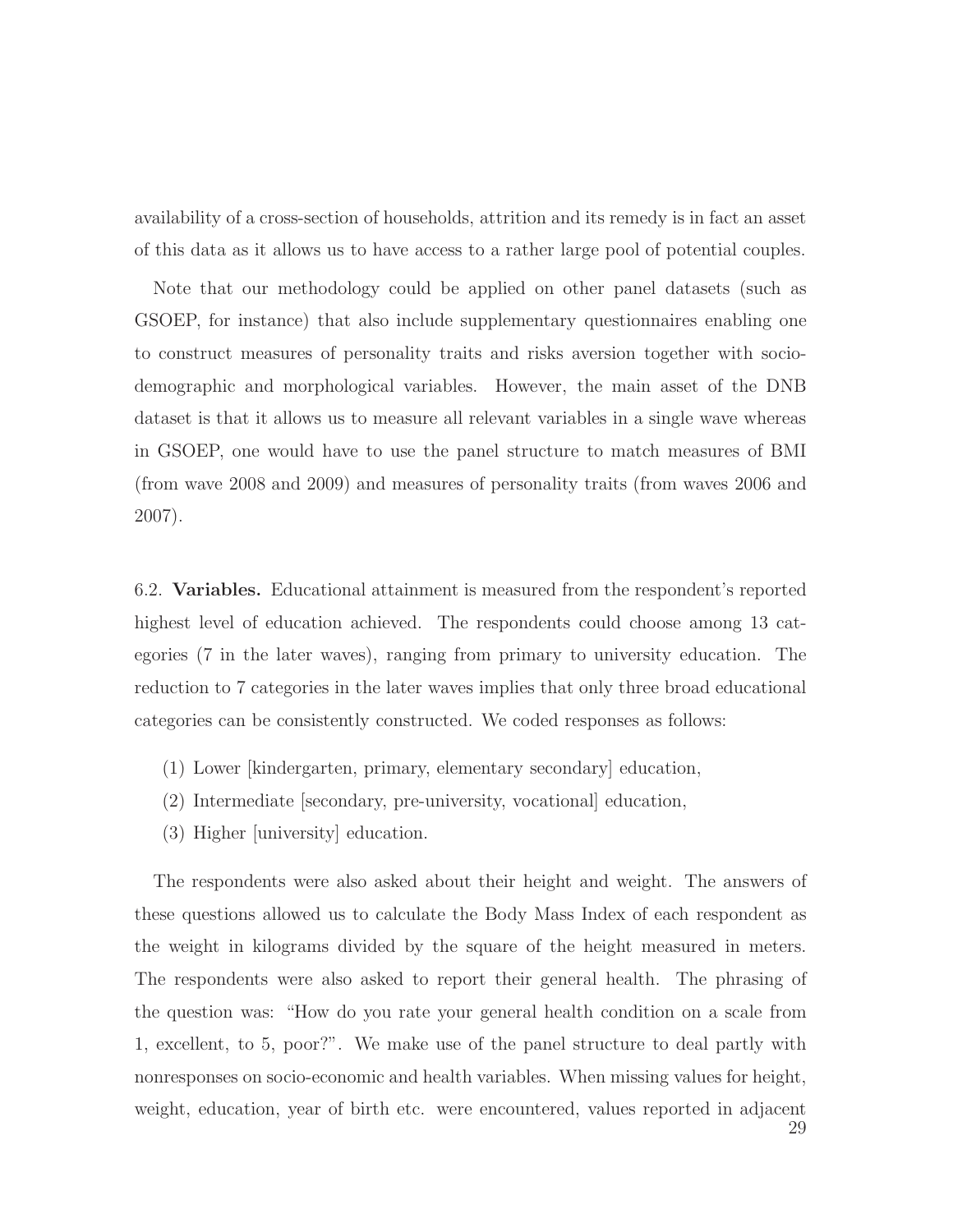availability of a cross-section of households, attrition and its remedy is in fact an asset of this data as it allows us to have access to a rather large pool of potential couples.

Note that our methodology could be applied on other panel datasets (such as GSOEP, for instance) that also include supplementary questionnaires enabling one to construct measures of personality traits and risks aversion together with socio-demographic and morphological variables. However, the main asset of the DNB dataset is that it allows us to measure all relevant variables in a single wave whereas in GSOEP, one would have to use the panel structure to match measures of BMI (from wave 2008 and 2009) and measures of personality traits (from waves 2006 and 2007).

6.2. **Variables.** Educational attainment is measured from the respondent's reported highest level of education achieved. The respondents could choose among 13 categories (7 in the later waves), ranging from primary to university education. The reduction to 7 categories in the later waves implies that only three broad educational categories can be consistently constructed. We coded responses as follows:

(1) Lower [kindergarten, primary, elementary secondary] education,
(2) Intermediate [secondary, pre-university, vocational] education,
(3) Higher [university] education.

The respondents were also asked about their height and weight. The answers of these questions allowed us to calculate the Body Mass Index of each respondent as the weight in kilograms divided by the square of the height measured in meters. The respondents were also asked to report their general health. The phrasing of the question was: "How do you rate your general health condition on a scale from 1, excellent, to 5, poor?". We make use of the panel structure to deal partly with nonresponses on socio-economic and health variables. When missing values for height, weight, education, year of birth etc. were encountered, values reported in adjacent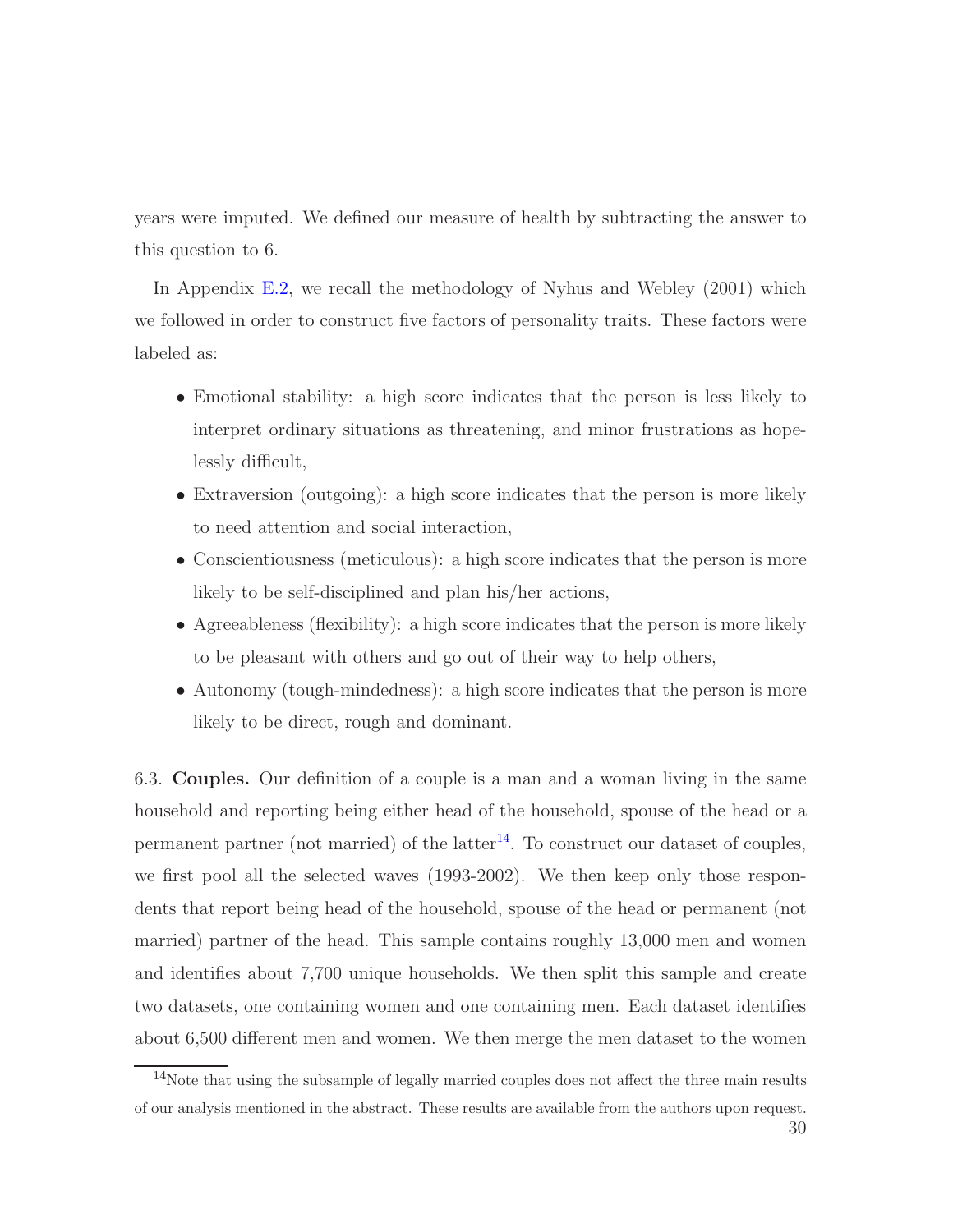years were imputed. We defined our measure of health by subtracting the answer to this question to 6.

In Appendix E.2, we recall the methodology of Nyhus and Webley (2001) which we followed in order to construct five factors of personality traits. These factors were labeled as:

- Emotional stability: a high score indicates that the person is less likely to interpret ordinary situations as threatening, and minor frustrations as hopelessly difficult,
- Extraversion (outgoing): a high score indicates that the person is more likely to need attention and social interaction,
- Conscientiousness (meticulous): a high score indicates that the person is more likely to be self-disciplined and plan his/her actions,
- Agreeableness (flexibility): a high score indicates that the person is more likely to be pleasant with others and go out of their way to help others,
- Autonomy (tough-mindedness): a high score indicates that the person is more likely to be direct, rough and dominant.

6.3. **Couples.** Our definition of a couple is a man and a woman living in the same household and reporting being either head of the household, spouse of the head or a permanent partner (not married) of the latter[14]. To construct our dataset of couples, we first pool all the selected waves (1993-2002). We then keep only those respondents that report being head of the household, spouse of the head or permanent (not married) partner of the head. This sample contains roughly 13,000 men and women and identifies about 7,700 unique households. We then split this sample and create two datasets, one containing women and one containing men. Each dataset identifies about 6,500 different men and women. We then merge the men dataset to the women

[14]Note that using the subsample of legally married couples does not affect the three main results of our analysis mentioned in the abstract. These results are available from the authors upon request.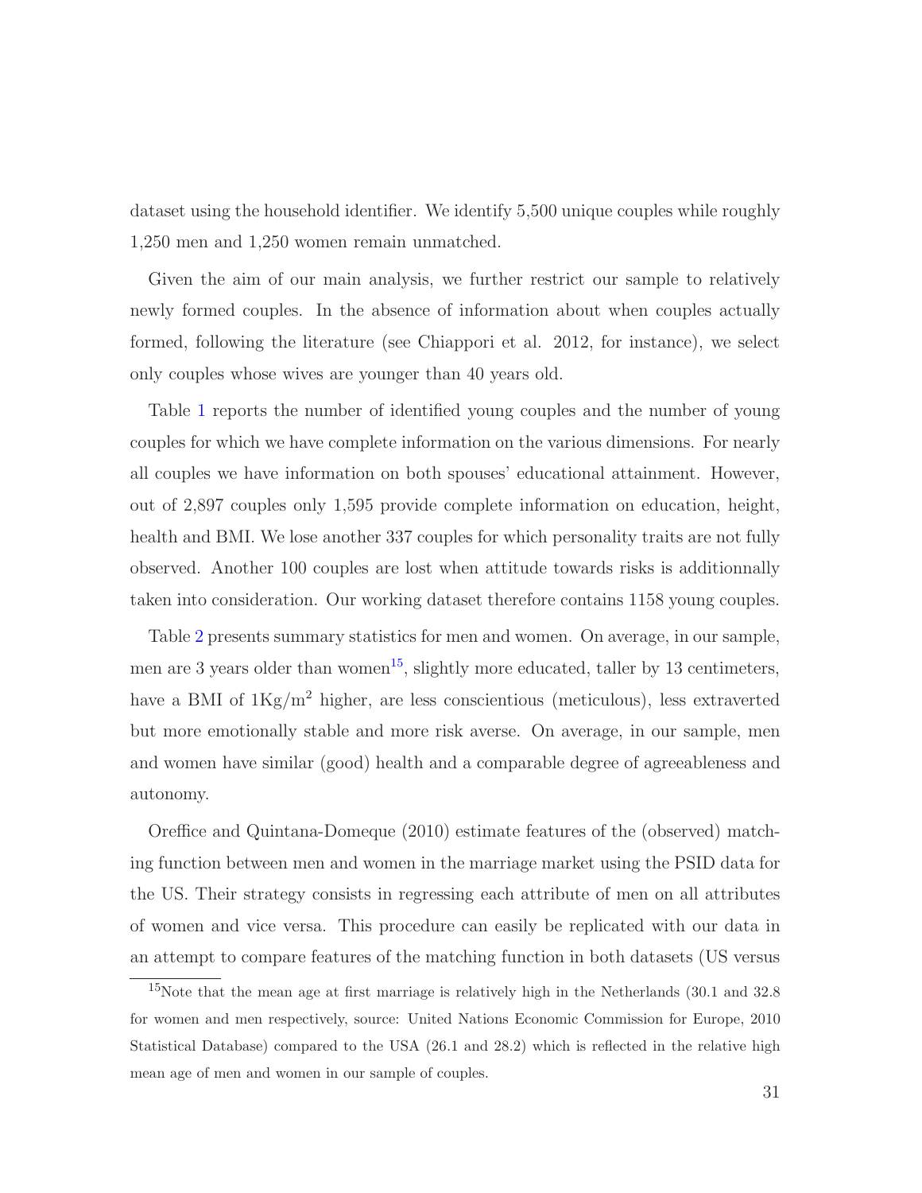dataset using the household identifier. We identify 5,500 unique couples while roughly 1,250 men and 1,250 women remain unmatched.

Given the aim of our main analysis, we further restrict our sample to relatively newly formed couples. In the absence of information about when couples actually formed, following the literature (see Chiappori et al. 2012, for instance), we select only couples whose wives are younger than 40 years old.

Table 1 reports the number of identified young couples and the number of young couples for which we have complete information on the various dimensions. For nearly all couples we have information on both spouses' educational attainment. However, out of 2,897 couples only 1,595 provide complete information on education, height, health and BMI. We lose another 337 couples for which personality traits are not fully observed. Another 100 couples are lost when attitude towards risks is additionnally taken into consideration. Our working dataset therefore contains 1158 young couples.

Table 2 presents summary statistics for men and women. On average, in our sample, men are 3 years older than women[15], slightly more educated, taller by 13 centimeters, have a BMI of $1\text{Kg/m}^2$ higher, are less conscientious (meticulous), less extraverted but more emotionally stable and more risk averse. On average, in our sample, men and women have similar (good) health and a comparable degree of agreeableness and autonomy.

Oreffice and Quintana-Domeque (2010) estimate features of the (observed) matching function between men and women in the marriage market using the PSID data for the US. Their strategy consists in regressing each attribute of men on all attributes of women and vice versa. This procedure can easily be replicated with our data in an attempt to compare features of the matching function in both datasets (US versus

[15] Note that the mean age at first marriage is relatively high in the Netherlands (30.1 and 32.8 for women and men respectively, source: United Nations Economic Commission for Europe, 2010 Statistical Database) compared to the USA (26.1 and 28.2) which is reflected in the relative high mean age of men and women in our sample of couples.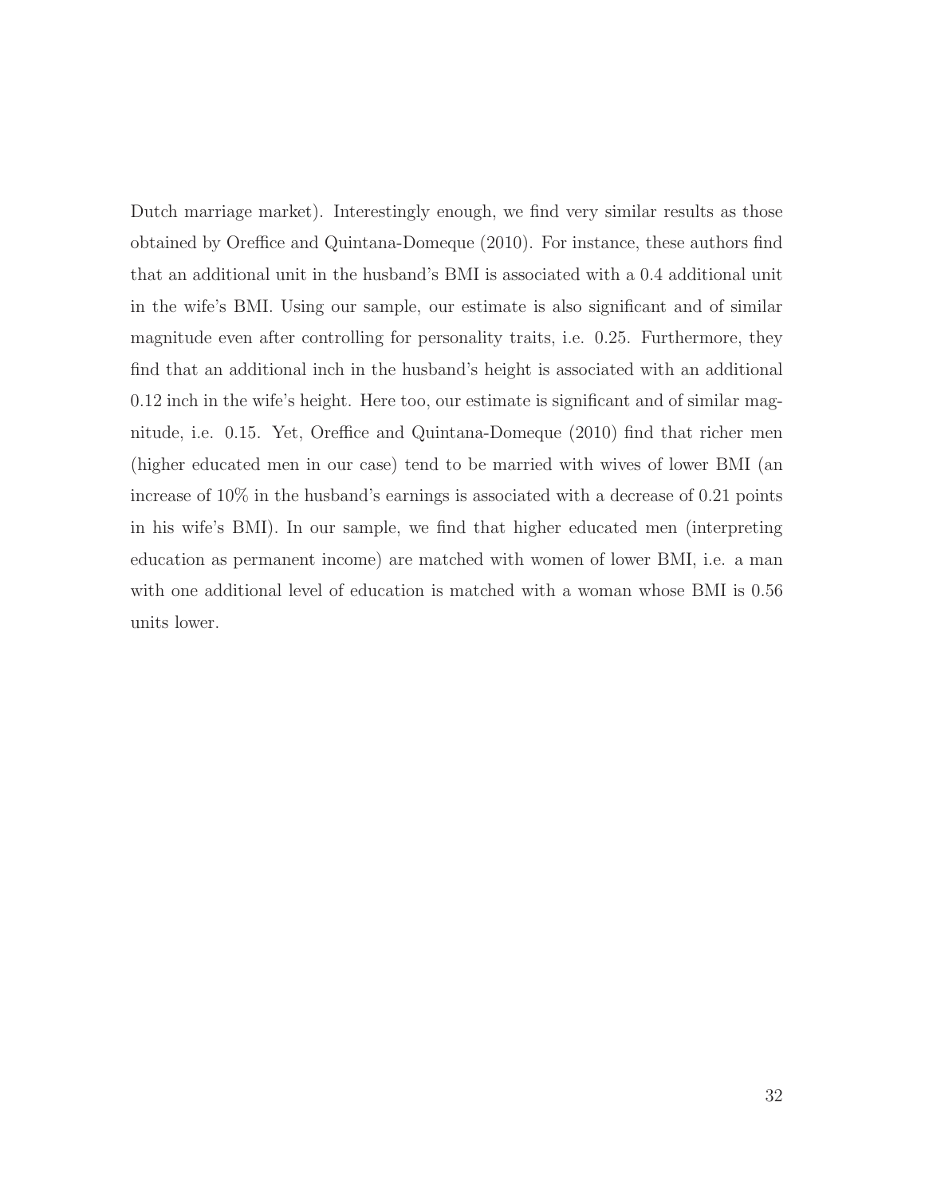Dutch marriage market). Interestingly enough, we find very similar results as those obtained by Oreffice and Quintana-Domeque (2010). For instance, these authors find that an additional unit in the husband's BMI is associated with a 0.4 additional unit in the wife's BMI. Using our sample, our estimate is also significant and of similar magnitude even after controlling for personality traits, i.e. 0.25. Furthermore, they find that an additional inch in the husband's height is associated with an additional 0.12 inch in the wife's height. Here too, our estimate is significant and of similar magnitude, i.e. 0.15. Yet, Oreffice and Quintana-Domeque (2010) find that richer men (higher educated men in our case) tend to be married with wives of lower BMI (an increase of 10% in the husband's earnings is associated with a decrease of 0.21 points in his wife's BMI). In our sample, we find that higher educated men (interpreting education as permanent income) are matched with women of lower BMI, i.e. a man with one additional level of education is matched with a woman whose BMI is 0.56 units lower.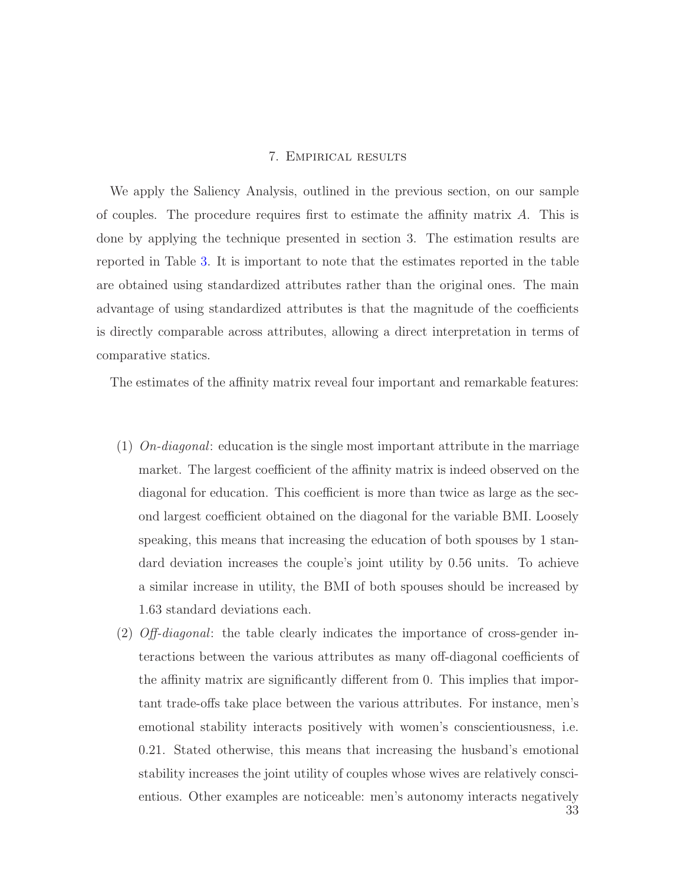## 7. Empirical results

We apply the Saliency Analysis, outlined in the previous section, on our sample of couples. The procedure requires first to estimate the affinity matrix $A$. This is done by applying the technique presented in section 3. The estimation results are reported in Table 3. It is important to note that the estimates reported in the table are obtained using standardized attributes rather than the original ones. The main advantage of using standardized attributes is that the magnitude of the coefficients is directly comparable across attributes, allowing a direct interpretation in terms of comparative statics.

The estimates of the affinity matrix reveal four important and remarkable features:

(1) *On-diagonal*: education is the single most important attribute in the marriage market. The largest coefficient of the affinity matrix is indeed observed on the diagonal for education. This coefficient is more than twice as large as the second largest coefficient obtained on the diagonal for the variable BMI. Loosely speaking, this means that increasing the education of both spouses by 1 standard deviation increases the couple's joint utility by 0.56 units. To achieve a similar increase in utility, the BMI of both spouses should be increased by 1.63 standard deviations each.

(2) *Off-diagonal*: the table clearly indicates the importance of cross-gender interactions between the various attributes as many off-diagonal coefficients of the affinity matrix are significantly different from 0. This implies that important trade-offs take place between the various attributes. For instance, men's emotional stability interacts positively with women's conscientiousness, i.e. 0.21. Stated otherwise, this means that increasing the husband's emotional stability increases the joint utility of couples whose wives are relatively conscientious. Other examples are noticeable: men's autonomy interacts negatively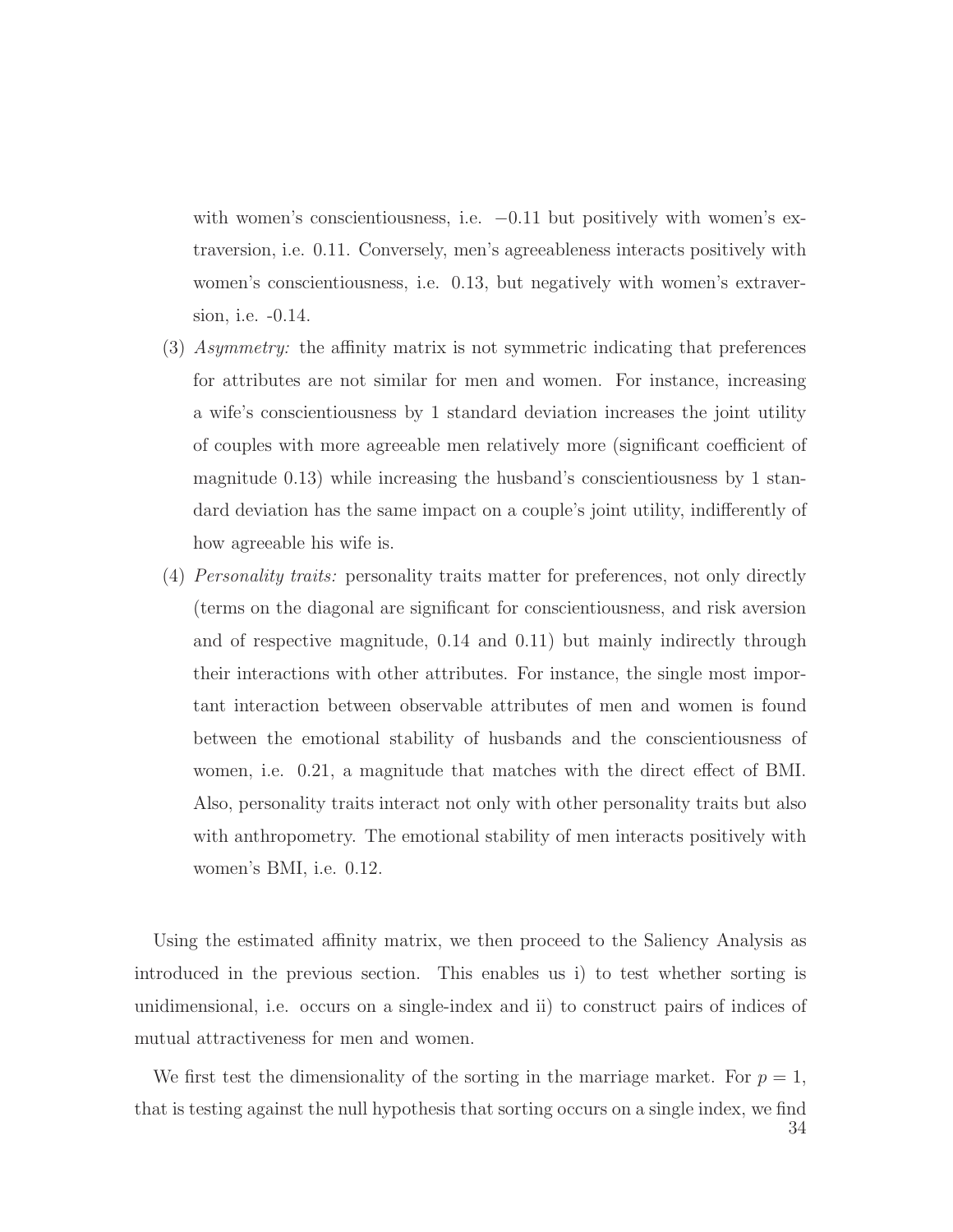with women's conscientiousness, i.e. $-0.11$ but positively with women's extraversion, i.e. 0.11. Conversely, men's agreeableness interacts positively with women's conscientiousness, i.e. 0.13, but negatively with women's extraversion, i.e. -0.14.

(3) *Asymmetry:* the affinity matrix is not symmetric indicating that preferences for attributes are not similar for men and women. For instance, increasing a wife's conscientiousness by 1 standard deviation increases the joint utility of couples with more agreeable men relatively more (significant coefficient of magnitude 0.13) while increasing the husband's conscientiousness by 1 standard deviation has the same impact on a couple's joint utility, indifferently of how agreeable his wife is.

(4) *Personality traits:* personality traits matter for preferences, not only directly (terms on the diagonal are significant for conscientiousness, and risk aversion and of respective magnitude, 0.14 and 0.11) but mainly indirectly through their interactions with other attributes. For instance, the single most important interaction between observable attributes of men and women is found between the emotional stability of husbands and the conscientiousness of women, i.e. 0.21, a magnitude that matches with the direct effect of BMI. Also, personality traits interact not only with other personality traits but also with anthropometry. The emotional stability of men interacts positively with women's BMI, i.e. 0.12.

Using the estimated affinity matrix, we then proceed to the Saliency Analysis as introduced in the previous section. This enables us i) to test whether sorting is unidimensional, i.e. occurs on a single-index and ii) to construct pairs of indices of mutual attractiveness for men and women.

We first test the dimensionality of the sorting in the marriage market. For $p = 1$, that is testing against the null hypothesis that sorting occurs on a single index, we find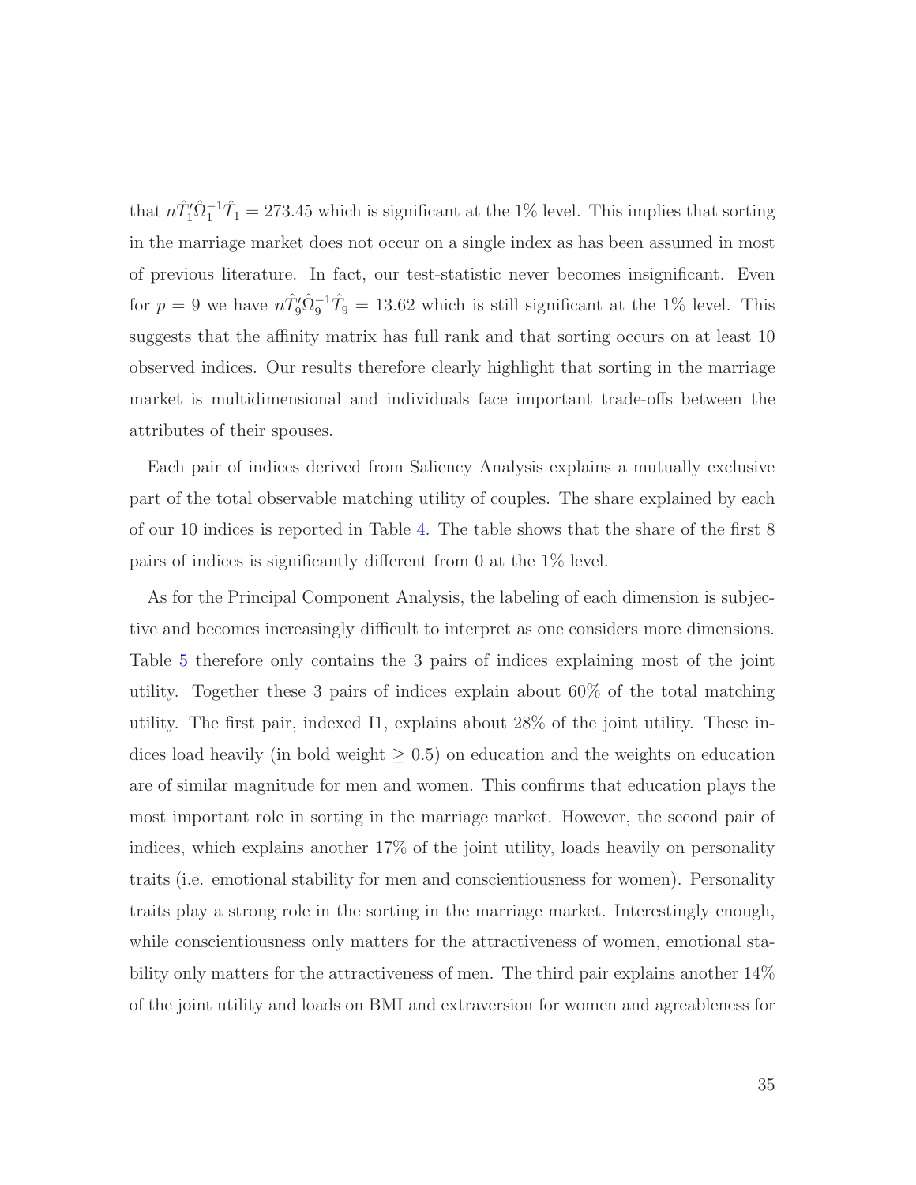that $n\hat{T}_1'\hat{\Omega}_1^{-1}\hat{T}_1 = 273.45$ which is significant at the 1% level. This implies that sorting in the marriage market does not occur on a single index as has been assumed in most of previous literature. In fact, our test-statistic never becomes insignificant. Even for $p = 9$ we have $n\hat{T}_9'\hat{\Omega}_9^{-1}\hat{T}_9 = 13.62$ which is still significant at the 1% level. This suggests that the affinity matrix has full rank and that sorting occurs on at least 10 observed indices. Our results therefore clearly highlight that sorting in the marriage market is multidimensional and individuals face important trade-offs between the attributes of their spouses.

Each pair of indices derived from Saliency Analysis explains a mutually exclusive part of the total observable matching utility of couples. The share explained by each of our 10 indices is reported in Table 4. The table shows that the share of the first 8 pairs of indices is significantly different from 0 at the 1% level.

As for the Principal Component Analysis, the labeling of each dimension is subjective and becomes increasingly difficult to interpret as one considers more dimensions. Table 5 therefore only contains the 3 pairs of indices explaining most of the joint utility. Together these 3 pairs of indices explain about 60% of the total matching utility. The first pair, indexed I1, explains about 28% of the joint utility. These indices load heavily (in bold weight $\geq 0.5$) on education and the weights on education are of similar magnitude for men and women. This confirms that education plays the most important role in sorting in the marriage market. However, the second pair of indices, which explains another 17% of the joint utility, loads heavily on personality traits (i.e. emotional stability for men and conscientiousness for women). Personality traits play a strong role in the sorting in the marriage market. Interestingly enough, while conscientiousness only matters for the attractiveness of women, emotional stability only matters for the attractiveness of men. The third pair explains another 14% of the joint utility and loads on BMI and extraversion for women and agreableness for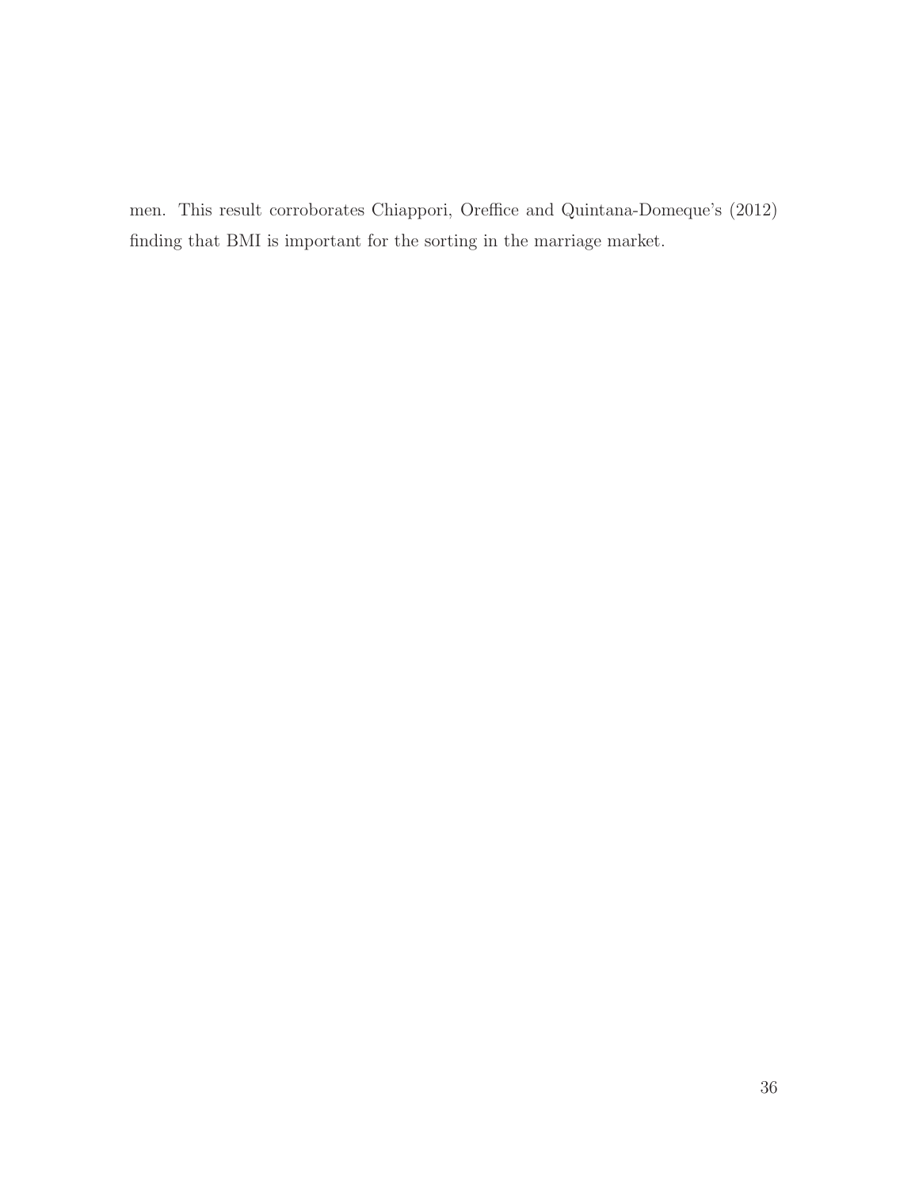men. This result corroborates Chiappori, Oreffice and Quintana-Domeque's (2012) finding that BMI is important for the sorting in the marriage market.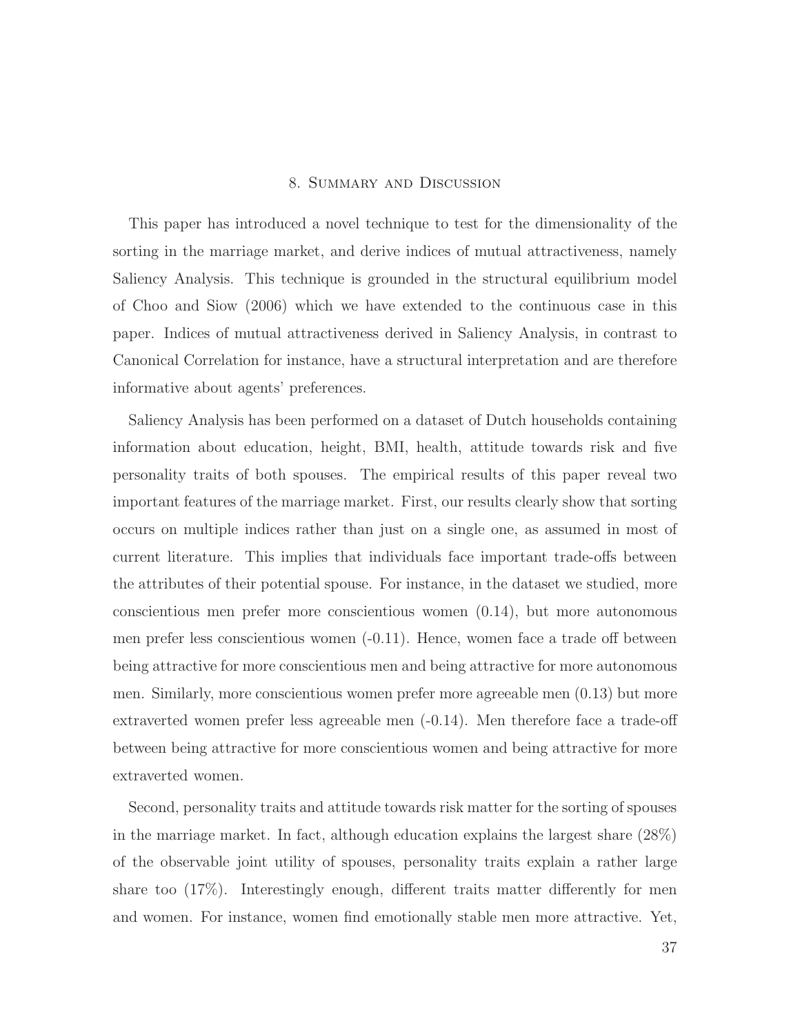## 8. Summary and Discussion

This paper has introduced a novel technique to test for the dimensionality of the sorting in the marriage market, and derive indices of mutual attractiveness, namely Saliency Analysis. This technique is grounded in the structural equilibrium model of Choo and Siow (2006) which we have extended to the continuous case in this paper. Indices of mutual attractiveness derived in Saliency Analysis, in contrast to Canonical Correlation for instance, have a structural interpretation and are therefore informative about agents' preferences.

Saliency Analysis has been performed on a dataset of Dutch households containing information about education, height, BMI, health, attitude towards risk and five personality traits of both spouses. The empirical results of this paper reveal two important features of the marriage market. First, our results clearly show that sorting occurs on multiple indices rather than just on a single one, as assumed in most of current literature. This implies that individuals face important trade-offs between the attributes of their potential spouse. For instance, in the dataset we studied, more conscientious men prefer more conscientious women (0.14), but more autonomous men prefer less conscientious women (-0.11). Hence, women face a trade off between being attractive for more conscientious men and being attractive for more autonomous men. Similarly, more conscientious women prefer more agreeable men (0.13) but more extraverted women prefer less agreeable men (-0.14). Men therefore face a trade-off between being attractive for more conscientious women and being attractive for more extraverted women.

Second, personality traits and attitude towards risk matter for the sorting of spouses in the marriage market. In fact, although education explains the largest share (28%) of the observable joint utility of spouses, personality traits explain a rather large share too (17%). Interestingly enough, different traits matter differently for men and women. For instance, women find emotionally stable men more attractive. Yet,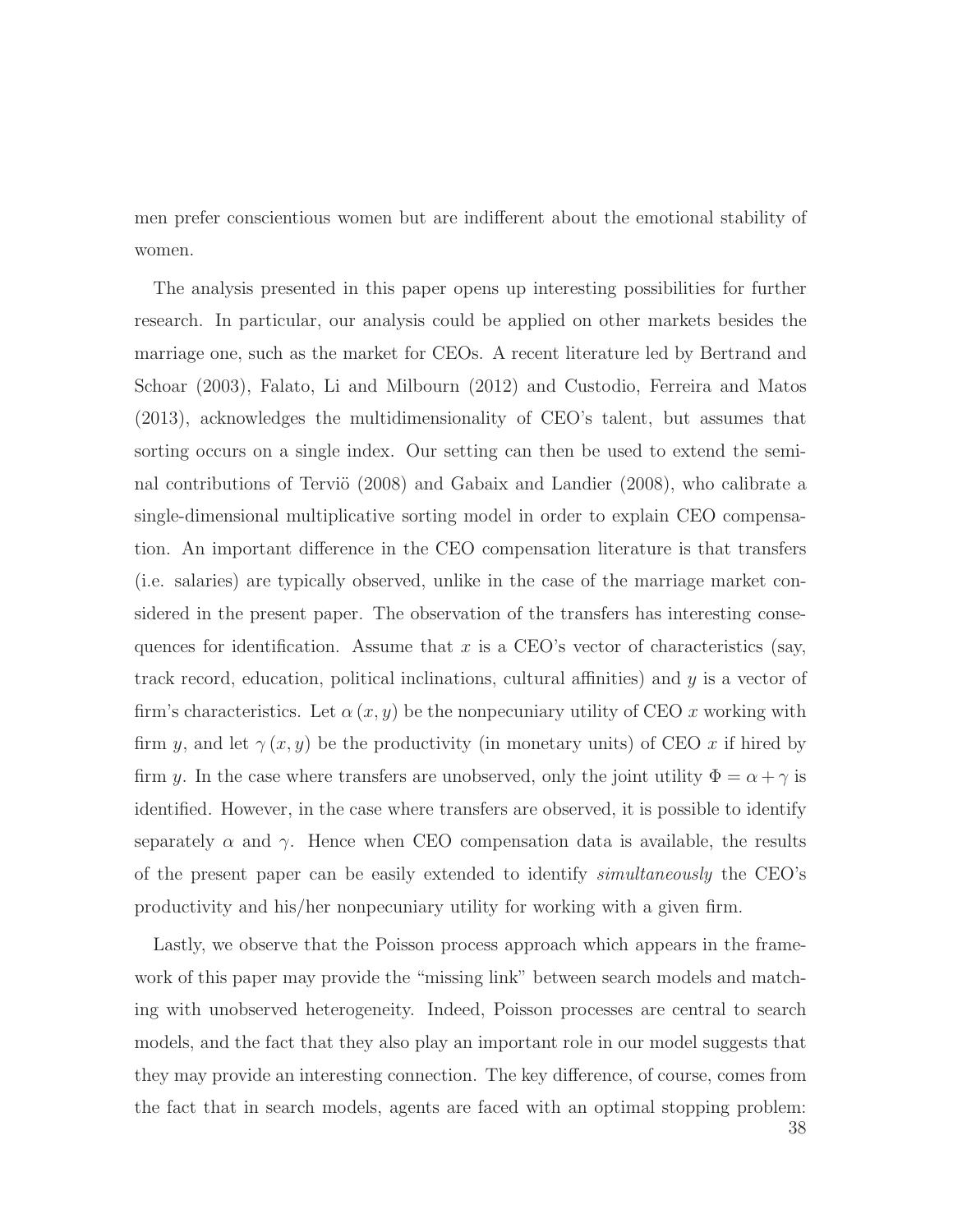men prefer conscientious women but are indifferent about the emotional stability of women.

The analysis presented in this paper opens up interesting possibilities for further research. In particular, our analysis could be applied on other markets besides the marriage one, such as the market for CEOs. A recent literature led by Bertrand and Schoar (2003), Falato, Li and Milbourn (2012) and Custodio, Ferreira and Matos (2013), acknowledges the multidimensionality of CEO's talent, but assumes that sorting occurs on a single index. Our setting can then be used to extend the seminal contributions of Terviö (2008) and Gabaix and Landier (2008), who calibrate a single-dimensional multiplicative sorting model in order to explain CEO compensation. An important difference in the CEO compensation literature is that transfers (i.e. salaries) are typically observed, unlike in the case of the marriage market considered in the present paper. The observation of the transfers has interesting consequences for identification. Assume that $x$ is a CEO's vector of characteristics (say, track record, education, political inclinations, cultural affinities) and $y$ is a vector of firm's characteristics. Let $\alpha(x, y)$ be the nonpecuniary utility of CEO $x$ working with firm $y$, and let $\gamma(x, y)$ be the productivity (in monetary units) of CEO $x$ if hired by firm $y$. In the case where transfers are unobserved, only the joint utility $\Phi = \alpha + \gamma$ is identified. However, in the case where transfers are observed, it is possible to identify separately $\alpha$ and $\gamma$. Hence when CEO compensation data is available, the results of the present paper can be easily extended to identify *simultaneously* the CEO's productivity and his/her nonpecuniary utility for working with a given firm.

Lastly, we observe that the Poisson process approach which appears in the framework of this paper may provide the "missing link" between search models and matching with unobserved heterogeneity. Indeed, Poisson processes are central to search models, and the fact that they also play an important role in our model suggests that they may provide an interesting connection. The key difference, of course, comes from the fact that in search models, agents are faced with an optimal stopping problem: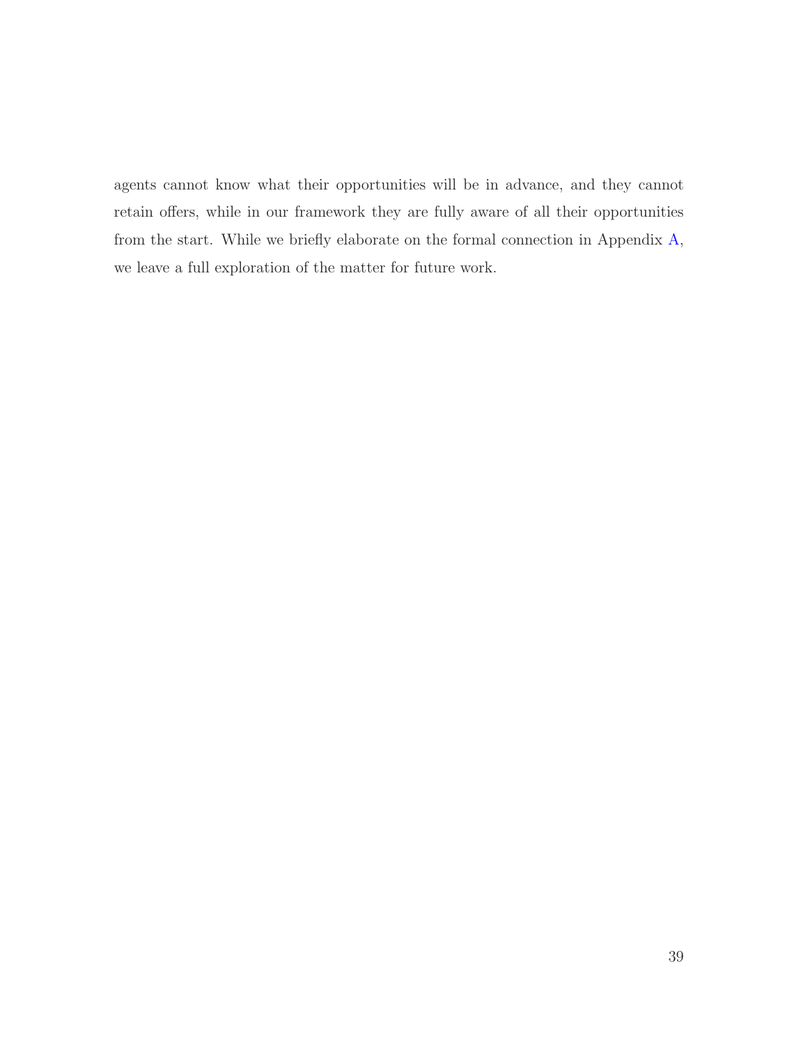agents cannot know what their opportunities will be in advance, and they cannot retain offers, while in our framework they are fully aware of all their opportunities from the start. While we briefly elaborate on the formal connection in Appendix A, we leave a full exploration of the matter for future work.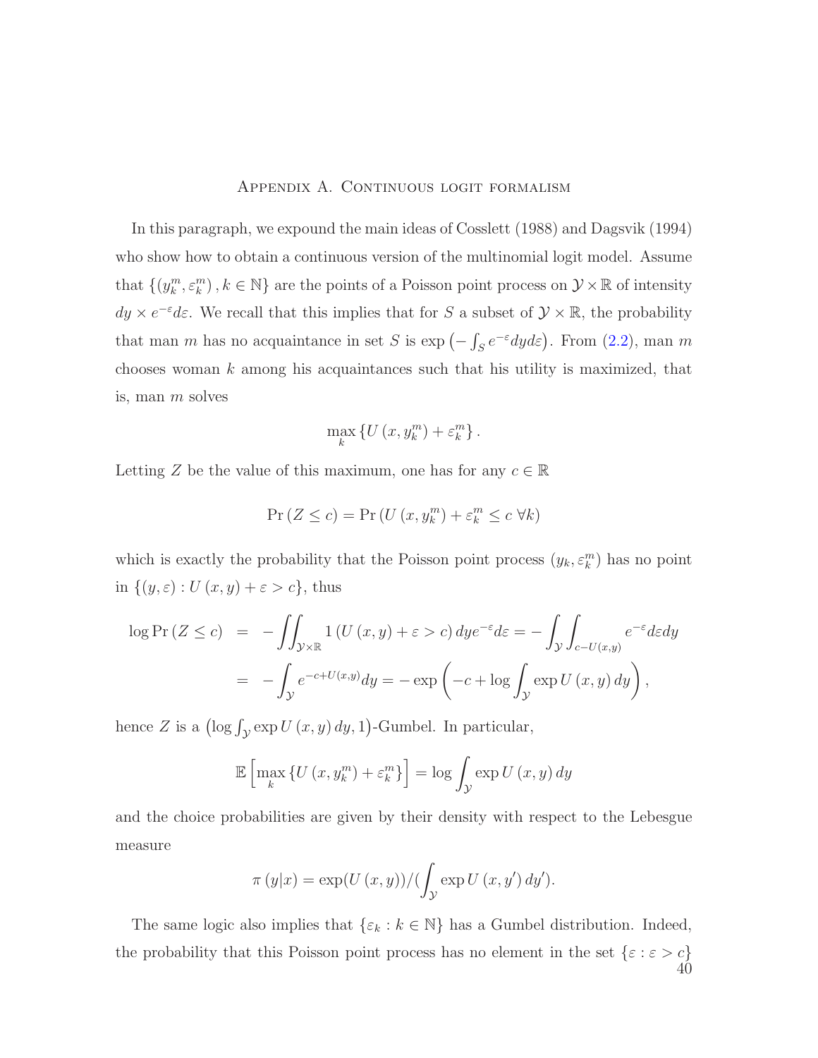# Appendix A. Continuous logit formalism

In this paragraph, we expound the main ideas of Cosslett (1988) and Dagsvik (1994) who show how to obtain a continuous version of the multinomial logit model. Assume that $\{(y_k^m, \varepsilon_k^m), k \in \mathbb{N}\}$ are the points of a Poisson point process on $\mathcal{Y} \times \mathbb{R}$ of intensity $dy \times e^{-\varepsilon} d\varepsilon$. We recall that this implies that for $S$ a subset of $\mathcal{Y} \times \mathbb{R}$, the probability that man $m$ has no acquaintance in set $S$ is $\exp\left(-\int_S e^{-\varepsilon} dy d\varepsilon\right)$. From (2.2), man $m$ chooses woman $k$ among his acquaintances such that his utility is maximized, that is, man $m$ solves

$$\max_k \left\{ U\left(x, y_k^m\right) + \varepsilon_k^m \right\}.$$

Letting $Z$ be the value of this maximum, one has for any $c \in \mathbb{R}$

$$\Pr\left(Z \leq c\right) = \Pr\left(U\left(x, y_k^m\right) + \varepsilon_k^m \leq c \ \forall k\right)$$

which is exactly the probability that the Poisson point process $(y_k, \varepsilon_k^m)$ has no point in $\{(y, \varepsilon) : U(x, y) + \varepsilon > c\}$, thus

$$\begin{aligned}
\log \Pr\left(Z \leq c\right) &= -\iint_{\mathcal{Y} \times \mathbb{R}} 1\left(U\left(x, y\right) + \varepsilon > c\right) dy e^{-\varepsilon} d\varepsilon = -\int_{\mathcal{Y}} \int_{c - U(x,y)} e^{-\varepsilon} d\varepsilon dy \\
&= -\int_{\mathcal{Y}} e^{-c + U(x,y)} dy = -\exp\left(-c + \log \int_{\mathcal{Y}} \exp U\left(x, y\right) dy\right),
\end{aligned}$$

hence $Z$ is a $\left(\log \int_{\mathcal{Y}} \exp U\left(x, y\right) dy, 1\right)$-Gumbel. In particular,

$$\mathbb{E}\left[\max_k \left\{U\left(x, y_k^m\right) + \varepsilon_k^m\right\}\right] = \log \int_{\mathcal{Y}} \exp U\left(x, y\right) dy$$

and the choice probabilities are given by their density with respect to the Lebesgue measure

$$\pi\left(y|x\right) = \exp(U\left(x, y\right)) / (\int_{\mathcal{Y}} \exp U\left(x, y'\right) dy').$$

The same logic also implies that $\{\varepsilon_k : k \in \mathbb{N}\}$ has a Gumbel distribution. Indeed, the probability that this Poisson point process has no element in the set $\{\varepsilon : \varepsilon > c\}$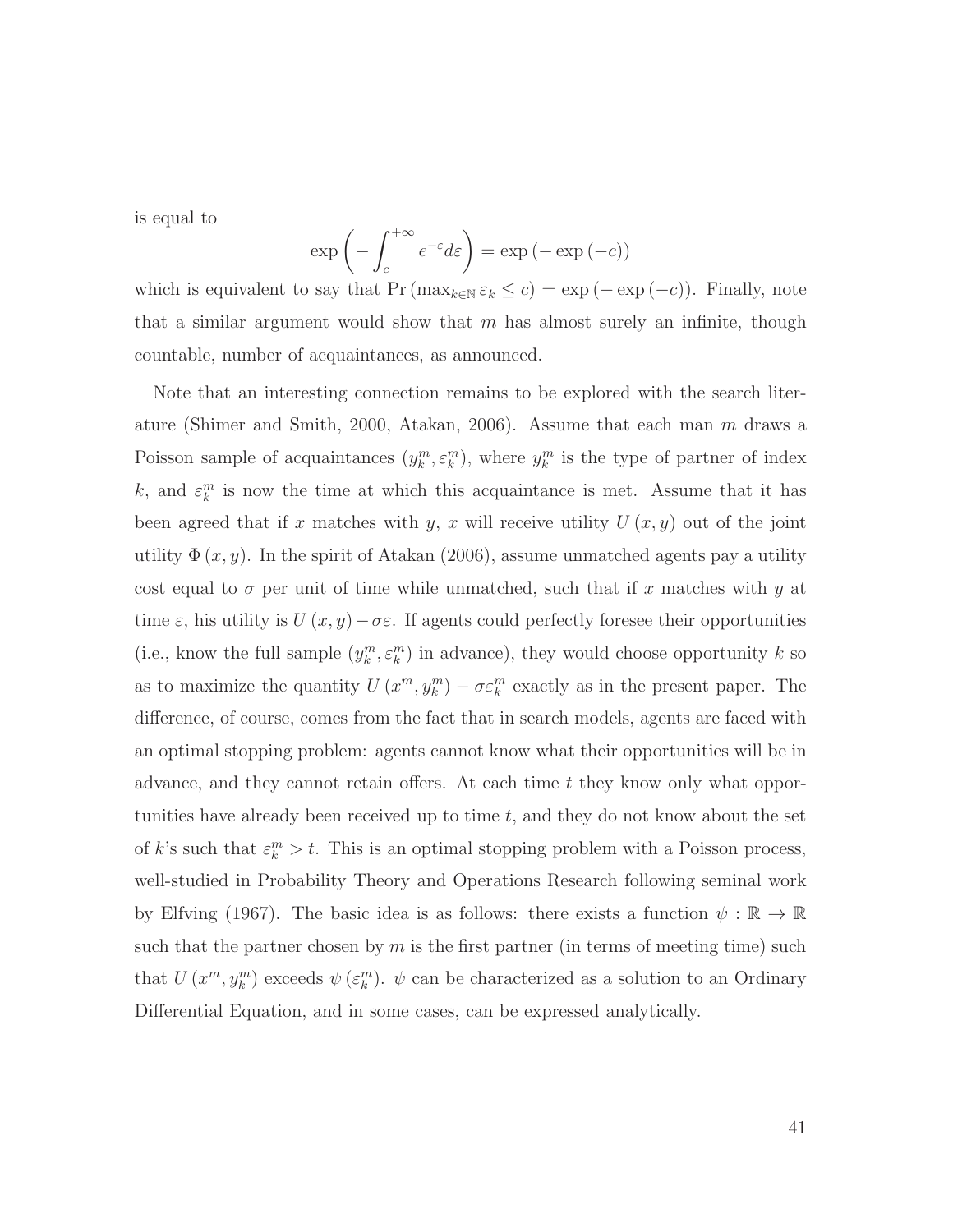is equal to

$$\exp\left(-\int_{c}^{+\infty} e^{-\varepsilon} d\varepsilon\right) = \exp\left(-\exp\left(-c\right)\right)$$

which is equivalent to say that $\Pr\left(\max_{k\in\mathbb{N}} \varepsilon_k \leq c\right) = \exp\left(-\exp\left(-c\right)\right)$. Finally, note that a similar argument would show that $m$ has almost surely an infinite, though countable, number of acquaintances, as announced.

Note that an interesting connection remains to be explored with the search literature (Shimer and Smith, 2000, Atakan, 2006). Assume that each man $m$ draws a Poisson sample of acquaintances $(y_k^m, \varepsilon_k^m)$, where $y_k^m$ is the type of partner of index $k$, and $\varepsilon_k^m$ is now the time at which this acquaintance is met. Assume that it has been agreed that if $x$ matches with $y$, $x$ will receive utility $U(x, y)$ out of the joint utility $\Phi(x, y)$. In the spirit of Atakan (2006), assume unmatched agents pay a utility cost equal to $\sigma$ per unit of time while unmatched, such that if $x$ matches with $y$ at time $\varepsilon$, his utility is $U(x, y) - \sigma\varepsilon$. If agents could perfectly foresee their opportunities (i.e., know the full sample $(y_k^m, \varepsilon_k^m)$ in advance), they would choose opportunity $k$ so as to maximize the quantity $U(x^m, y_k^m) - \sigma\varepsilon_k^m$ exactly as in the present paper. The difference, of course, comes from the fact that in search models, agents are faced with an optimal stopping problem: agents cannot know what their opportunities will be in advance, and they cannot retain offers. At each time $t$ they know only what opportunities have already been received up to time $t$, and they do not know about the set of $k$'s such that $\varepsilon_k^m > t$. This is an optimal stopping problem with a Poisson process, well-studied in Probability Theory and Operations Research following seminal work by Elfving (1967). The basic idea is as follows: there exists a function $\psi : \mathbb{R} \to \mathbb{R}$ such that the partner chosen by $m$ is the first partner (in terms of meeting time) such that $U(x^m, y_k^m)$ exceeds $\psi(\varepsilon_k^m)$. $\psi$ can be characterized as a solution to an Ordinary Differential Equation, and in some cases, can be expressed analytically.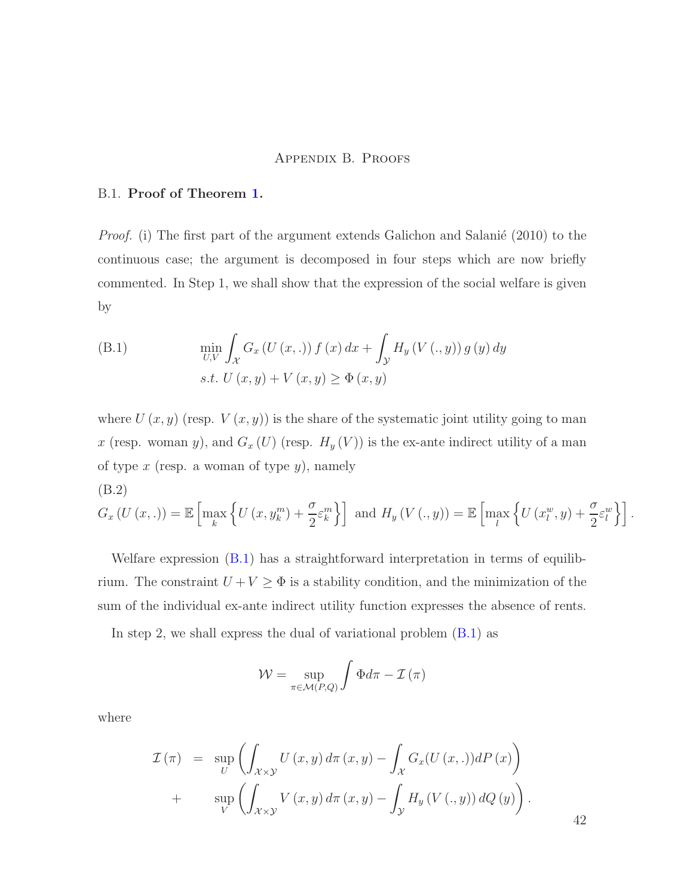## Appendix B. Proofs

### B.1. **Proof of Theorem 1.**

*Proof.* (i) The first part of the argument extends Galichon and Salanié (2010) to the continuous case; the argument is decomposed in four steps which are now briefly commented. In Step 1, we shall show that the expression of the social welfare is given by

$$\begin{aligned} \min_{U,V} & \int_{\mathcal{X}} G_x\left(U\left(x,.\right)\right) f\left(x\right) dx + \int_{\mathcal{Y}} H_y\left(V\left(.,y\right)\right) g\left(y\right) dy \\ & s.t.\ U\left(x,y\right) + V\left(x,y\right) \geq \Phi\left(x,y\right) \end{aligned} \tag{B.1}$$

where $U(x,y)$ (resp. $V(x,y)$) is the share of the systematic joint utility going to man $x$ (resp. woman $y$), and $G_x(U)$ (resp. $H_y(V)$) is the ex-ante indirect utility of a man of type $x$ (resp. a woman of type $y$), namely

$$G_x\left(U\left(x,.\right)\right) = \mathbb{E}\left[\max_k \left\{U\left(x,y_k^m\right) + \frac{\sigma}{2}\varepsilon_k^m\right\}\right] \text{ and } H_y\left(V\left(.,y\right)\right) = \mathbb{E}\left[\max_l \left\{U\left(x_l^w,y\right) + \frac{\sigma}{2}\varepsilon_l^w\right\}\right]. \tag{B.2}$$

Welfare expression (B.1) has a straightforward interpretation in terms of equilibrium. The constraint $U + V \geq \Phi$ is a stability condition, and the minimization of the sum of the individual ex-ante indirect utility function expresses the absence of rents.

In step 2, we shall express the dual of variational problem (B.1) as

$$\mathcal{W} = \sup_{\pi \in \mathcal{M}(P,Q)} \int \Phi d\pi - \mathcal{I}\left(\pi\right)$$

where

$$\begin{aligned} \mathcal{I}\left(\pi\right) &= \sup_U \left(\int_{\mathcal{X}\times\mathcal{Y}} U\left(x,y\right) d\pi\left(x,y\right) - \int_{\mathcal{X}} G_x(U\left(x,.\right)) dP\left(x\right)\right) \\ &+ \sup_V \left(\int_{\mathcal{X}\times\mathcal{Y}} V\left(x,y\right) d\pi\left(x,y\right) - \int_{\mathcal{Y}} H_y\left(V\left(.,y\right)\right) dQ\left(y\right)\right). \end{aligned}$$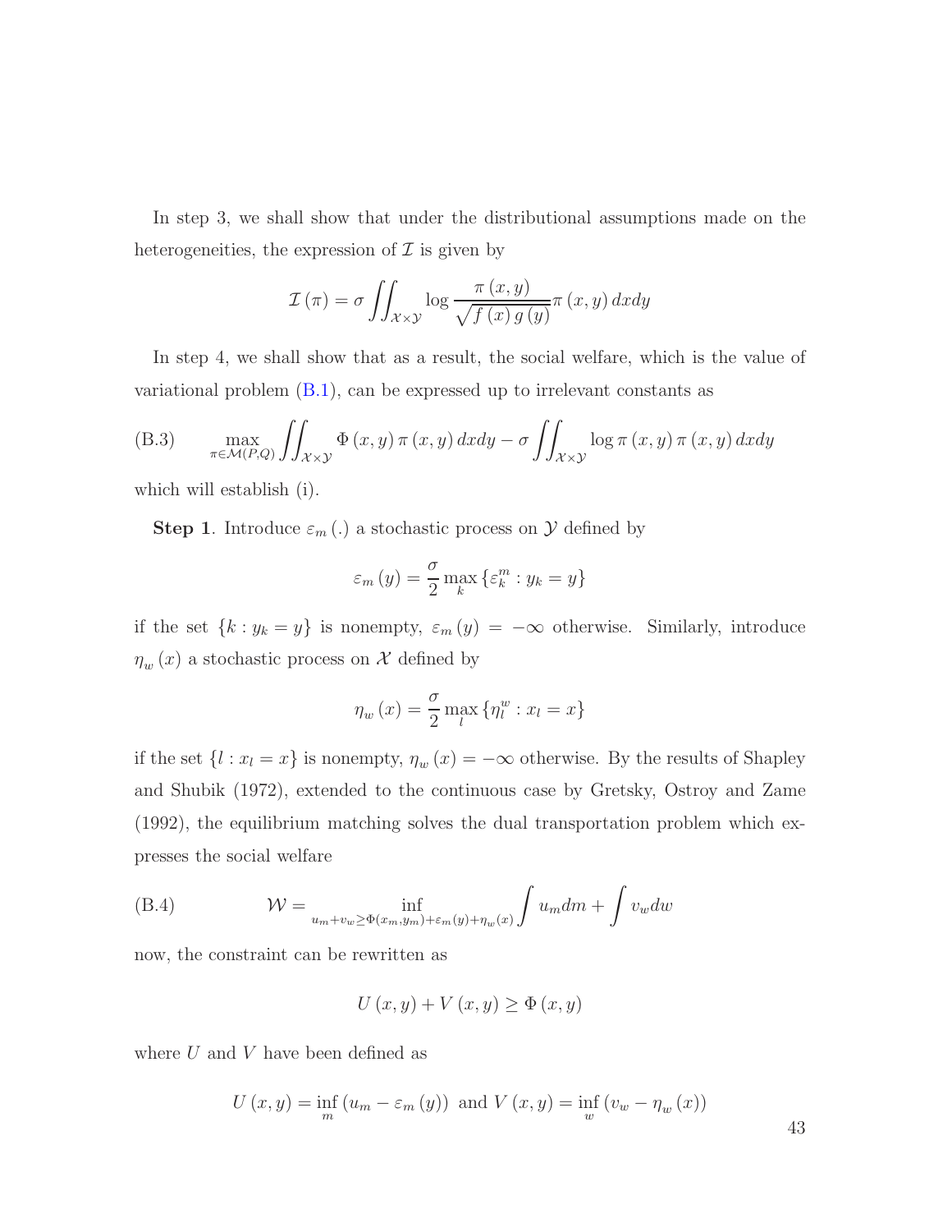In step 3, we shall show that under the distributional assumptions made on the heterogeneities, the expression of $\mathcal{I}$ is given by

$$\mathcal{I}(\pi) = \sigma \iint_{\mathcal{X}\times\mathcal{Y}} \log \frac{\pi(x,y)}{\sqrt{f(x)\,g(y)}} \pi(x,y)\,dxdy$$

In step 4, we shall show that as a result, the social welfare, which is the value of variational problem (B.1), can be expressed up to irrelevant constants as

$$\max_{\pi\in\mathcal{M}(P,Q)} \iint_{\mathcal{X}\times\mathcal{Y}} \Phi(x,y)\,\pi(x,y)\,dxdy - \sigma \iint_{\mathcal{X}\times\mathcal{Y}} \log \pi(x,y)\,\pi(x,y)\,dxdy \tag{B.3}$$

which will establish (i).

**Step 1**. Introduce $\varepsilon_m(.)$ a stochastic process on $\mathcal{Y}$ defined by

$$\varepsilon_m(y) = \frac{\sigma}{2} \max_k \{\varepsilon_k^m : y_k = y\}$$

if the set $\{k : y_k = y\}$ is nonempty, $\varepsilon_m(y) = -\infty$ otherwise. Similarly, introduce $\eta_w(x)$ a stochastic process on $\mathcal{X}$ defined by

$$\eta_w(x) = \frac{\sigma}{2} \max_l \{\eta_l^w : x_l = x\}$$

if the set $\{l : x_l = x\}$ is nonempty, $\eta_w(x) = -\infty$ otherwise. By the results of Shapley and Shubik (1972), extended to the continuous case by Gretsky, Ostroy and Zame (1992), the equilibrium matching solves the dual transportation problem which expresses the social welfare

$$\mathcal{W} = \inf_{u_m + v_w \geq \Phi(x_m, y_m) + \varepsilon_m(y) + \eta_w(x)} \int u_m dm + \int v_w dw \tag{B.4}$$

now, the constraint can be rewritten as

$$U(x,y) + V(x,y) \geq \Phi(x,y)$$

where $U$ and $V$ have been defined as

$$U(x,y) = \inf_m (u_m - \varepsilon_m(y)) \text{ and } V(x,y) = \inf_w (v_w - \eta_w(x))$$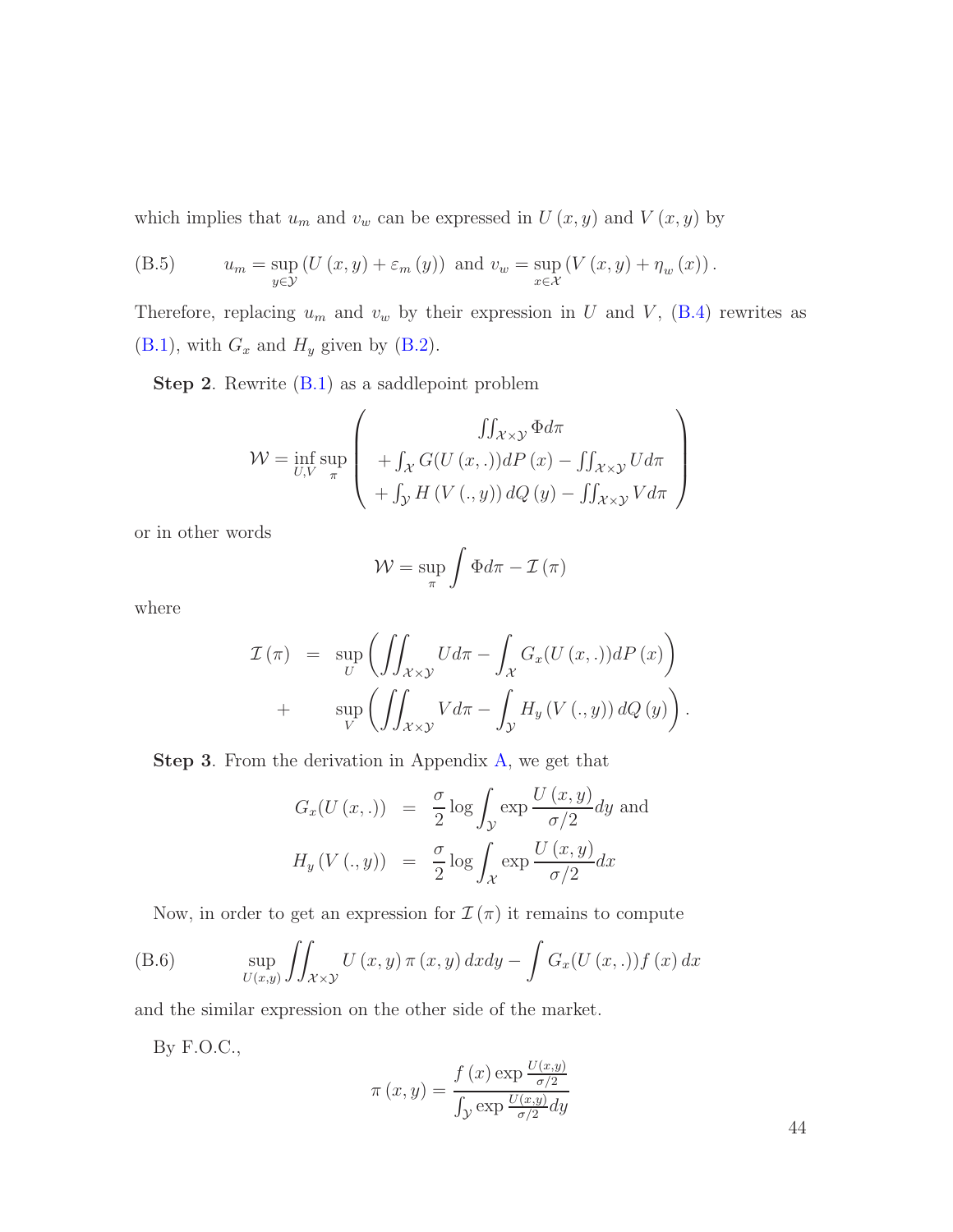which implies that $u_m$ and $v_w$ can be expressed in $U(x,y)$ and $V(x,y)$ by

$$u_m = \sup_{y \in \mathcal{Y}} \left( U(x,y) + \varepsilon_m(y) \right) \text{ and } v_w = \sup_{x \in \mathcal{X}} \left( V(x,y) + \eta_w(x) \right). \tag{B.5}$$

Therefore, replacing $u_m$ and $v_w$ by their expression in $U$ and $V$, (B.4) rewrites as (B.1), with $G_x$ and $H_y$ given by (B.2).

**Step 2**. Rewrite (B.1) as a saddlepoint problem

$$\mathcal{W} = \inf_{U,V} \sup_{\pi} \begin{pmatrix} \iint_{\mathcal{X}\times\mathcal{Y}} \Phi d\pi \\ + \int_{\mathcal{X}} G(U(x,.))dP(x) - \iint_{\mathcal{X}\times\mathcal{Y}} U d\pi \\ + \int_{\mathcal{Y}} H(V(.,y))dQ(y) - \iint_{\mathcal{X}\times\mathcal{Y}} V d\pi \end{pmatrix}$$

or in other words

$$\mathcal{W} = \sup_{\pi} \int \Phi d\pi - \mathcal{I}(\pi)$$

where

$$\begin{aligned} \mathcal{I}(\pi) &= \sup_{U} \left( \iint_{\mathcal{X}\times\mathcal{Y}} U d\pi - \int_{\mathcal{X}} G_x(U(x,.))dP(x) \right) \\ &+ \sup_{V} \left( \iint_{\mathcal{X}\times\mathcal{Y}} V d\pi - \int_{\mathcal{Y}} H_y(V(.,y))dQ(y) \right). \end{aligned}$$

**Step 3**. From the derivation in Appendix A, we get that

$$\begin{aligned} G_x(U(x,.)) &= \frac{\sigma}{2} \log \int_{\mathcal{Y}} \exp \frac{U(x,y)}{\sigma/2} dy \text{ and} \\ H_y(V(.,y)) &= \frac{\sigma}{2} \log \int_{\mathcal{X}} \exp \frac{U(x,y)}{\sigma/2} dx \end{aligned}$$

Now, in order to get an expression for $\mathcal{I}(\pi)$ it remains to compute

$$\sup_{U(x,y)} \iint_{\mathcal{X}\times\mathcal{Y}} U(x,y)\pi(x,y)\,dxdy - \int G_x(U(x,.))f(x)\,dx \tag{B.6}$$

and the similar expression on the other side of the market.

By F.O.C.,

$$\pi(x,y) = \frac{f(x)\exp\frac{U(x,y)}{\sigma/2}}{\int_{\mathcal{Y}} \exp\frac{U(x,y)}{\sigma/2}dy}$$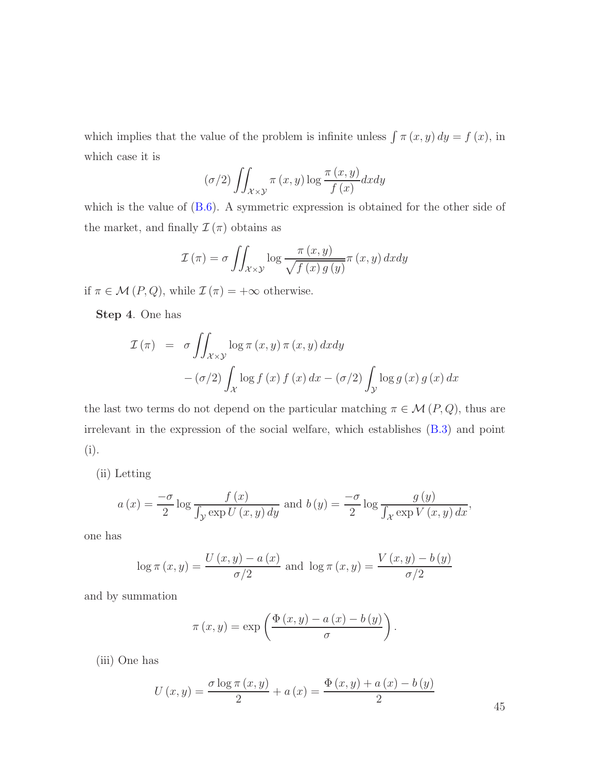which implies that the value of the problem is infinite unless $\int \pi(x,y)\,dy = f(x)$, in which case it is

$$(\sigma/2)\iint_{\mathcal{X}\times\mathcal{Y}} \pi(x,y)\log\frac{\pi(x,y)}{f(x)}dxdy$$

which is the value of (B.6). A symmetric expression is obtained for the other side of the market, and finally $\mathcal{I}(\pi)$ obtains as

$$\mathcal{I}(\pi) = \sigma \iint_{\mathcal{X}\times\mathcal{Y}} \log\frac{\pi(x,y)}{\sqrt{f(x)\,g(y)}}\pi(x,y)\,dxdy$$

if $\pi \in \mathcal{M}(P,Q)$, while $\mathcal{I}(\pi) = +\infty$ otherwise.

**Step 4**. One has

$$\begin{aligned}
\mathcal{I}(\pi) &= \sigma \iint_{\mathcal{X}\times\mathcal{Y}} \log \pi(x,y)\,\pi(x,y)\,dxdy \\
&\quad -(\sigma/2)\int_{\mathcal{X}} \log f(x)\,f(x)\,dx - (\sigma/2)\int_{\mathcal{Y}} \log g(x)\,g(x)\,dx
\end{aligned}$$

the last two terms do not depend on the particular matching $\pi \in \mathcal{M}(P,Q)$, thus are irrelevant in the expression of the social welfare, which establishes (B.3) and point (i).

(ii) Letting

$$a(x) = \frac{-\sigma}{2}\log\frac{f(x)}{\int_{\mathcal{Y}}\exp U(x,y)\,dy} \text{ and } b(y) = \frac{-\sigma}{2}\log\frac{g(y)}{\int_{\mathcal{X}}\exp V(x,y)\,dx},$$

one has

$$\log \pi(x,y) = \frac{U(x,y) - a(x)}{\sigma/2} \text{ and } \log \pi(x,y) = \frac{V(x,y) - b(y)}{\sigma/2}$$

and by summation

$$\pi(x,y) = \exp\left(\frac{\Phi(x,y) - a(x) - b(y)}{\sigma}\right).$$

(iii) One has

$$U(x,y) = \frac{\sigma \log \pi(x,y)}{2} + a(x) = \frac{\Phi(x,y) + a(x) - b(y)}{2}$$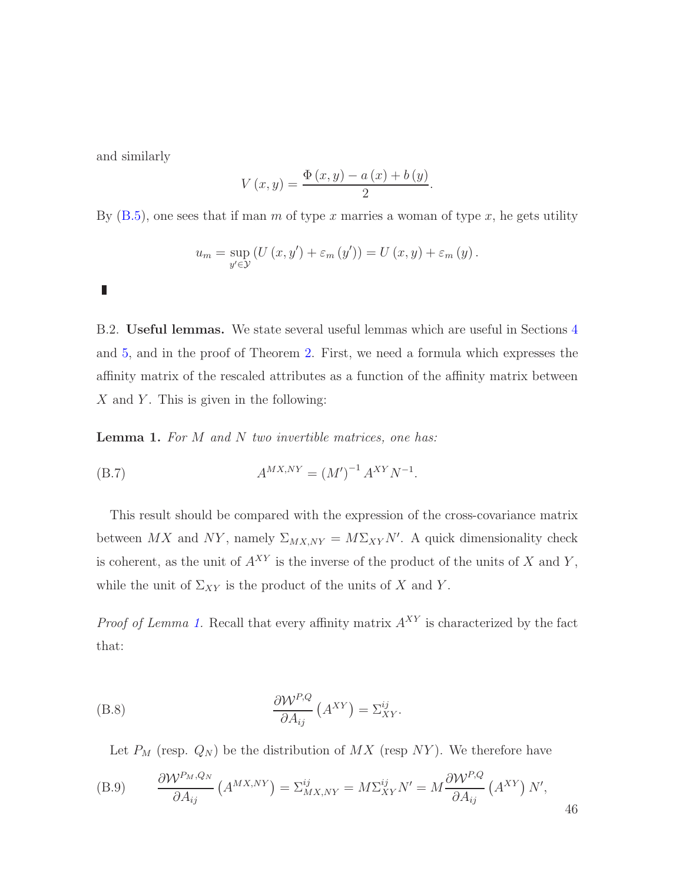and similarly

$$V(x,y) = \frac{\Phi(x,y) - a(x) + b(y)}{2}.$$

By (B.5), one sees that if man $m$ of type $x$ marries a woman of type $x$, he gets utility

$$u_m = \sup_{y' \in \mathcal{Y}} \left( U(x,y') + \varepsilon_m(y') \right) = U(x,y) + \varepsilon_m(y).$$

∎

B.2. **Useful lemmas.** We state several useful lemmas which are useful in Sections 4 and 5, and in the proof of Theorem 2. First, we need a formula which expresses the affinity matrix of the rescaled attributes as a function of the affinity matrix between $X$ and $Y$. This is given in the following:

**Lemma 1.** *For $M$ and $N$ two invertible matrices, one has:*

$$A^{MX,NY} = (M')^{-1} A^{XY} N^{-1}. \tag{B.7}$$

This result should be compared with the expression of the cross-covariance matrix between $MX$ and $NY$, namely $\Sigma_{MX,NY} = M\Sigma_{XY}N'$. A quick dimensionality check is coherent, as the unit of $A^{XY}$ is the inverse of the product of the units of $X$ and $Y$, while the unit of $\Sigma_{XY}$ is the product of the units of $X$ and $Y$.

*Proof of Lemma 1.* Recall that every affinity matrix $A^{XY}$ is characterized by the fact that:

$$\frac{\partial \mathcal{W}^{P,Q}}{\partial A_{ij}} \left( A^{XY} \right) = \Sigma^{ij}_{XY}. \tag{B.8}$$

Let $P_M$ (resp. $Q_N$) be the distribution of $MX$ (resp $NY$). We therefore have

$$\frac{\partial \mathcal{W}^{P_M,Q_N}}{\partial A_{ij}} \left( A^{MX,NY} \right) = \Sigma^{ij}_{MX,NY} = M\Sigma^{ij}_{XY}N' = M \frac{\partial \mathcal{W}^{P,Q}}{\partial A_{ij}} \left( A^{XY} \right) N', \tag{B.9}$$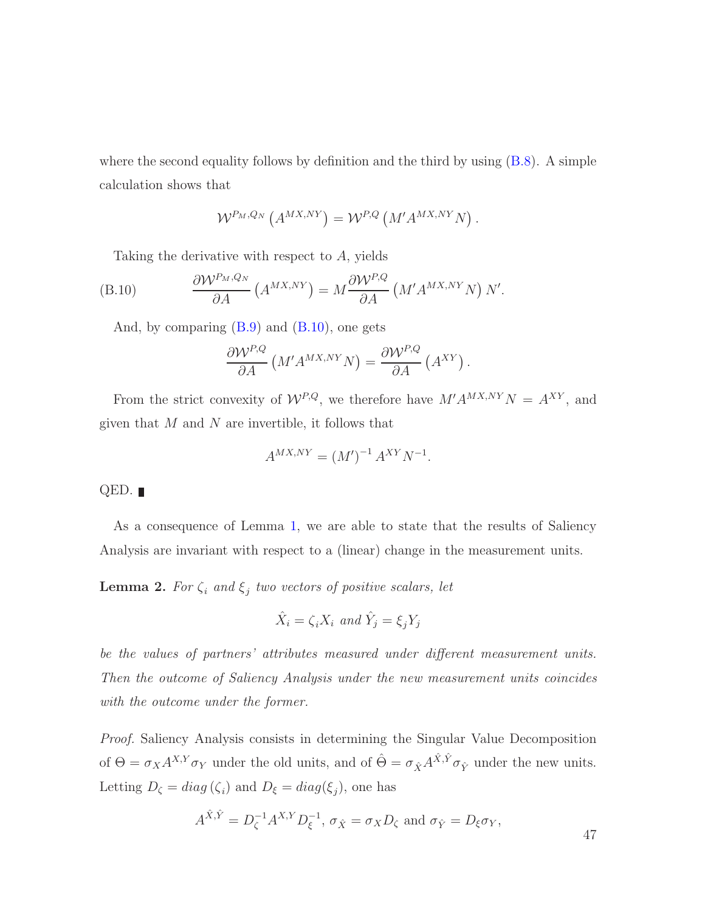where the second equality follows by definition and the third by using (B.8). A simple calculation shows that

$$\mathcal{W}^{P_M,Q_N}\left(A^{MX,NY}\right) = \mathcal{W}^{P,Q}\left(M'A^{MX,NY}N\right).$$

Taking the derivative with respect to $A$, yields

$$\frac{\partial \mathcal{W}^{P_M,Q_N}}{\partial A}\left(A^{MX,NY}\right) = M\frac{\partial \mathcal{W}^{P,Q}}{\partial A}\left(M'A^{MX,NY}N\right)N'. \tag{B.10}$$

And, by comparing (B.9) and (B.10), one gets

$$\frac{\partial \mathcal{W}^{P,Q}}{\partial A}\left(M'A^{MX,NY}N\right) = \frac{\partial \mathcal{W}^{P,Q}}{\partial A}\left(A^{XY}\right).$$

From the strict convexity of $\mathcal{W}^{P,Q}$, we therefore have $M'A^{MX,NY}N = A^{XY}$, and given that $M$ and $N$ are invertible, it follows that

$$A^{MX,NY} = \left(M'\right)^{-1}A^{XY}N^{-1}.$$

QED. ∎

As a consequence of Lemma 1, we are able to state that the results of Saliency Analysis are invariant with respect to a (linear) change in the measurement units.

**Lemma 2.** *For $\zeta_i$ and $\xi_j$ two vectors of positive scalars, let*

$$\hat{X}_i = \zeta_i X_i \text{ and } \hat{Y}_j = \xi_j Y_j$$

*be the values of partners' attributes measured under different measurement units. Then the outcome of Saliency Analysis under the new measurement units coincides with the outcome under the former.*

*Proof.* Saliency Analysis consists in determining the Singular Value Decomposition of $\Theta = \sigma_X A^{X,Y}\sigma_Y$ under the old units, and of $\hat{\Theta} = \sigma_{\hat{X}}A^{\hat{X},\hat{Y}}\sigma_{\hat{Y}}$ under the new units. Letting $D_\zeta = diag\left(\zeta_i\right)$ and $D_\xi = diag(\xi_j)$, one has

$$A^{\hat{X},\hat{Y}} = D_\zeta^{-1}A^{X,Y}D_\xi^{-1},\ \sigma_{\hat{X}} = \sigma_X D_\zeta \text{ and } \sigma_{\hat{Y}} = D_\xi \sigma_Y,$$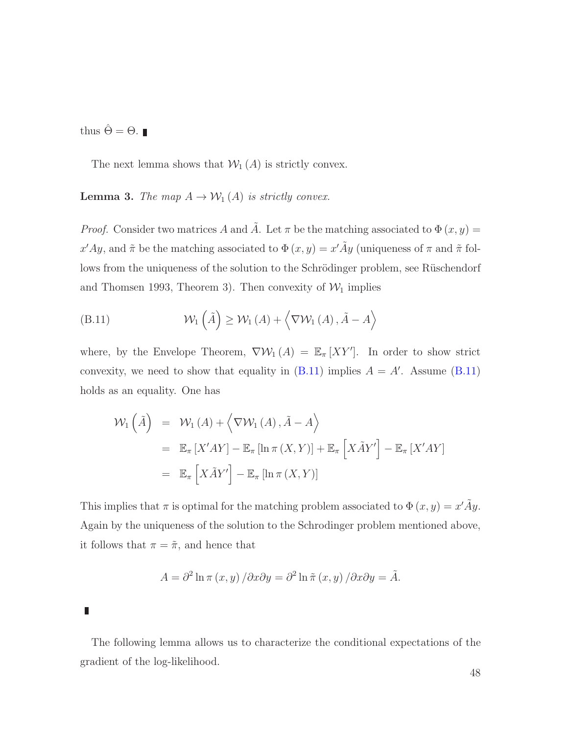thus $\hat{\Theta} = \Theta$. ∎

The next lemma shows that $\mathcal{W}_1(A)$ is strictly convex.

**Lemma 3.** *The map $A \to \mathcal{W}_1(A)$ is strictly convex.*

*Proof.* Consider two matrices $A$ and $\tilde{A}$. Let $\pi$ be the matching associated to $\Phi(x,y) = x'Ay$, and $\tilde{\pi}$ be the matching associated to $\Phi(x,y) = x'\tilde{A}y$ (uniqueness of $\pi$ and $\tilde{\pi}$ follows from the uniqueness of the solution to the Schrödinger problem, see Rüschendorf and Thomsen 1993, Theorem 3). Then convexity of $\mathcal{W}_1$ implies

$$\mathcal{W}_1\left(\tilde{A}\right) \geq \mathcal{W}_1(A) + \left\langle \nabla \mathcal{W}_1(A), \tilde{A} - A \right\rangle \tag{B.11}$$

where, by the Envelope Theorem, $\nabla \mathcal{W}_1(A) = \mathbb{E}_\pi[XY']$. In order to show strict convexity, we need to show that equality in (B.11) implies $A = A'$. Assume (B.11) holds as an equality. One has

$$\begin{aligned}
\mathcal{W}_1\left(\tilde{A}\right) &= \mathcal{W}_1(A) + \left\langle \nabla \mathcal{W}_1(A), \tilde{A} - A \right\rangle \\
&= \mathbb{E}_\pi[X'AY] - \mathbb{E}_\pi[\ln \pi(X,Y)] + \mathbb{E}_\pi\left[X\tilde{A}Y'\right] - \mathbb{E}_\pi[X'AY] \\
&= \mathbb{E}_\pi\left[X\tilde{A}Y'\right] - \mathbb{E}_\pi[\ln \pi(X,Y)]
\end{aligned}$$

This implies that $\pi$ is optimal for the matching problem associated to $\Phi(x,y) = x'\tilde{A}y$. Again by the uniqueness of the solution to the Schrodinger problem mentioned above, it follows that $\pi = \tilde{\pi}$, and hence that

$$A = \partial^2 \ln \pi(x,y) / \partial x \partial y = \partial^2 \ln \tilde{\pi}(x,y) / \partial x \partial y = \tilde{A}.$$

∎

The following lemma allows us to characterize the conditional expectations of the gradient of the log-likelihood.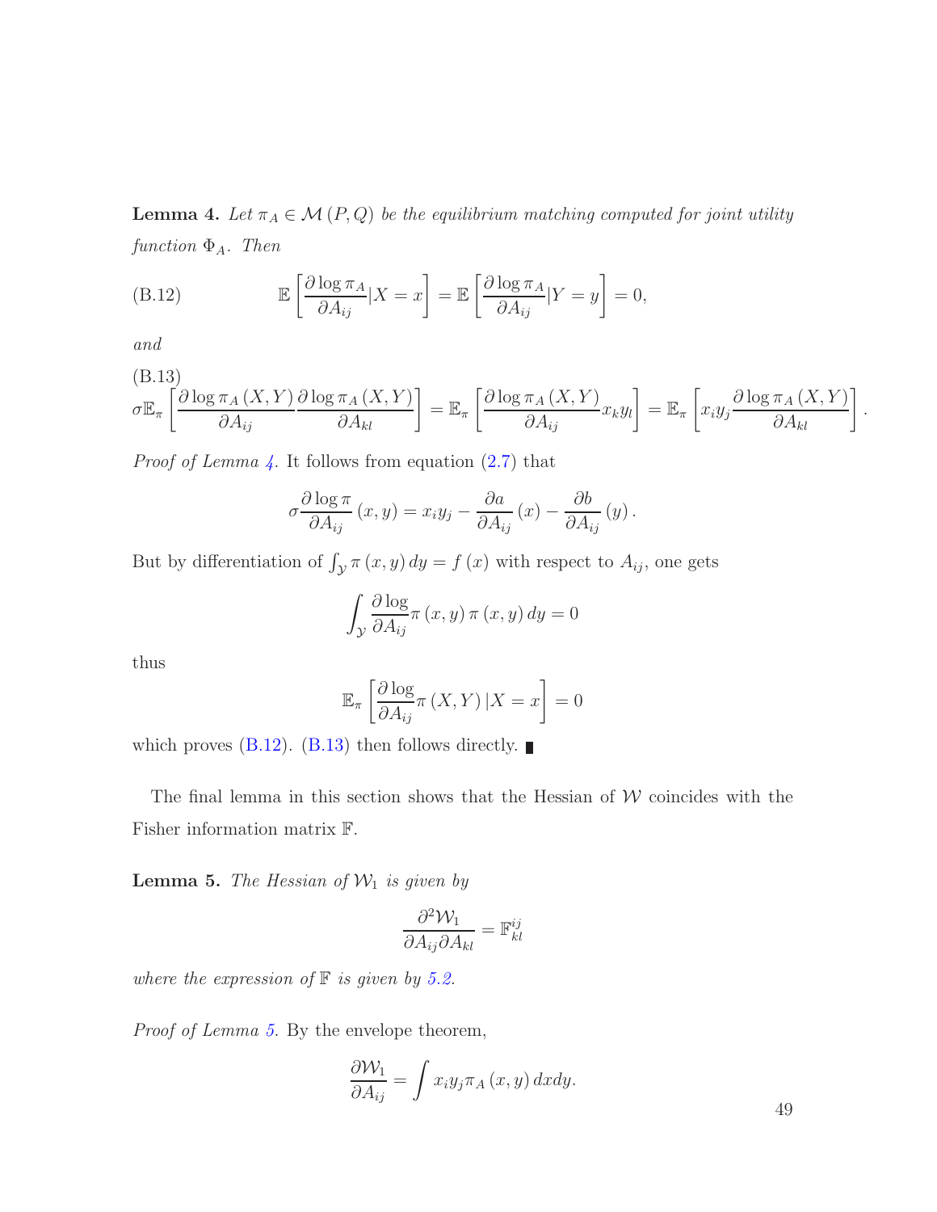**Lemma 4.** *Let $\pi_A \in \mathcal{M}(P,Q)$ be the equilibrium matching computed for joint utility function $\Phi_A$. Then*

$$\mathbb{E}\left[\frac{\partial \log \pi_A}{\partial A_{ij}}|X=x\right] = \mathbb{E}\left[\frac{\partial \log \pi_A}{\partial A_{ij}}|Y=y\right] = 0, \tag{B.12}$$

*and*

$$\sigma \mathbb{E}_\pi\left[\frac{\partial \log \pi_A(X,Y)}{\partial A_{ij}}\frac{\partial \log \pi_A(X,Y)}{\partial A_{kl}}\right] = \mathbb{E}_\pi\left[\frac{\partial \log \pi_A(X,Y)}{\partial A_{ij}}x_k y_l\right] = \mathbb{E}_\pi\left[x_i y_j \frac{\partial \log \pi_A(X,Y)}{\partial A_{kl}}\right]. \tag{B.13}$$

*Proof of Lemma 4.* It follows from equation (2.7) that

$$\sigma \frac{\partial \log \pi}{\partial A_{ij}}(x,y) = x_i y_j - \frac{\partial a}{\partial A_{ij}}(x) - \frac{\partial b}{\partial A_{ij}}(y).$$

But by differentiation of $\int_{\mathcal{Y}} \pi(x,y)\,dy = f(x)$ with respect to $A_{ij}$, one gets

$$\int_{\mathcal{Y}} \frac{\partial \log}{\partial A_{ij}} \pi(x,y)\,\pi(x,y)\,dy = 0$$

thus

$$\mathbb{E}_\pi\left[\frac{\partial \log}{\partial A_{ij}}\pi(X,Y)\,|X=x\right] = 0$$

which proves (B.12). (B.13) then follows directly. ∎

The final lemma in this section shows that the Hessian of $\mathcal{W}$ coincides with the Fisher information matrix $\mathbb{F}$.

**Lemma 5.** *The Hessian of $\mathcal{W}_1$ is given by*

$$\frac{\partial^2 \mathcal{W}_1}{\partial A_{ij}\partial A_{kl}} = \mathbb{F}^{ij}_{kl}$$

*where the expression of $\mathbb{F}$ is given by 5.2.*

*Proof of Lemma 5.* By the envelope theorem,

$$\frac{\partial \mathcal{W}_1}{\partial A_{ij}} = \int x_i y_j \pi_A(x,y)\,dxdy.$$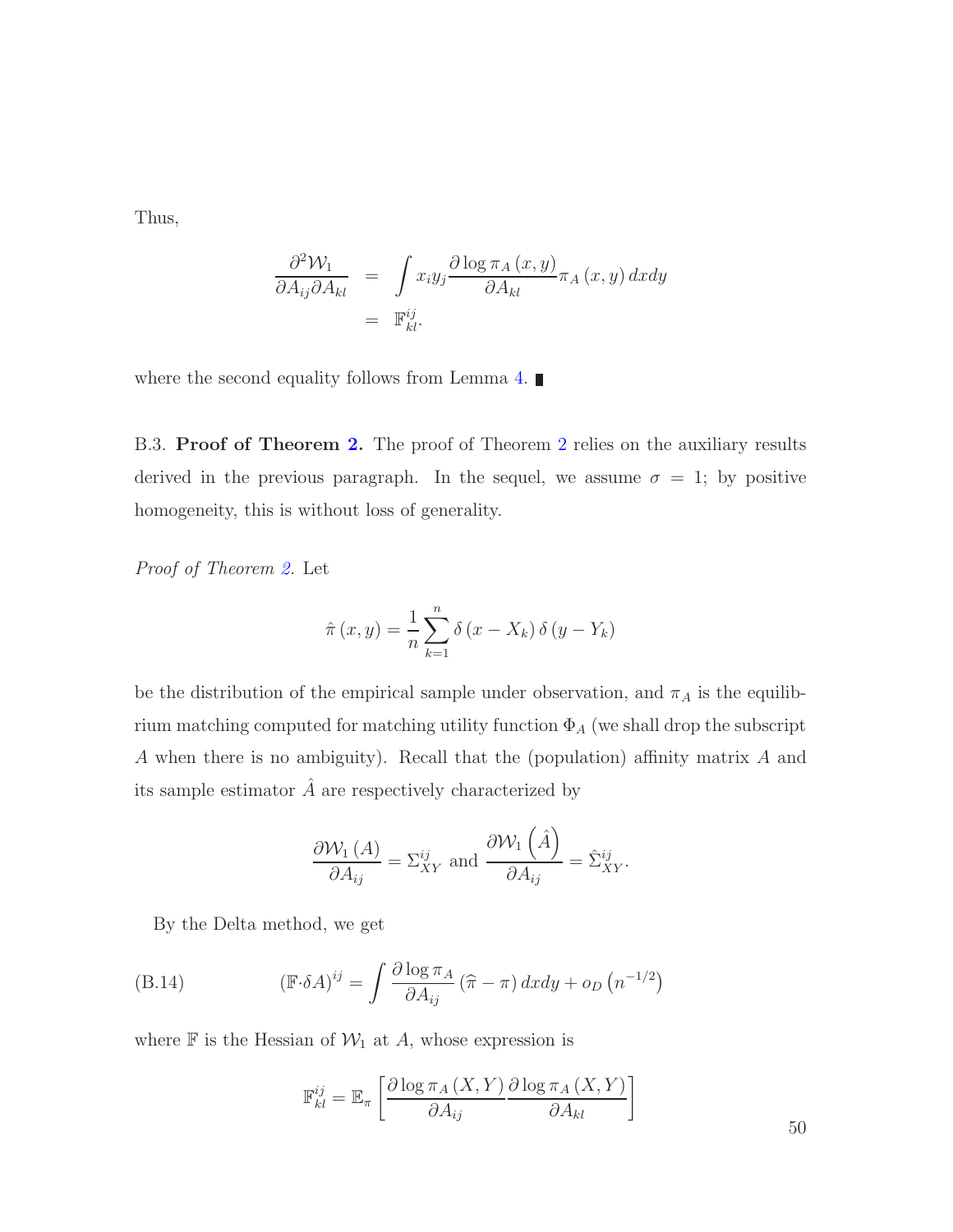Thus,

$$\begin{aligned}\frac{\partial^2 \mathcal{W}_1}{\partial A_{ij} \partial A_{kl}} &= \int x_i y_j \frac{\partial \log \pi_A(x,y)}{\partial A_{kl}} \pi_A(x,y)\, dxdy \\ &= \mathbb{F}^{ij}_{kl}.\end{aligned}$$

where the second equality follows from Lemma 4. ∎

B.3. **Proof of Theorem 2.** The proof of Theorem 2 relies on the auxiliary results derived in the previous paragraph. In the sequel, we assume $\sigma = 1$; by positive homogeneity, this is without loss of generality.

*Proof of Theorem 2.* Let

$$\hat{\pi}(x,y) = \frac{1}{n} \sum_{k=1}^{n} \delta(x - X_k)\, \delta(y - Y_k)$$

be the distribution of the empirical sample under observation, and $\pi_A$ is the equilibrium matching computed for matching utility function $\Phi_A$ (we shall drop the subscript $A$ when there is no ambiguity). Recall that the (population) affinity matrix $A$ and its sample estimator $\hat{A}$ are respectively characterized by

$$\frac{\partial \mathcal{W}_1(A)}{\partial A_{ij}} = \Sigma^{ij}_{XY} \text{ and } \frac{\partial \mathcal{W}_1\left(\hat{A}\right)}{\partial A_{ij}} = \hat{\Sigma}^{ij}_{XY}.$$

By the Delta method, we get

$$(\mathbb{F} \cdot \delta A)^{ij} = \int \frac{\partial \log \pi_A}{\partial A_{ij}} (\widehat{\pi} - \pi)\, dxdy + o_D\left(n^{-1/2}\right) \tag{B.14}$$

where $\mathbb{F}$ is the Hessian of $\mathcal{W}_1$ at $A$, whose expression is

$$\mathbb{F}^{ij}_{kl} = \mathbb{E}_\pi\left[\frac{\partial \log \pi_A(X,Y)}{\partial A_{ij}} \frac{\partial \log \pi_A(X,Y)}{\partial A_{kl}}\right]$$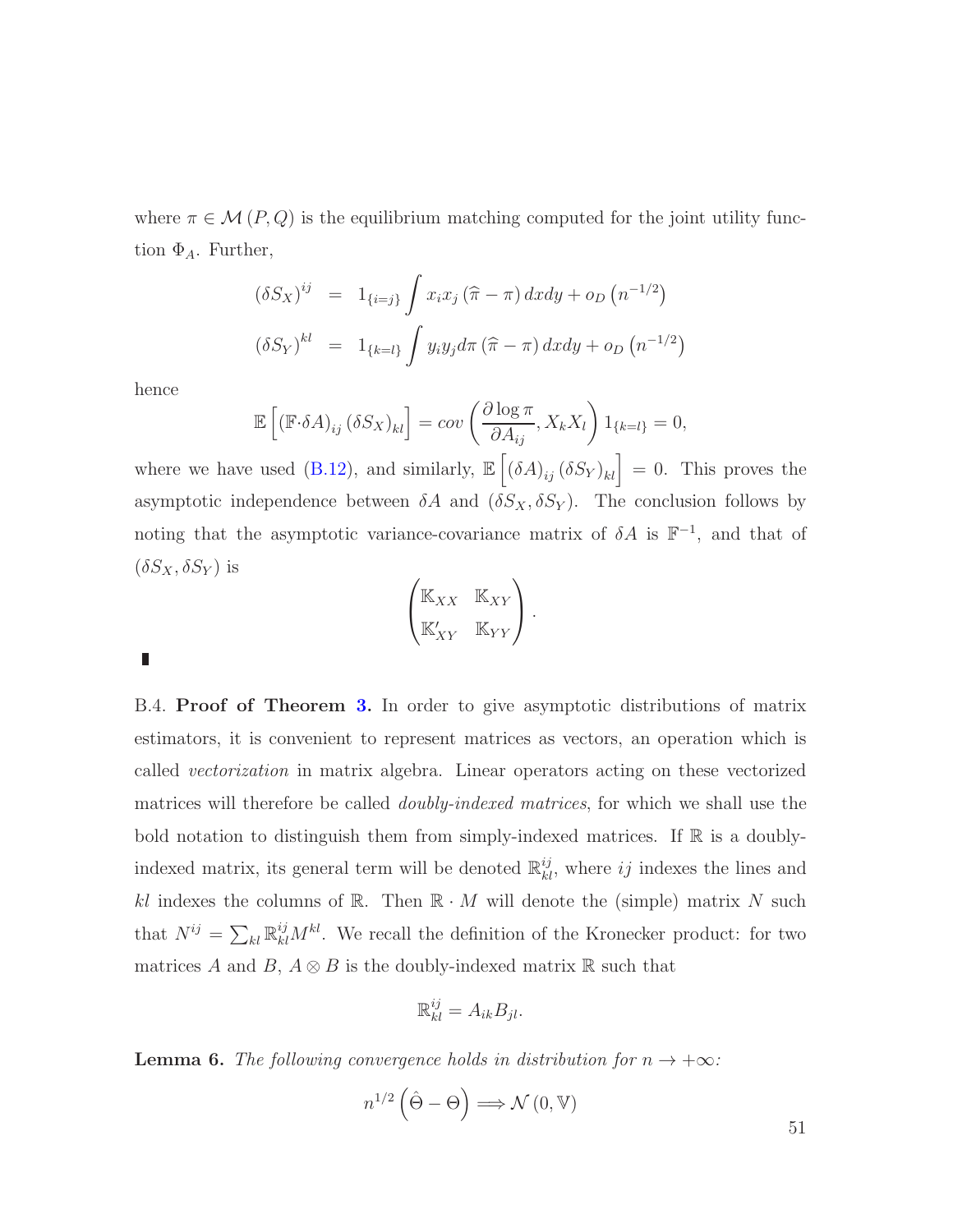where $\pi \in \mathcal{M}(P,Q)$ is the equilibrium matching computed for the joint utility function $\Phi_A$. Further,

$$
\begin{aligned}
(\delta S_X)^{ij} &= 1_{\{i=j\}} \int x_i x_j (\widehat{\pi} - \pi)\, dxdy + o_D\left(n^{-1/2}\right) \\
(\delta S_Y)^{kl} &= 1_{\{k=l\}} \int y_i y_j d\pi (\widehat{\pi} - \pi)\, dxdy + o_D\left(n^{-1/2}\right)
\end{aligned}
$$

hence

$$
\mathbb{E}\left[ (\mathbb{F} \cdot \delta A)_{ij} (\delta S_X)_{kl} \right] = cov\left( \frac{\partial \log \pi}{\partial A_{ij}}, X_k X_l \right) 1_{\{k=l\}} = 0,
$$

where we have used (B.12), and similarly, $\mathbb{E}\left[ (\delta A)_{ij} (\delta S_Y)_{kl} \right] = 0$. This proves the asymptotic independence between $\delta A$ and $(\delta S_X, \delta S_Y)$. The conclusion follows by noting that the asymptotic variance-covariance matrix of $\delta A$ is $\mathbb{F}^{-1}$, and that of $(\delta S_X, \delta S_Y)$ is

$$
\begin{pmatrix} \mathbb{K}_{XX} & \mathbb{K}_{XY} \\ \mathbb{K}'_{XY} & \mathbb{K}_{YY} \end{pmatrix}.
$$

∎

B.4. **Proof of Theorem 3.** In order to give asymptotic distributions of matrix estimators, it is convenient to represent matrices as vectors, an operation which is called *vectorization* in matrix algebra. Linear operators acting on these vectorized matrices will therefore be called *doubly-indexed matrices*, for which we shall use the bold notation to distinguish them from simply-indexed matrices. If $\mathbb{R}$ is a doubly-indexed matrix, its general term will be denoted $\mathbb{R}^{ij}_{kl}$, where $ij$ indexes the lines and $kl$ indexes the columns of $\mathbb{R}$. Then $\mathbb{R} \cdot M$ will denote the (simple) matrix $N$ such that $N^{ij} = \sum_{kl} \mathbb{R}^{ij}_{kl} M^{kl}$. We recall the definition of the Kronecker product: for two matrices $A$ and $B$, $A \otimes B$ is the doubly-indexed matrix $\mathbb{R}$ such that

$$
\mathbb{R}^{ij}_{kl} = A_{ik} B_{jl}.
$$

**Lemma 6.** *The following convergence holds in distribution for $n \to +\infty$:*

$$
n^{1/2}\left( \hat{\Theta} - \Theta \right) \Longrightarrow \mathcal{N}(0, \mathbb{V})
$$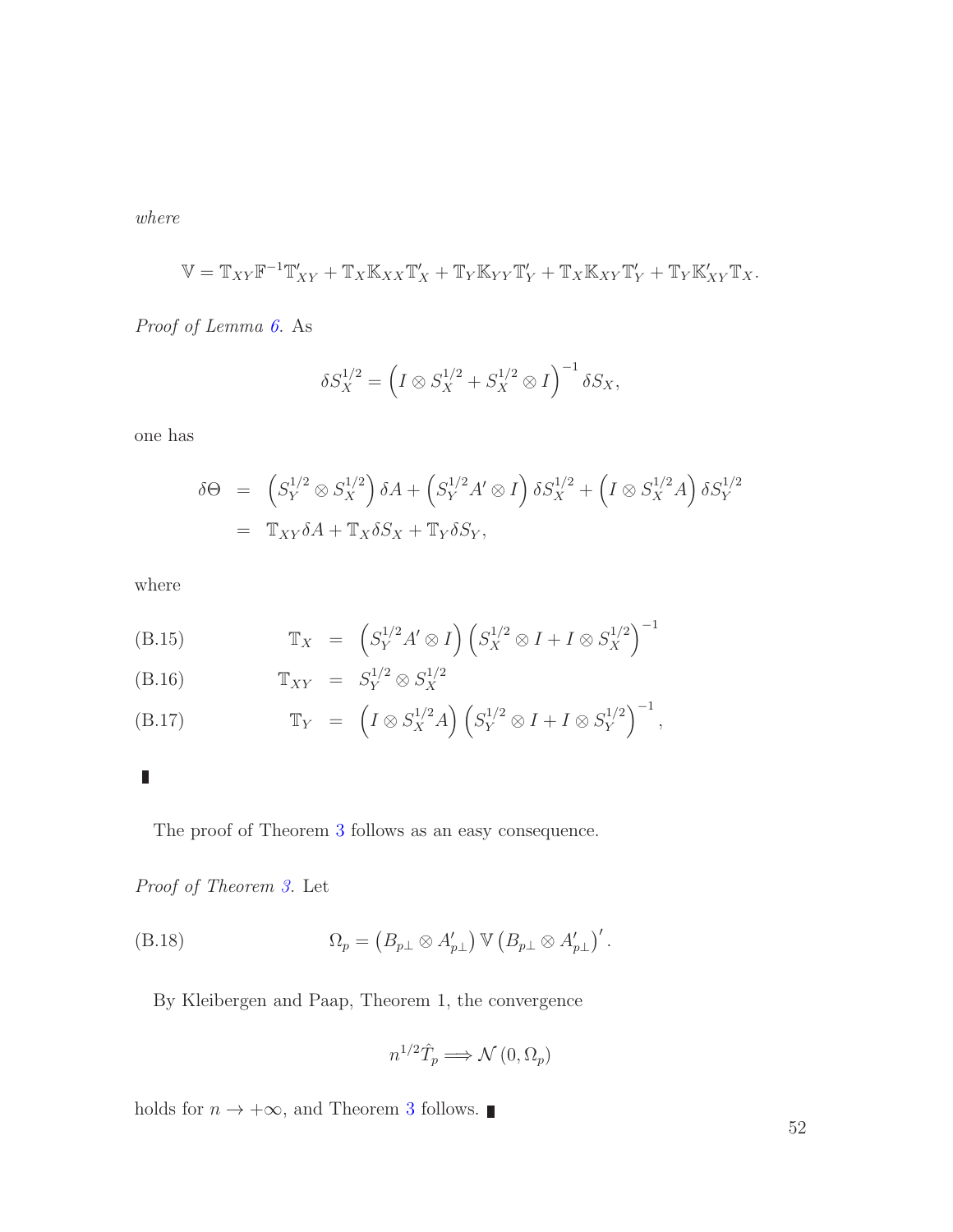*where*

$$\mathbb{V} = \mathbb{T}_{XY}\mathbb{F}^{-1}\mathbb{T}'_{XY} + \mathbb{T}_X\mathbb{K}_{XX}\mathbb{T}'_X + \mathbb{T}_Y\mathbb{K}_{YY}\mathbb{T}'_Y + \mathbb{T}_X\mathbb{K}_{XY}\mathbb{T}'_Y + \mathbb{T}_Y\mathbb{K}'_{XY}\mathbb{T}_X.$$

*Proof of Lemma 6.* As

$$\delta S_X^{1/2} = \left(I \otimes S_X^{1/2} + S_X^{1/2} \otimes I\right)^{-1} \delta S_X,$$

one has

$$\begin{aligned}
\delta\Theta &= \left(S_Y^{1/2} \otimes S_X^{1/2}\right)\delta A + \left(S_Y^{1/2}A' \otimes I\right)\delta S_X^{1/2} + \left(I \otimes S_X^{1/2}A\right)\delta S_Y^{1/2} \\
&= \mathbb{T}_{XY}\delta A + \mathbb{T}_X\delta S_X + \mathbb{T}_Y\delta S_Y,
\end{aligned}$$

where

$$\mathbb{T}_X = \left(S_Y^{1/2}A' \otimes I\right)\left(S_X^{1/2} \otimes I + I \otimes S_X^{1/2}\right)^{-1} \tag{B.15}$$

$$\mathbb{T}_{XY} = S_Y^{1/2} \otimes S_X^{1/2} \tag{B.16}$$

$$\mathbb{T}_Y = \left(I \otimes S_X^{1/2}A\right)\left(S_Y^{1/2} \otimes I + I \otimes S_Y^{1/2}\right)^{-1}, \tag{B.17}$$

■

The proof of Theorem 3 follows as an easy consequence.

*Proof of Theorem 3.* Let

$$\Omega_p = \left(B_{p\perp} \otimes A'_{p\perp}\right)\mathbb{V}\left(B_{p\perp} \otimes A'_{p\perp}\right)'. \tag{B.18}$$

By Kleibergen and Paap, Theorem 1, the convergence

$$n^{1/2}\hat{T}_p \Longrightarrow \mathcal{N}\left(0, \Omega_p\right)$$

holds for $n \to +\infty$, and Theorem 3 follows. ■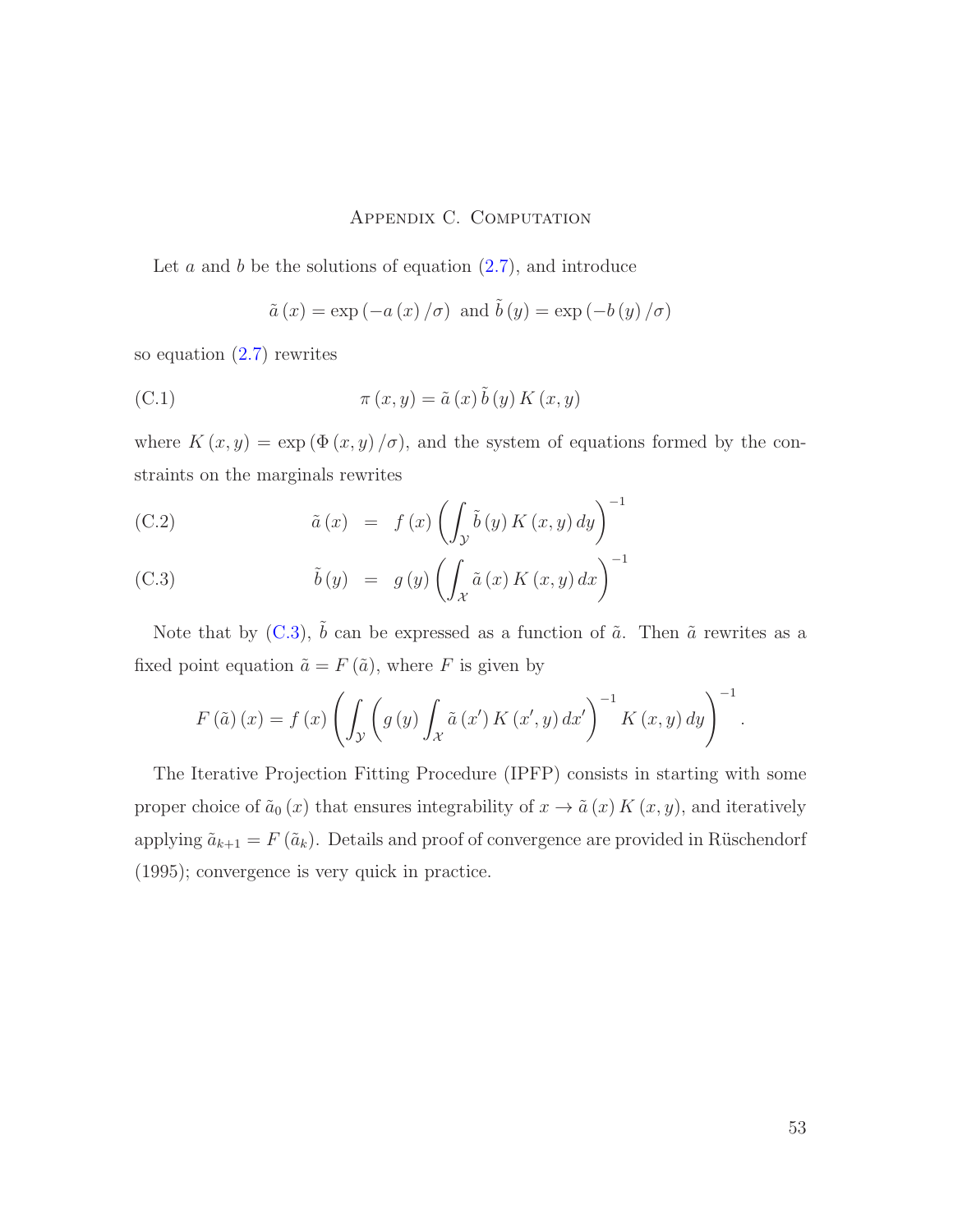# Appendix C. Computation

Let $a$ and $b$ be the solutions of equation (2.7), and introduce

$$\tilde{a}(x) = \exp(-a(x)/\sigma) \text{ and } \tilde{b}(y) = \exp(-b(y)/\sigma)$$

so equation (2.7) rewrites

$$\pi(x,y) = \tilde{a}(x)\,\tilde{b}(y)\,K(x,y) \tag{C.1}$$

where $K(x,y) = \exp(\Phi(x,y)/\sigma)$, and the system of equations formed by the constraints on the marginals rewrites

$$\tilde{a}(x) = f(x)\left(\int_{\mathcal{Y}} \tilde{b}(y)\,K(x,y)\,dy\right)^{-1} \tag{C.2}$$

$$\tilde{b}(y) = g(y)\left(\int_{\mathcal{X}} \tilde{a}(x)\,K(x,y)\,dx\right)^{-1} \tag{C.3}$$

Note that by (C.3), $\tilde{b}$ can be expressed as a function of $\tilde{a}$. Then $\tilde{a}$ rewrites as a fixed point equation $\tilde{a} = F(\tilde{a})$, where $F$ is given by

$$F(\tilde{a})(x) = f(x)\left(\int_{\mathcal{Y}}\left(g(y)\int_{\mathcal{X}}\tilde{a}(x')\,K(x',y)\,dx'\right)^{-1} K(x,y)\,dy\right)^{-1}.$$

The Iterative Projection Fitting Procedure (IPFP) consists in starting with some proper choice of $\tilde{a}_0(x)$ that ensures integrability of $x \to \tilde{a}(x)\,K(x,y)$, and iteratively applying $\tilde{a}_{k+1} = F(\tilde{a}_k)$. Details and proof of convergence are provided in Rüschendorf (1995); convergence is very quick in practice.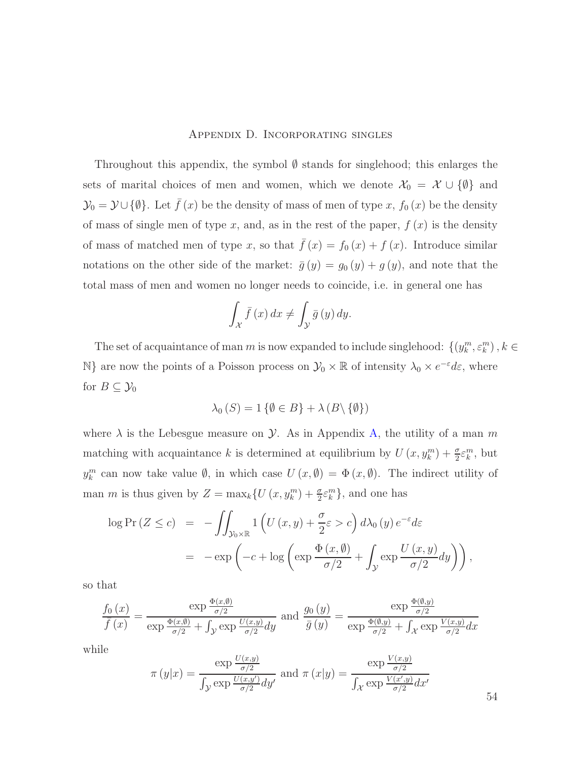## Appendix D. Incorporating singles

Throughout this appendix, the symbol $\emptyset$ stands for singlehood; this enlarges the sets of marital choices of men and women, which we denote $\mathcal{X}_0 = \mathcal{X} \cup \{\emptyset\}$ and $\mathcal{Y}_0 = \mathcal{Y} \cup \{\emptyset\}$. Let $\bar{f}(x)$ be the density of mass of men of type $x$, $f_0(x)$ be the density of mass of single men of type $x$, and, as in the rest of the paper, $f(x)$ is the density of mass of matched men of type $x$, so that $\bar{f}(x) = f_0(x) + f(x)$. Introduce similar notations on the other side of the market: $\bar{g}(y) = g_0(y) + g(y)$, and note that the total mass of men and women no longer needs to coincide, i.e. in general one has

$$\int_{\mathcal{X}} \bar{f}(x)\, dx \neq \int_{\mathcal{Y}} \bar{g}(y)\, dy.$$

The set of acquaintance of man $m$ is now expanded to include singlehood: $\{(y_k^m, \varepsilon_k^m), k \in \mathbb{N}\}$ are now the points of a Poisson process on $\mathcal{Y}_0 \times \mathbb{R}$ of intensity $\lambda_0 \times e^{-\varepsilon} d\varepsilon$, where for $B \subseteq \mathcal{Y}_0$

$$\lambda_0(S) = 1\{\emptyset \in B\} + \lambda(B \setminus \{\emptyset\})$$

where $\lambda$ is the Lebesgue measure on $\mathcal{Y}$. As in Appendix A, the utility of a man $m$ matching with acquaintance $k$ is determined at equilibrium by $U(x, y_k^m) + \frac{\sigma}{2}\varepsilon_k^m$, but $y_k^m$ can now take value $\emptyset$, in which case $U(x, \emptyset) = \Phi(x, \emptyset)$. The indirect utility of man $m$ is thus given by $Z = \max_k\{U(x, y_k^m) + \frac{\sigma}{2}\varepsilon_k^m\}$, and one has

$$\begin{aligned}
\log \Pr(Z \leq c) &= -\iint_{\mathcal{Y}_0 \times \mathbb{R}} 1\left(U(x,y) + \frac{\sigma}{2}\varepsilon > c\right) d\lambda_0(y)\, e^{-\varepsilon} d\varepsilon \\
&= -\exp\left(-c + \log\left(\exp\frac{\Phi(x,\emptyset)}{\sigma/2} + \int_{\mathcal{Y}} \exp\frac{U(x,y)}{\sigma/2} dy\right)\right),
\end{aligned}$$

so that

$$\frac{f_0(x)}{\bar{f}(x)} = \frac{\exp\frac{\Phi(x,\emptyset)}{\sigma/2}}{\exp\frac{\Phi(x,\emptyset)}{\sigma/2} + \int_{\mathcal{Y}} \exp\frac{U(x,y)}{\sigma/2} dy} \text{ and } \frac{g_0(y)}{\bar{g}(y)} = \frac{\exp\frac{\Phi(\emptyset,y)}{\sigma/2}}{\exp\frac{\Phi(\emptyset,y)}{\sigma/2} + \int_{\mathcal{X}} \exp\frac{V(x,y)}{\sigma/2} dx}$$

while

$$\pi(y|x) = \frac{\exp\frac{U(x,y)}{\sigma/2}}{\int_{\mathcal{Y}} \exp\frac{U(x,y')}{\sigma/2} dy'} \text{ and } \pi(x|y) = \frac{\exp\frac{V(x,y)}{\sigma/2}}{\int_{\mathcal{X}} \exp\frac{V(x',y)}{\sigma/2} dx'}$$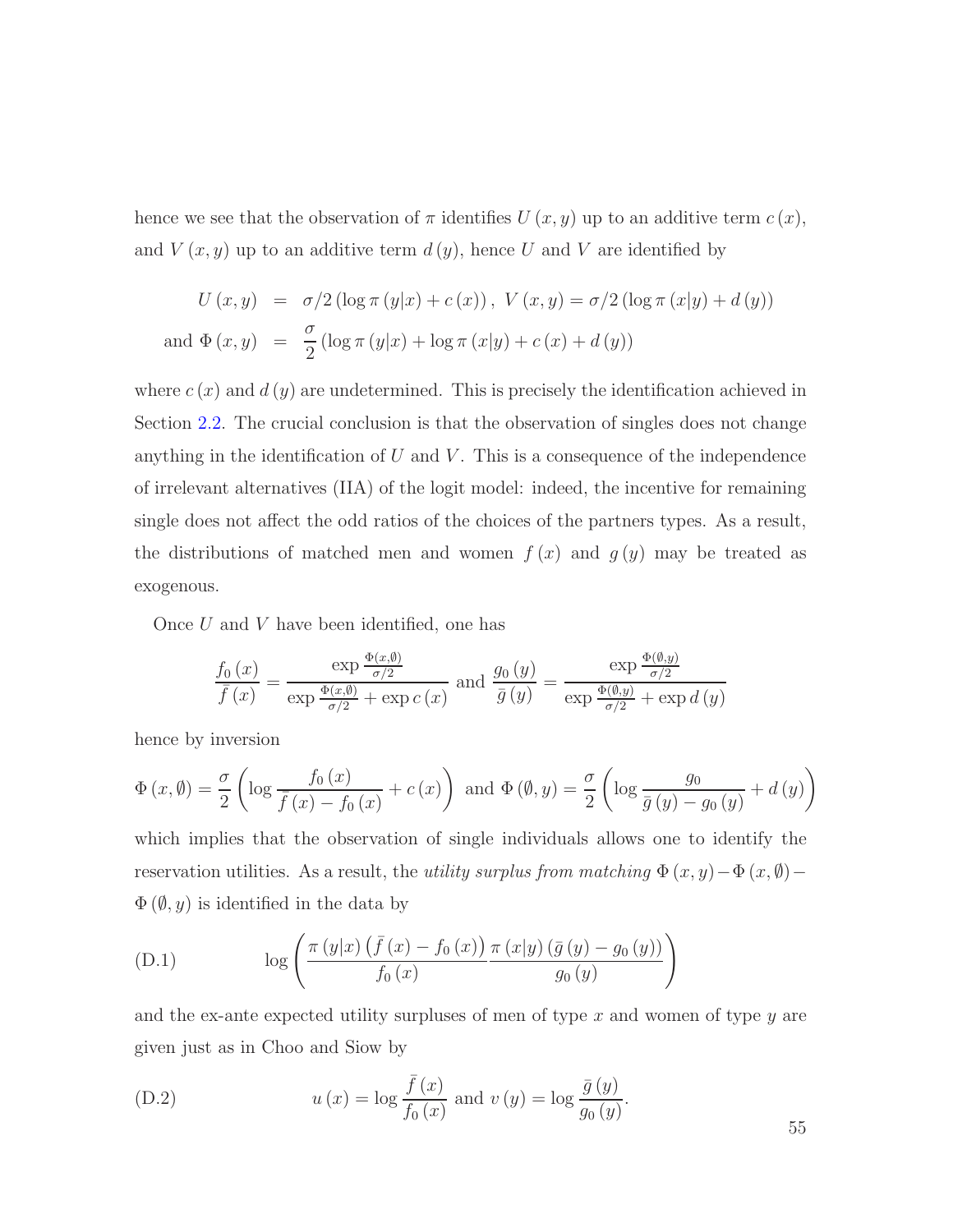hence we see that the observation of $\pi$ identifies $U(x,y)$ up to an additive term $c(x)$, and $V(x,y)$ up to an additive term $d(y)$, hence $U$ and $V$ are identified by

$$
\begin{aligned}
U(x,y) &= \sigma/2 \left(\log \pi(y|x) + c(x)\right), \; V(x,y) = \sigma/2 \left(\log \pi(x|y) + d(y)\right) \\
\text{and } \Phi(x,y) &= \frac{\sigma}{2} \left(\log \pi(y|x) + \log \pi(x|y) + c(x) + d(y)\right)
\end{aligned}
$$

where $c(x)$ and $d(y)$ are undetermined. This is precisely the identification achieved in Section 2.2. The crucial conclusion is that the observation of singles does not change anything in the identification of $U$ and $V$. This is a consequence of the independence of irrelevant alternatives (IIA) of the logit model: indeed, the incentive for remaining single does not affect the odd ratios of the choices of the partners types. As a result, the distributions of matched men and women $f(x)$ and $g(y)$ may be treated as exogenous.

Once $U$ and $V$ have been identified, one has

$$
\frac{f_0(x)}{\bar{f}(x)} = \frac{\exp \frac{\Phi(x,\emptyset)}{\sigma/2}}{\exp \frac{\Phi(x,\emptyset)}{\sigma/2} + \exp c(x)} \text{ and } \frac{g_0(y)}{\bar{g}(y)} = \frac{\exp \frac{\Phi(\emptyset,y)}{\sigma/2}}{\exp \frac{\Phi(\emptyset,y)}{\sigma/2} + \exp d(y)}
$$

hence by inversion

$$
\Phi(x,\emptyset) = \frac{\sigma}{2} \left( \log \frac{f_0(x)}{\bar{f}(x) - f_0(x)} + c(x) \right) \text{ and } \Phi(\emptyset,y) = \frac{\sigma}{2} \left( \log \frac{g_0}{\bar{g}(y) - g_0(y)} + d(y) \right)
$$

which implies that the observation of single individuals allows one to identify the reservation utilities. As a result, the *utility surplus from matching* $\Phi(x,y) - \Phi(x,\emptyset) - \Phi(\emptyset,y)$ is identified in the data by

$$
\log \left( \frac{\pi(y|x)\left(\bar{f}(x) - f_0(x)\right)}{f_0(x)} \frac{\pi(x|y)\left(\bar{g}(y) - g_0(y)\right)}{g_0(y)} \right) \tag{D.1}
$$

and the ex-ante expected utility surpluses of men of type $x$ and women of type $y$ are given just as in Choo and Siow by

$$
u(x) = \log \frac{\bar{f}(x)}{f_0(x)} \text{ and } v(y) = \log \frac{\bar{g}(y)}{g_0(y)}. \tag{D.2}
$$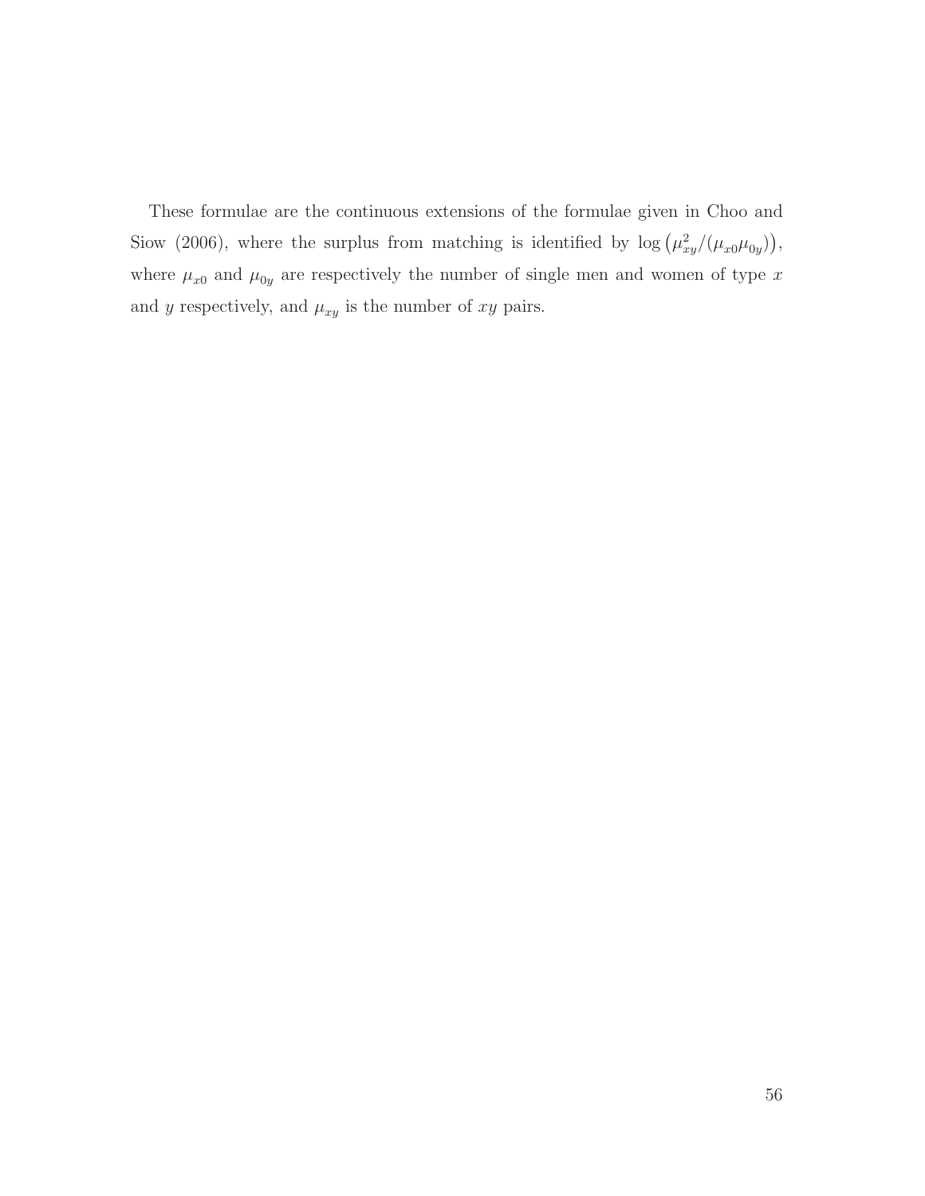These formulae are the continuous extensions of the formulae given in Choo and Siow (2006), where the surplus from matching is identified by $\log\left(\mu_{xy}^2/(\mu_{x0}\mu_{0y})\right)$, where $\mu_{x0}$ and $\mu_{0y}$ are respectively the number of single men and women of type $x$ and $y$ respectively, and $\mu_{xy}$ is the number of $xy$ pairs.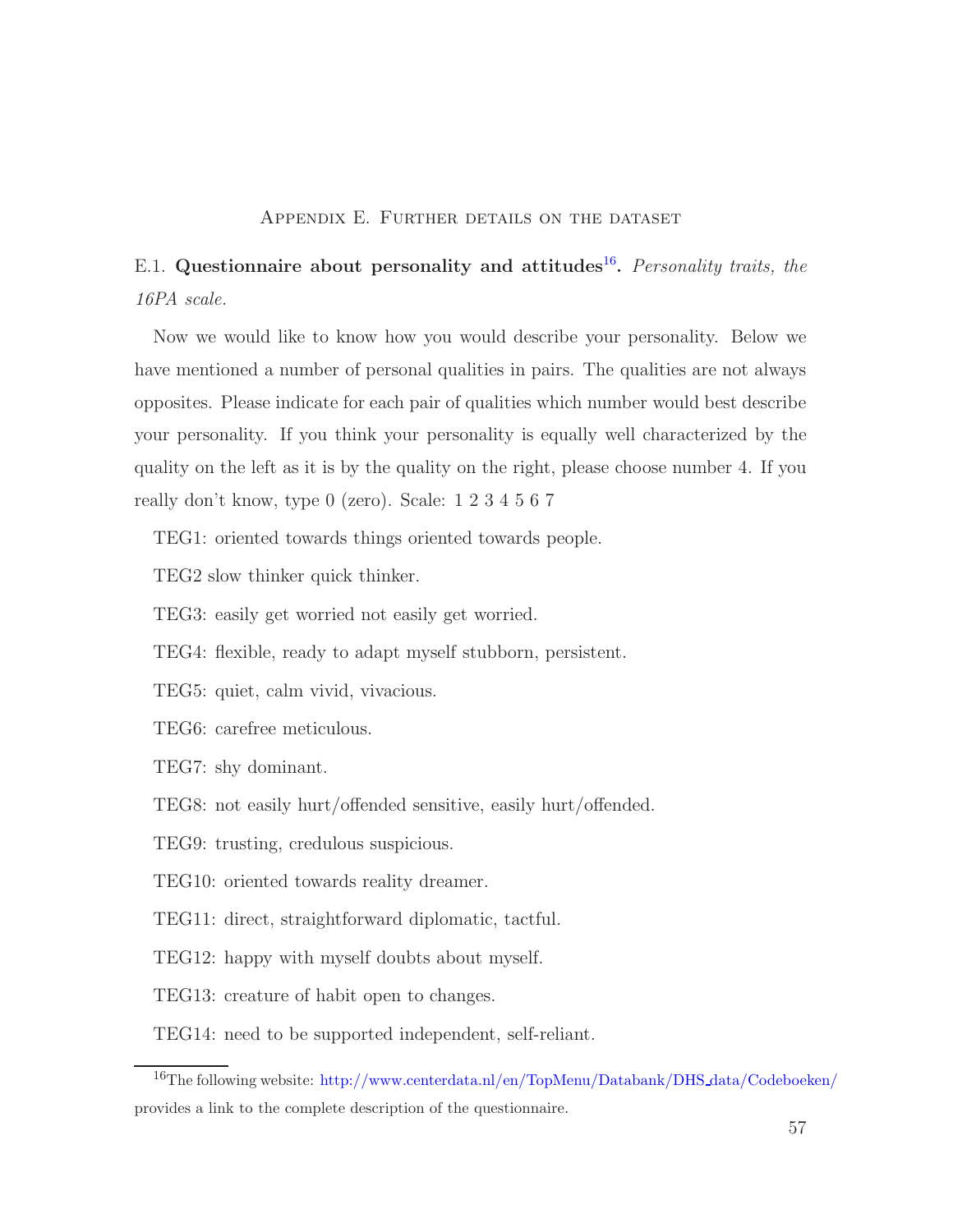## Appendix E. Further details on the dataset

E.1. **Questionnaire about personality and attitudes**[16]**.** *Personality traits, the 16PA scale.*

Now we would like to know how you would describe your personality. Below we have mentioned a number of personal qualities in pairs. The qualities are not always opposites. Please indicate for each pair of qualities which number would best describe your personality. If you think your personality is equally well characterized by the quality on the left as it is by the quality on the right, please choose number 4. If you really don't know, type 0 (zero). Scale: 1 2 3 4 5 6 7

TEG1: oriented towards things oriented towards people.

TEG2 slow thinker quick thinker.

TEG3: easily get worried not easily get worried.

TEG4: flexible, ready to adapt myself stubborn, persistent.

TEG5: quiet, calm vivid, vivacious.

TEG6: carefree meticulous.

TEG7: shy dominant.

TEG8: not easily hurt/offended sensitive, easily hurt/offended.

TEG9: trusting, credulous suspicious.

TEG10: oriented towards reality dreamer.

TEG11: direct, straightforward diplomatic, tactful.

TEG12: happy with myself doubts about myself.

TEG13: creature of habit open to changes.

TEG14: need to be supported independent, self-reliant.

[16]The following website: http://www.centerdata.nl/en/TopMenu/Databank/DHS_data/Codeboeken/ provides a link to the complete description of the questionnaire.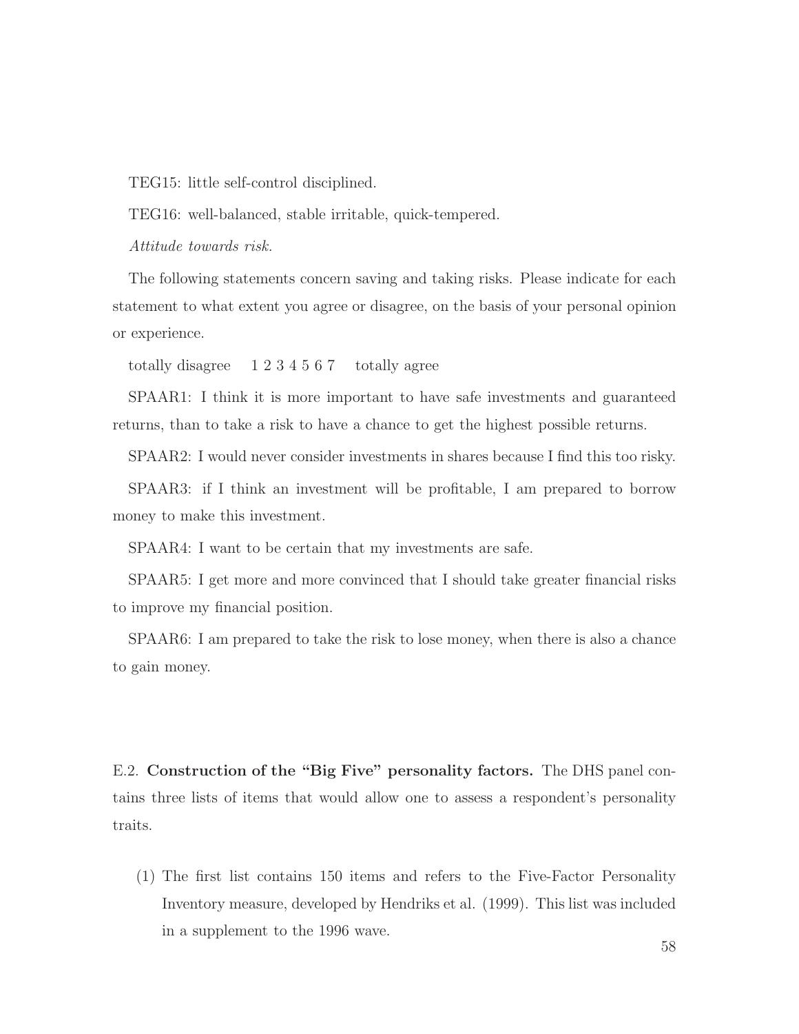TEG15: little self-control disciplined.

TEG16: well-balanced, stable irritable, quick-tempered.

*Attitude towards risk.*

The following statements concern saving and taking risks. Please indicate for each statement to what extent you agree or disagree, on the basis of your personal opinion or experience.

totally disagree 1 2 3 4 5 6 7 totally agree

SPAAR1: I think it is more important to have safe investments and guaranteed returns, than to take a risk to have a chance to get the highest possible returns.

SPAAR2: I would never consider investments in shares because I find this too risky.

SPAAR3: if I think an investment will be profitable, I am prepared to borrow money to make this investment.

SPAAR4: I want to be certain that my investments are safe.

SPAAR5: I get more and more convinced that I should take greater financial risks to improve my financial position.

SPAAR6: I am prepared to take the risk to lose money, when there is also a chance to gain money.

E.2. **Construction of the "Big Five" personality factors.** The DHS panel contains three lists of items that would allow one to assess a respondent's personality traits.

(1) The first list contains 150 items and refers to the Five-Factor Personality Inventory measure, developed by Hendriks et al. (1999). This list was included in a supplement to the 1996 wave.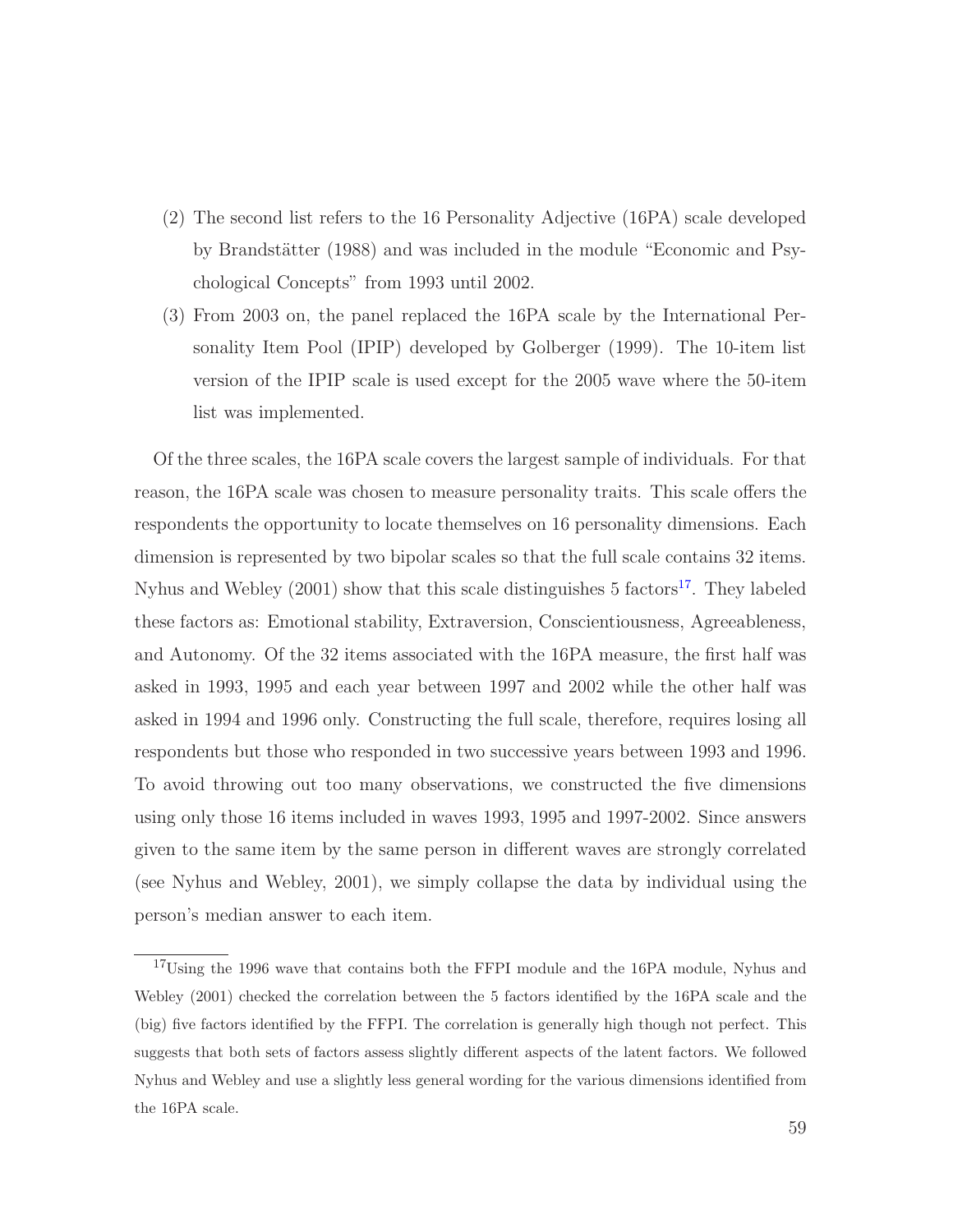(2) The second list refers to the 16 Personality Adjective (16PA) scale developed by Brandstätter (1988) and was included in the module "Economic and Psychological Concepts" from 1993 until 2002.

(3) From 2003 on, the panel replaced the 16PA scale by the International Personality Item Pool (IPIP) developed by Golberger (1999). The 10-item list version of the IPIP scale is used except for the 2005 wave where the 50-item list was implemented.

Of the three scales, the 16PA scale covers the largest sample of individuals. For that reason, the 16PA scale was chosen to measure personality traits. This scale offers the respondents the opportunity to locate themselves on 16 personality dimensions. Each dimension is represented by two bipolar scales so that the full scale contains 32 items. Nyhus and Webley (2001) show that this scale distinguishes 5 factors[17]. They labeled these factors as: Emotional stability, Extraversion, Conscientiousness, Agreeableness, and Autonomy. Of the 32 items associated with the 16PA measure, the first half was asked in 1993, 1995 and each year between 1997 and 2002 while the other half was asked in 1994 and 1996 only. Constructing the full scale, therefore, requires losing all respondents but those who responded in two successive years between 1993 and 1996. To avoid throwing out too many observations, we constructed the five dimensions using only those 16 items included in waves 1993, 1995 and 1997-2002. Since answers given to the same item by the same person in different waves are strongly correlated (see Nyhus and Webley, 2001), we simply collapse the data by individual using the person's median answer to each item.

[17] Using the 1996 wave that contains both the FFPI module and the 16PA module, Nyhus and Webley (2001) checked the correlation between the 5 factors identified by the 16PA scale and the (big) five factors identified by the FFPI. The correlation is generally high though not perfect. This suggests that both sets of factors assess slightly different aspects of the latent factors. We followed Nyhus and Webley and use a slightly less general wording for the various dimensions identified from the 16PA scale.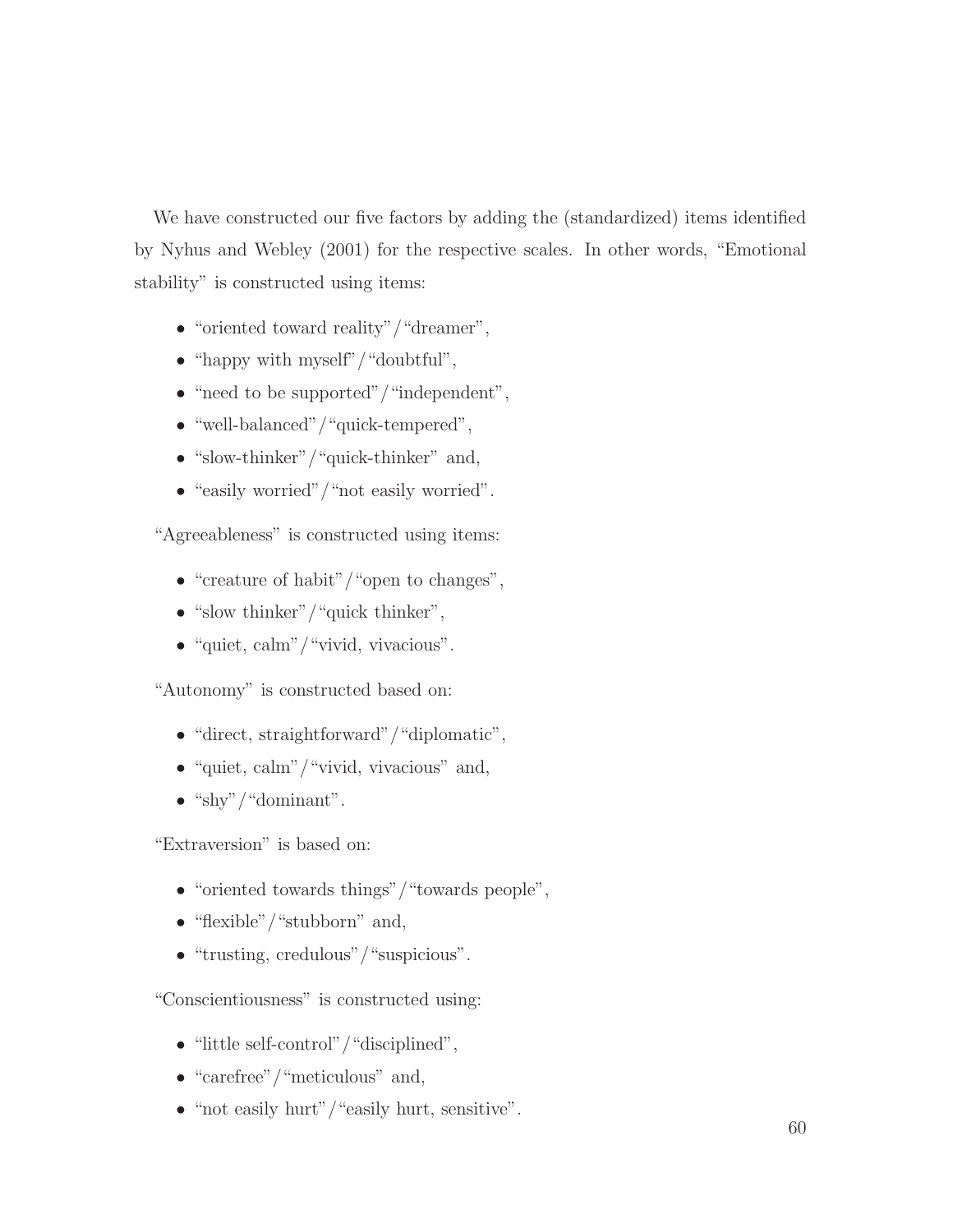We have constructed our five factors by adding the (standardized) items identified by Nyhus and Webley (2001) for the respective scales. In other words, "Emotional stability" is constructed using items:

- "oriented toward reality"/"dreamer",
- "happy with myself"/"doubtful",
- "need to be supported"/"independent",
- "well-balanced"/"quick-tempered",
- "slow-thinker"/"quick-thinker" and,
- "easily worried"/"not easily worried".

"Agreeableness" is constructed using items:

- "creature of habit"/"open to changes",
- "slow thinker"/"quick thinker",
- "quiet, calm"/"vivid, vivacious".

"Autonomy" is constructed based on:

- "direct, straightforward"/"diplomatic",
- "quiet, calm"/"vivid, vivacious" and,
- "shy"/"dominant".

"Extraversion" is based on:

- "oriented towards things"/"towards people",
- "flexible"/"stubborn" and,
- "trusting, credulous"/"suspicious".

"Conscientiousness" is constructed using:

- "little self-control"/"disciplined",
- "carefree"/"meticulous" and,
- "not easily hurt"/"easily hurt, sensitive".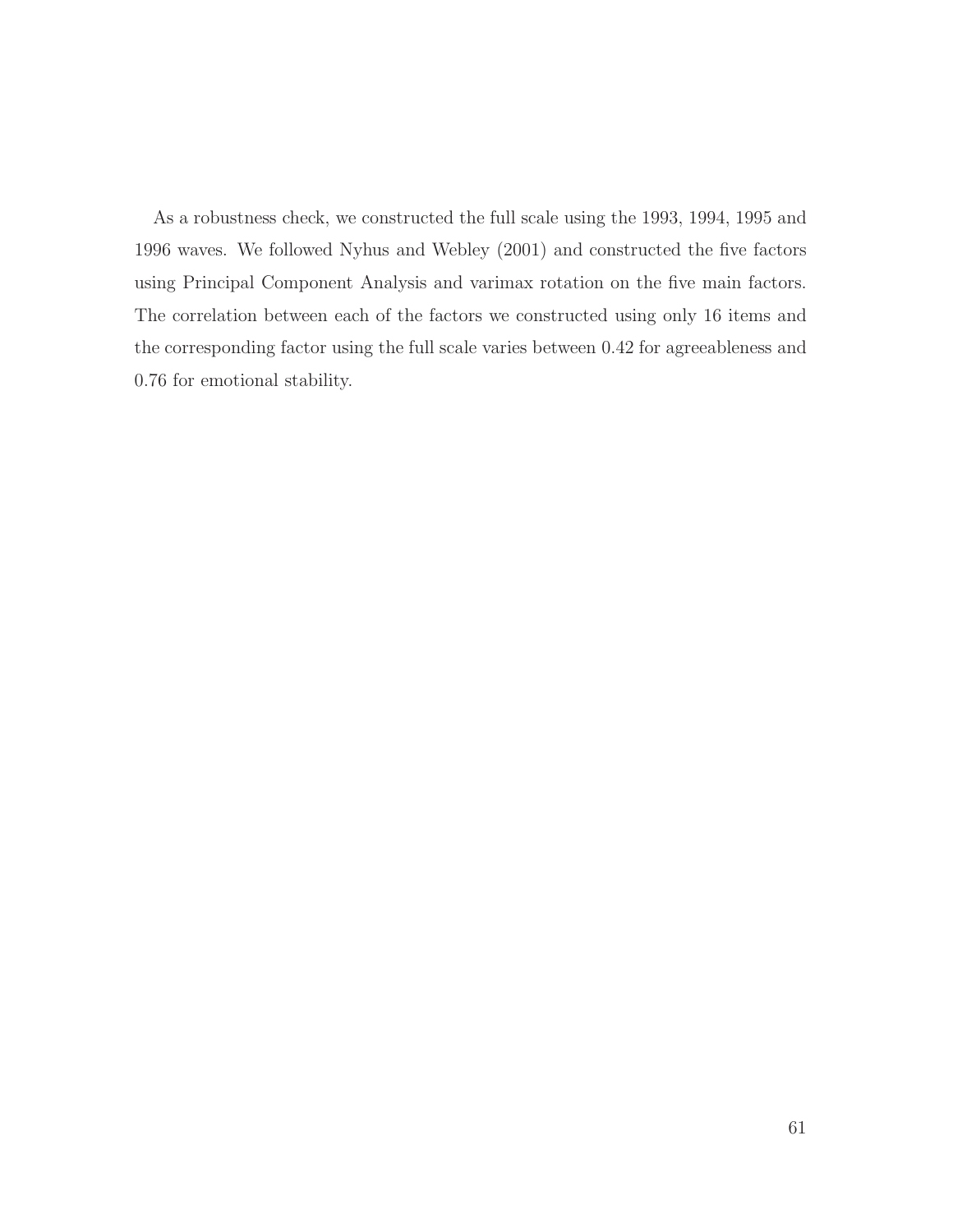As a robustness check, we constructed the full scale using the 1993, 1994, 1995 and 1996 waves. We followed Nyhus and Webley (2001) and constructed the five factors using Principal Component Analysis and varimax rotation on the five main factors. The correlation between each of the factors we constructed using only 16 items and the corresponding factor using the full scale varies between 0.42 for agreeableness and 0.76 for emotional stability.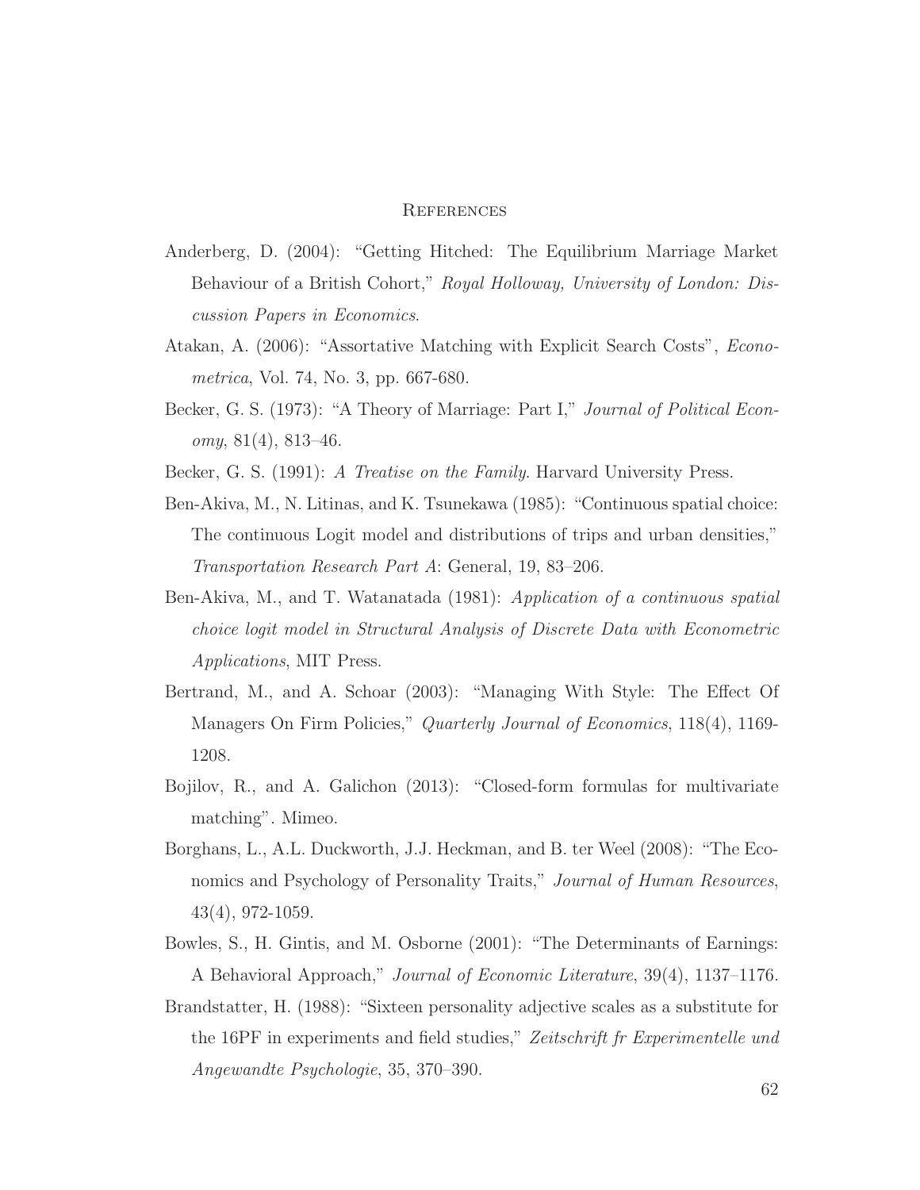## References

Anderberg, D. (2004): "Getting Hitched: The Equilibrium Marriage Market Behaviour of a British Cohort," *Royal Holloway, University of London: Discussion Papers in Economics*.

Atakan, A. (2006): "Assortative Matching with Explicit Search Costs", *Econometrica*, Vol. 74, No. 3, pp. 667-680.

Becker, G. S. (1973): "A Theory of Marriage: Part I," *Journal of Political Economy*, 81(4), 813–46.

Becker, G. S. (1991): *A Treatise on the Family.* Harvard University Press.

Ben-Akiva, M., N. Litinas, and K. Tsunekawa (1985): "Continuous spatial choice: The continuous Logit model and distributions of trips and urban densities," *Transportation Research Part A*: General, 19, 83–206.

Ben-Akiva, M., and T. Watanatada (1981): *Application of a continuous spatial choice logit model in Structural Analysis of Discrete Data with Econometric Applications*, MIT Press.

Bertrand, M., and A. Schoar (2003): "Managing With Style: The Effect Of Managers On Firm Policies," *Quarterly Journal of Economics*, 118(4), 1169-1208.

Bojilov, R., and A. Galichon (2013): "Closed-form formulas for multivariate matching". Mimeo.

Borghans, L., A.L. Duckworth, J.J. Heckman, and B. ter Weel (2008): "The Economics and Psychology of Personality Traits," *Journal of Human Resources*, 43(4), 972-1059.

Bowles, S., H. Gintis, and M. Osborne (2001): "The Determinants of Earnings: A Behavioral Approach," *Journal of Economic Literature*, 39(4), 1137–1176.

Brandstatter, H. (1988): "Sixteen personality adjective scales as a substitute for the 16PF in experiments and field studies," *Zeitschrift fr Experimentelle und Angewandte Psychologie*, 35, 370–390.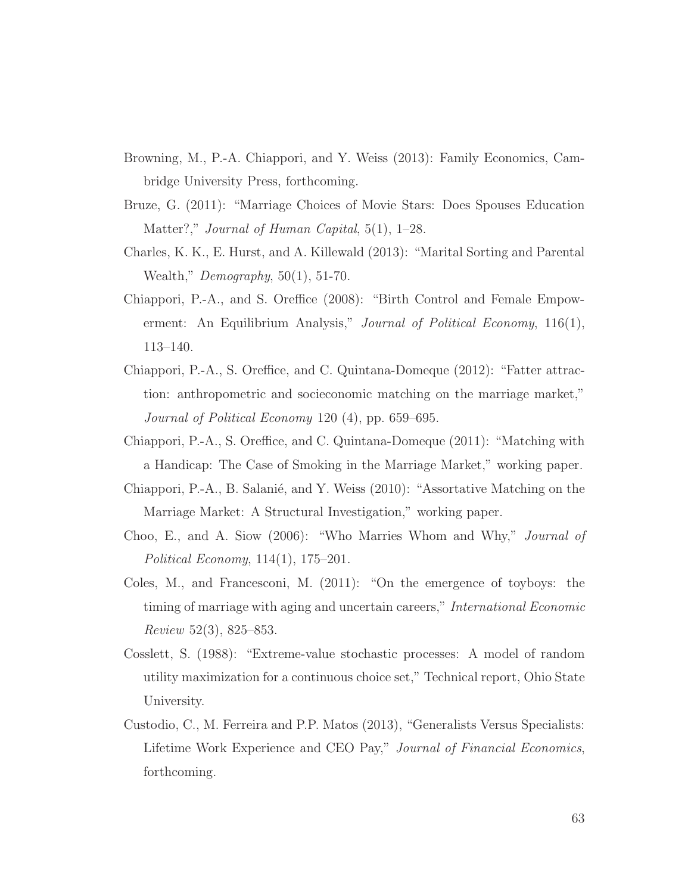Browning, M., P.-A. Chiappori, and Y. Weiss (2013): Family Economics, Cambridge University Press, forthcoming.

Bruze, G. (2011): "Marriage Choices of Movie Stars: Does Spouses Education Matter?," *Journal of Human Capital*, 5(1), 1–28.

Charles, K. K., E. Hurst, and A. Killewald (2013): "Marital Sorting and Parental Wealth," *Demography*, 50(1), 51-70.

Chiappori, P.-A., and S. Oreffice (2008): "Birth Control and Female Empowerment: An Equilibrium Analysis," *Journal of Political Economy*, 116(1), 113–140.

Chiappori, P.-A., S. Oreffice, and C. Quintana-Domeque (2012): "Fatter attraction: anthropometric and socieconomic matching on the marriage market," *Journal of Political Economy* 120 (4), pp. 659–695.

Chiappori, P.-A., S. Oreffice, and C. Quintana-Domeque (2011): "Matching with a Handicap: The Case of Smoking in the Marriage Market," working paper.

Chiappori, P.-A., B. Salanié, and Y. Weiss (2010): "Assortative Matching on the Marriage Market: A Structural Investigation," working paper.

Choo, E., and A. Siow (2006): "Who Marries Whom and Why," *Journal of Political Economy*, 114(1), 175–201.

Coles, M., and Francesconi, M. (2011): "On the emergence of toyboys: the timing of marriage with aging and uncertain careers," *International Economic Review* 52(3), 825–853.

Cosslett, S. (1988): "Extreme-value stochastic processes: A model of random utility maximization for a continuous choice set," Technical report, Ohio State University.

Custodio, C., M. Ferreira and P.P. Matos (2013), "Generalists Versus Specialists: Lifetime Work Experience and CEO Pay," *Journal of Financial Economics*, forthcoming.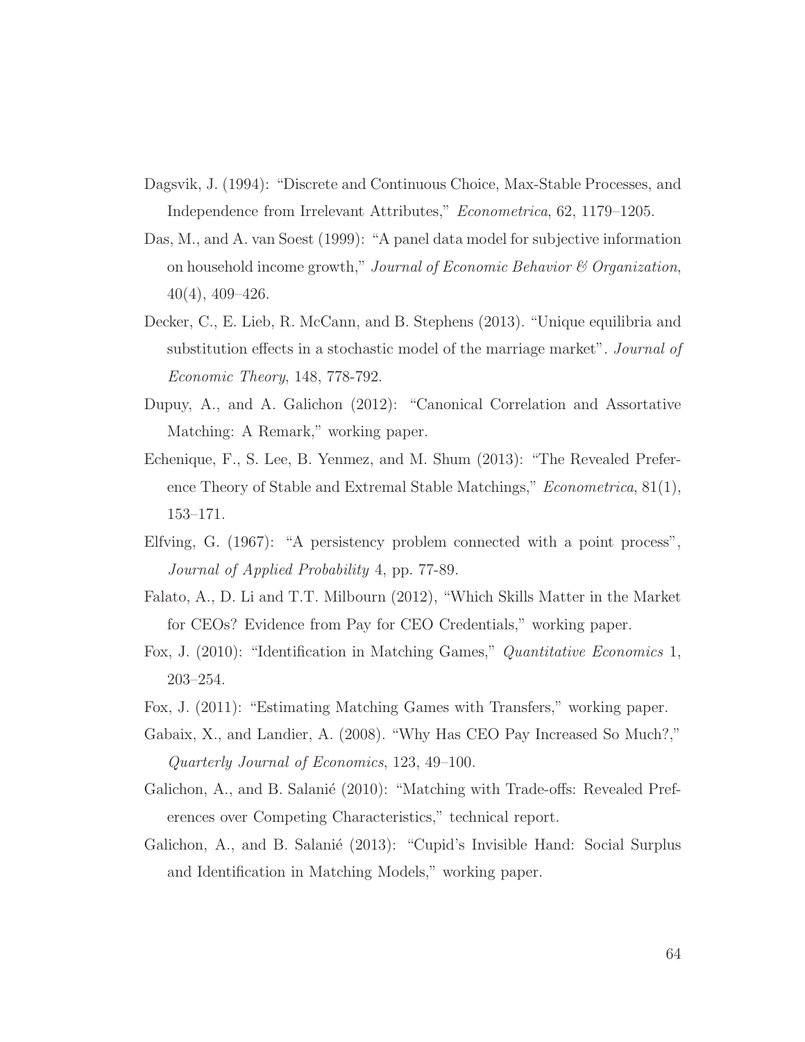Dagsvik, J. (1994): "Discrete and Continuous Choice, Max-Stable Processes, and Independence from Irrelevant Attributes," *Econometrica*, 62, 1179–1205.

Das, M., and A. van Soest (1999): "A panel data model for subjective information on household income growth," *Journal of Economic Behavior & Organization*, 40(4), 409–426.

Decker, C., E. Lieb, R. McCann, and B. Stephens (2013). "Unique equilibria and substitution effects in a stochastic model of the marriage market". *Journal of Economic Theory*, 148, 778-792.

Dupuy, A., and A. Galichon (2012): "Canonical Correlation and Assortative Matching: A Remark," working paper.

Echenique, F., S. Lee, B. Yenmez, and M. Shum (2013): "The Revealed Preference Theory of Stable and Extremal Stable Matchings," *Econometrica*, 81(1), 153–171.

Elfving, G. (1967): "A persistency problem connected with a point process", *Journal of Applied Probability* 4, pp. 77-89.

Falato, A., D. Li and T.T. Milbourn (2012), "Which Skills Matter in the Market for CEOs? Evidence from Pay for CEO Credentials," working paper.

Fox, J. (2010): "Identification in Matching Games," *Quantitative Economics* 1, 203–254.

Fox, J. (2011): "Estimating Matching Games with Transfers," working paper.

Gabaix, X., and Landier, A. (2008). "Why Has CEO Pay Increased So Much?," *Quarterly Journal of Economics*, 123, 49–100.

Galichon, A., and B. Salanié (2010): "Matching with Trade-offs: Revealed Preferences over Competing Characteristics," technical report.

Galichon, A., and B. Salanié (2013): "Cupid's Invisible Hand: Social Surplus and Identification in Matching Models," working paper.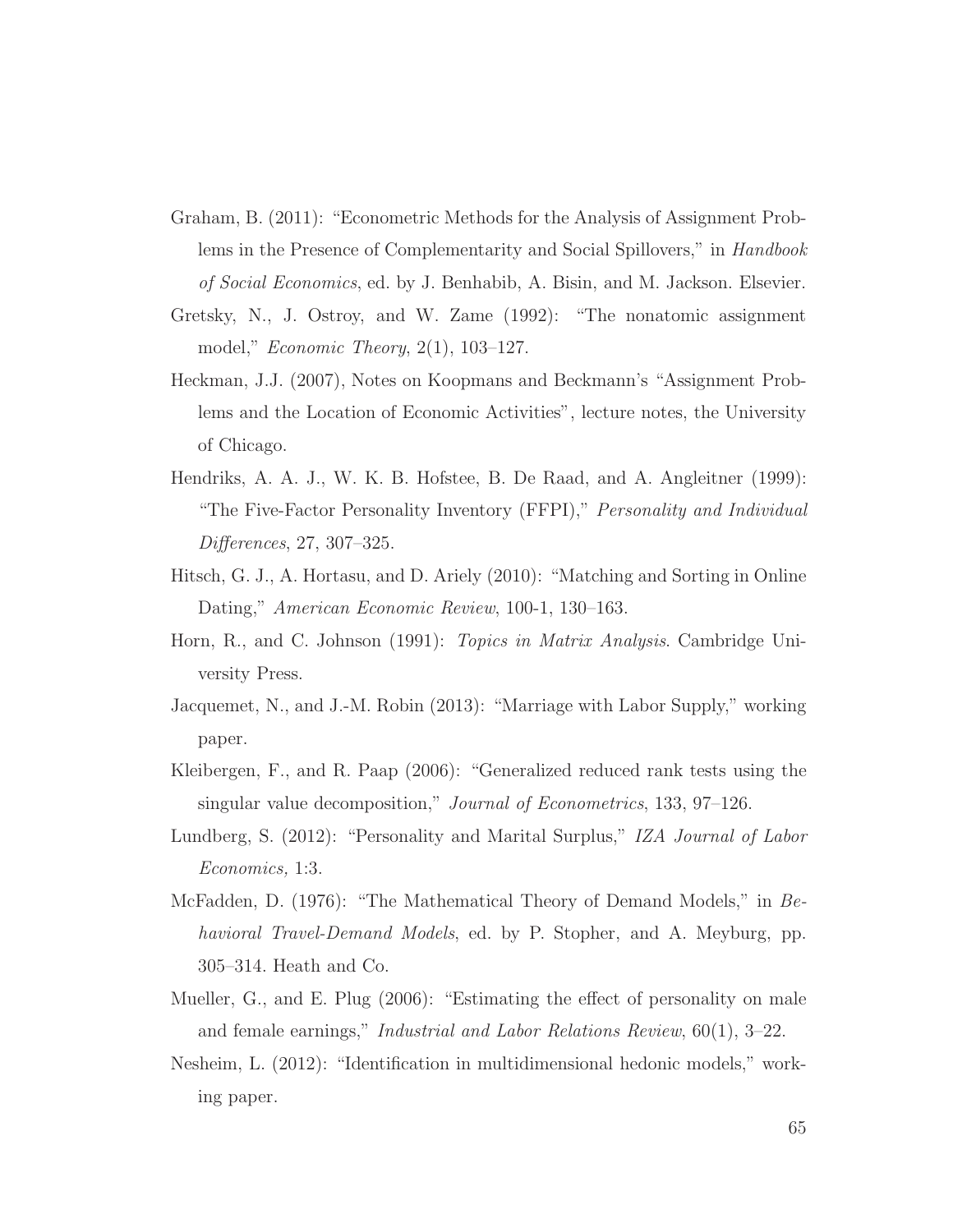Graham, B. (2011): "Econometric Methods for the Analysis of Assignment Problems in the Presence of Complementarity and Social Spillovers," in *Handbook of Social Economics*, ed. by J. Benhabib, A. Bisin, and M. Jackson. Elsevier.

Gretsky, N., J. Ostroy, and W. Zame (1992): "The nonatomic assignment model," *Economic Theory*, 2(1), 103–127.

Heckman, J.J. (2007), Notes on Koopmans and Beckmann's "Assignment Problems and the Location of Economic Activities", lecture notes, the University of Chicago.

Hendriks, A. A. J., W. K. B. Hofstee, B. De Raad, and A. Angleitner (1999): "The Five-Factor Personality Inventory (FFPI)," *Personality and Individual Differences*, 27, 307–325.

Hitsch, G. J., A. Hortasu, and D. Ariely (2010): "Matching and Sorting in Online Dating," *American Economic Review*, 100-1, 130–163.

Horn, R., and C. Johnson (1991): *Topics in Matrix Analysis*. Cambridge University Press.

Jacquemet, N., and J.-M. Robin (2013): "Marriage with Labor Supply," working paper.

Kleibergen, F., and R. Paap (2006): "Generalized reduced rank tests using the singular value decomposition," *Journal of Econometrics*, 133, 97–126.

Lundberg, S. (2012): "Personality and Marital Surplus," *IZA Journal of Labor Economics,* 1:3.

McFadden, D. (1976): "The Mathematical Theory of Demand Models," in *Behavioral Travel-Demand Models*, ed. by P. Stopher, and A. Meyburg, pp. 305–314. Heath and Co.

Mueller, G., and E. Plug (2006): "Estimating the effect of personality on male and female earnings," *Industrial and Labor Relations Review*, 60(1), 3–22.

Nesheim, L. (2012): "Identification in multidimensional hedonic models," working paper.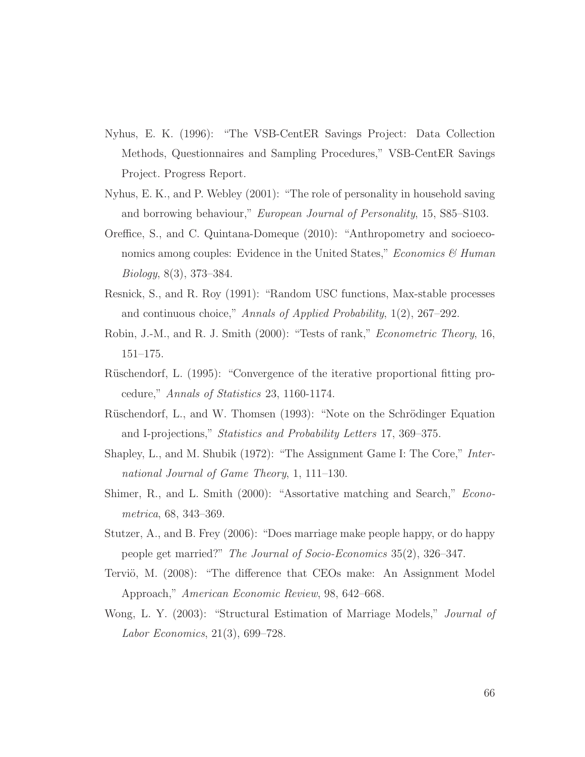Nyhus, E. K. (1996): "The VSB-CentER Savings Project: Data Collection Methods, Questionnaires and Sampling Procedures," VSB-CentER Savings Project. Progress Report.

Nyhus, E. K., and P. Webley (2001): "The role of personality in household saving and borrowing behaviour," *European Journal of Personality*, 15, S85–S103.

Oreffice, S., and C. Quintana-Domeque (2010): "Anthropometry and socioeconomics among couples: Evidence in the United States," *Economics & Human Biology*, 8(3), 373–384.

Resnick, S., and R. Roy (1991): "Random USC functions, Max-stable processes and continuous choice," *Annals of Applied Probability*, 1(2), 267–292.

Robin, J.-M., and R. J. Smith (2000): "Tests of rank," *Econometric Theory*, 16, 151–175.

Rüschendorf, L. (1995): "Convergence of the iterative proportional fitting procedure," *Annals of Statistics* 23, 1160-1174.

Rüschendorf, L., and W. Thomsen (1993): "Note on the Schrödinger Equation and I-projections," *Statistics and Probability Letters* 17, 369–375.

Shapley, L., and M. Shubik (1972): "The Assignment Game I: The Core," *International Journal of Game Theory*, 1, 111–130.

Shimer, R., and L. Smith (2000): "Assortative matching and Search," *Econometrica*, 68, 343–369.

Stutzer, A., and B. Frey (2006): "Does marriage make people happy, or do happy people get married?" *The Journal of Socio-Economics* 35(2), 326–347.

Terviö, M. (2008): "The difference that CEOs make: An Assignment Model Approach," *American Economic Review*, 98, 642–668.

Wong, L. Y. (2003): "Structural Estimation of Marriage Models," *Journal of Labor Economics*, 21(3), 699–728.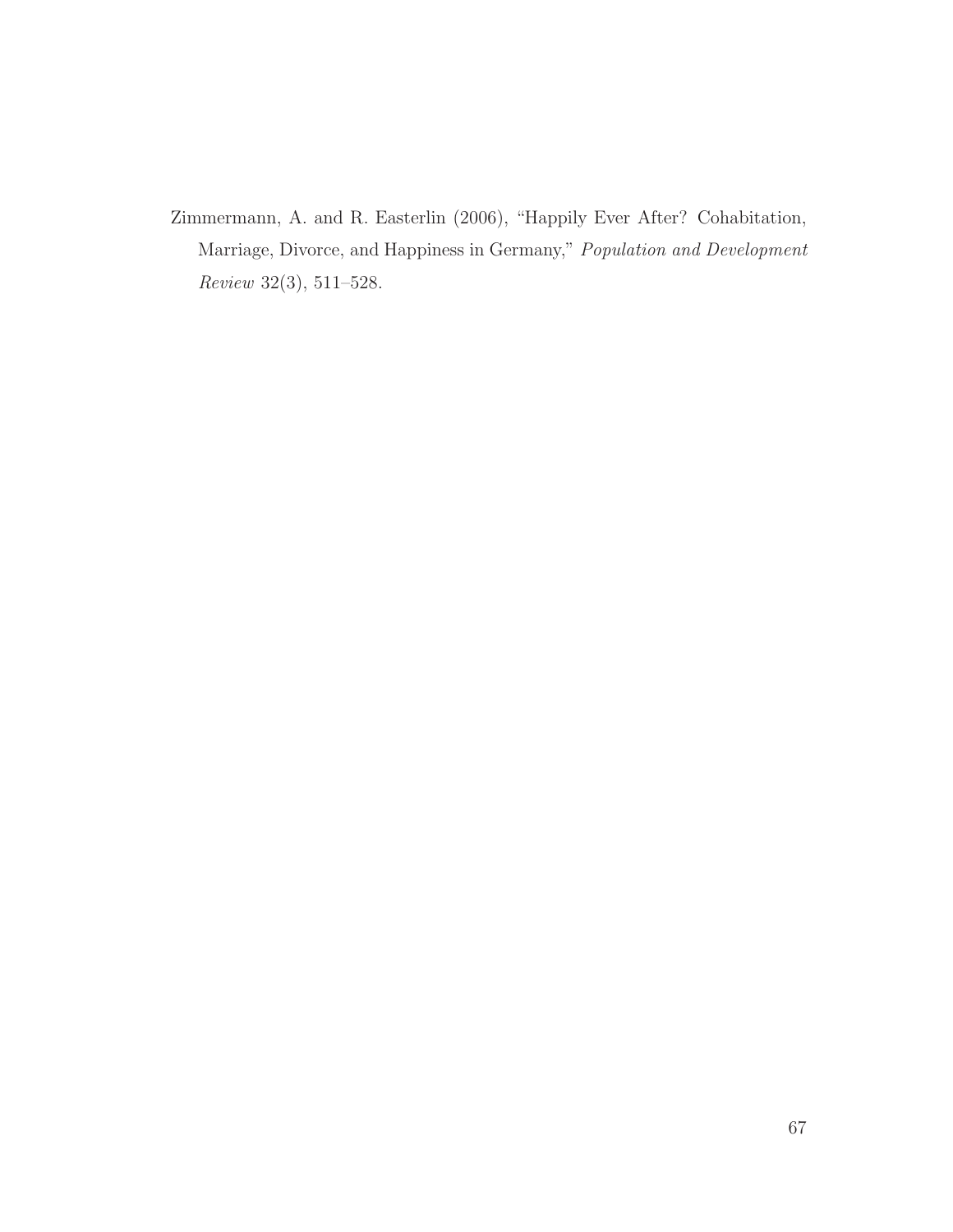Zimmermann, A. and R. Easterlin (2006), "Happily Ever After? Cohabitation, Marriage, Divorce, and Happiness in Germany," *Population and Development Review* 32(3), 511–528.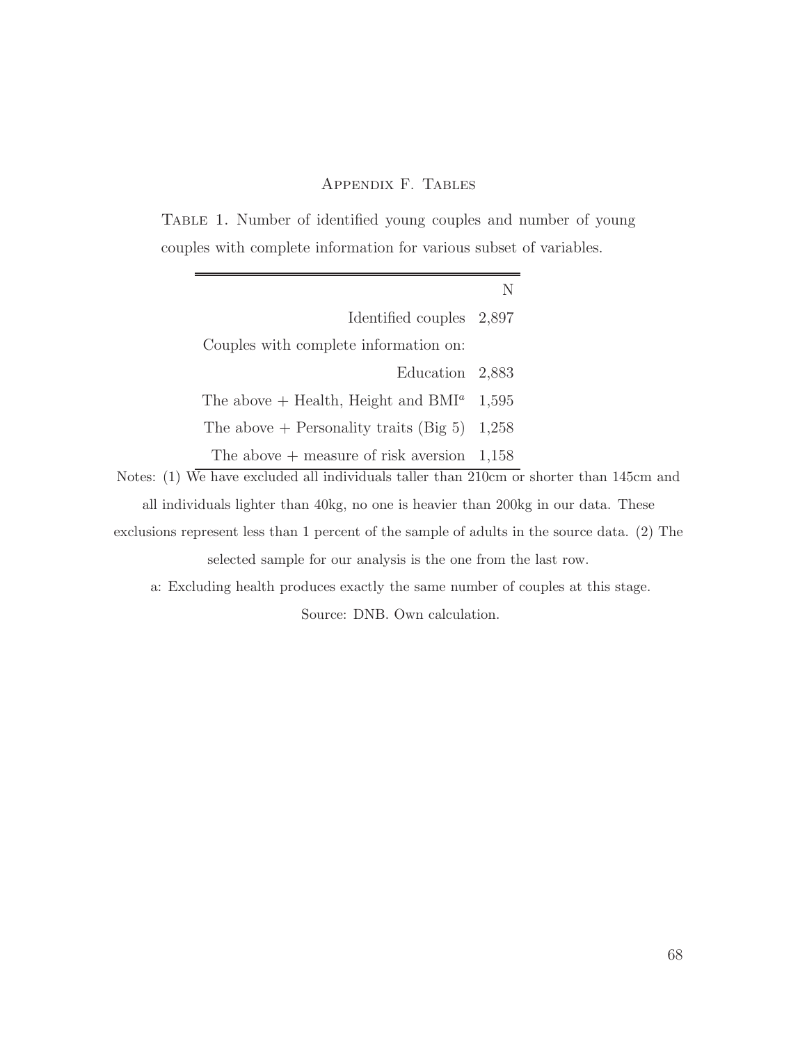## Appendix F. Tables

Table 1. Number of identified young couples and number of young couples with complete information for various subset of variables.

| | N |
|---:|---:|
| Identified couples | 2,897 |
| Couples with complete information on: | |
| Education | 2,883 |
| The above + Health, Height and BMI[a] | 1,595 |
| The above + Personality traits (Big 5) | 1,258 |
| The above + measure of risk aversion | 1,158 |

Notes: (1) We have excluded all individuals taller than 210cm or shorter than 145cm and all individuals lighter than 40kg, no one is heavier than 200kg in our data. These exclusions represent less than 1 percent of the sample of adults in the source data. (2) The selected sample for our analysis is the one from the last row.

a: Excluding health produces exactly the same number of couples at this stage.

Source: DNB. Own calculation.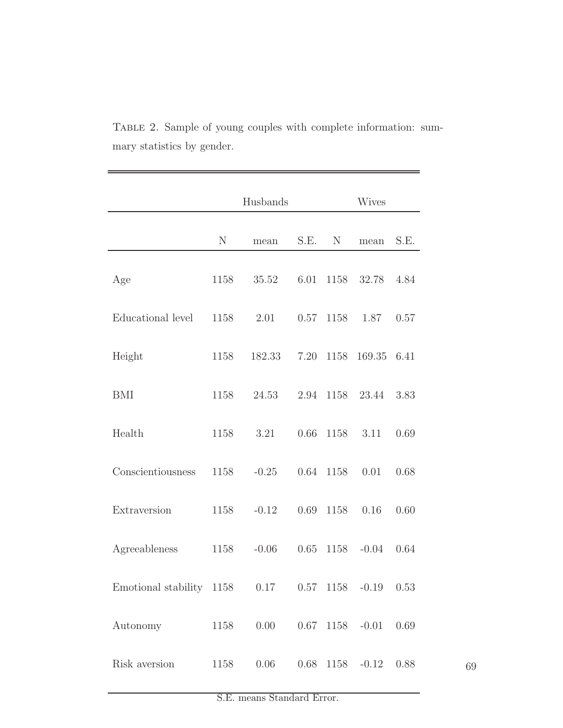TABLE 2. Sample of young couples with complete information: summary statistics by gender.

| | Husbands | | | Wives | | |
|---|---|---|---|---|---|---|
| | N | mean | S.E. | N | mean | S.E. |
| Age | 1158 | 35.52 | 6.01 | 1158 | 32.78 | 4.84 |
| Educational level | 1158 | 2.01 | 0.57 | 1158 | 1.87 | 0.57 |
| Height | 1158 | 182.33 | 7.20 | 1158 | 169.35 | 6.41 |
| BMI | 1158 | 24.53 | 2.94 | 1158 | 23.44 | 3.83 |
| Health | 1158 | 3.21 | 0.66 | 1158 | 3.11 | 0.69 |
| Conscientiousness | 1158 | -0.25 | 0.64 | 1158 | 0.01 | 0.68 |
| Extraversion | 1158 | -0.12 | 0.69 | 1158 | 0.16 | 0.60 |
| Agreeableness | 1158 | -0.06 | 0.65 | 1158 | -0.04 | 0.64 |
| Emotional stability | 1158 | 0.17 | 0.57 | 1158 | -0.19 | 0.53 |
| Autonomy | 1158 | 0.00 | 0.67 | 1158 | -0.01 | 0.69 |
| Risk aversion | 1158 | 0.06 | 0.68 | 1158 | -0.12 | 0.88 |

S.E. means Standard Error.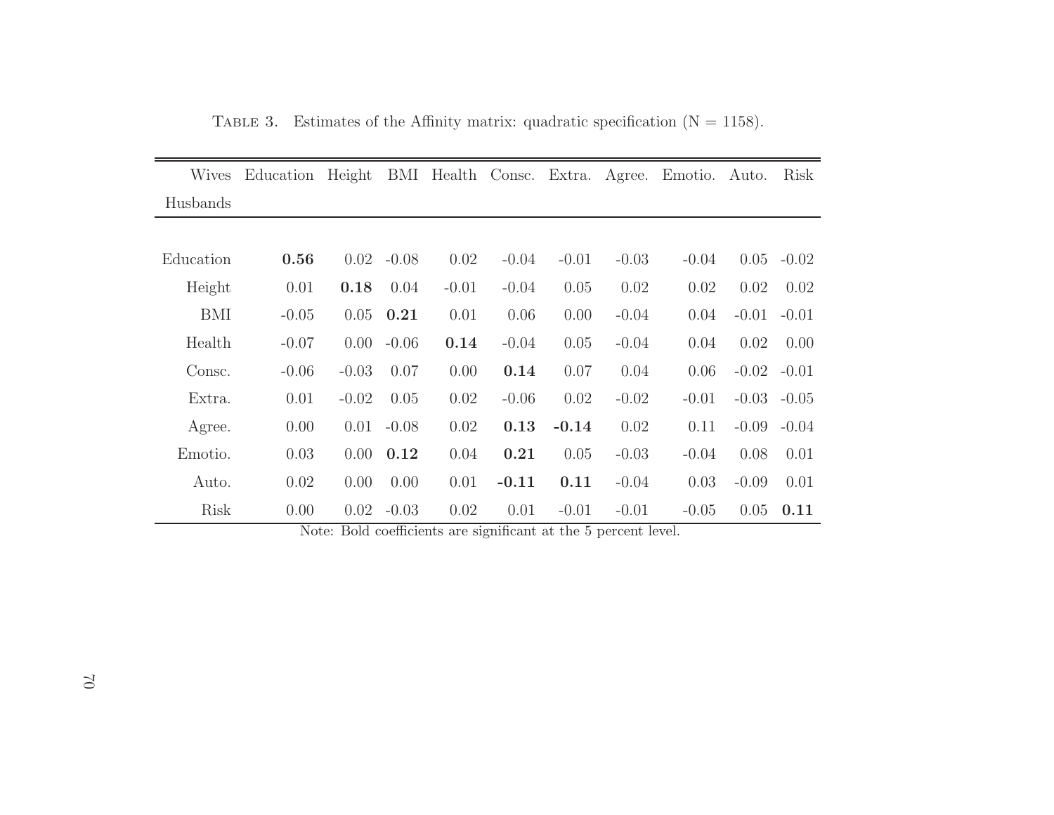Table 3. Estimates of the Affinity matrix: quadratic specification (N = 1158).

| Wives / Husbands | Education | Height | BMI | Health | Consc. | Extra. | Agree. | Emotio. | Auto. | Risk |
|---|---|---|---|---|---|---|---|---|---|---|
| Education | **0.56** | 0.02 | -0.08 | 0.02 | -0.04 | -0.01 | -0.03 | -0.04 | 0.05 | -0.02 |
| Height | 0.01 | **0.18** | 0.04 | -0.01 | -0.04 | 0.05 | 0.02 | 0.02 | 0.02 | 0.02 |
| BMI | -0.05 | 0.05 | **0.21** | 0.01 | 0.06 | 0.00 | -0.04 | 0.04 | -0.01 | -0.01 |
| Health | -0.07 | 0.00 | -0.06 | **0.14** | -0.04 | 0.05 | -0.04 | 0.04 | 0.02 | 0.00 |
| Consc. | -0.06 | -0.03 | 0.07 | 0.00 | **0.14** | 0.07 | 0.04 | 0.06 | -0.02 | -0.01 |
| Extra. | 0.01 | -0.02 | 0.05 | 0.02 | -0.06 | 0.02 | -0.02 | -0.01 | -0.03 | -0.05 |
| Agree. | 0.00 | 0.01 | -0.08 | 0.02 | **0.13** | **-0.14** | 0.02 | 0.11 | -0.09 | -0.04 |
| Emotio. | 0.03 | 0.00 | **0.12** | 0.04 | **0.21** | 0.05 | -0.03 | -0.04 | 0.08 | 0.01 |
| Auto. | 0.02 | 0.00 | 0.00 | 0.01 | **-0.11** | **0.11** | -0.04 | 0.03 | -0.09 | 0.01 |
| Risk | 0.00 | 0.02 | -0.03 | 0.02 | 0.01 | -0.01 | -0.01 | -0.05 | 0.05 | **0.11** |

Note: Bold coefficients are significant at the 5 percent level.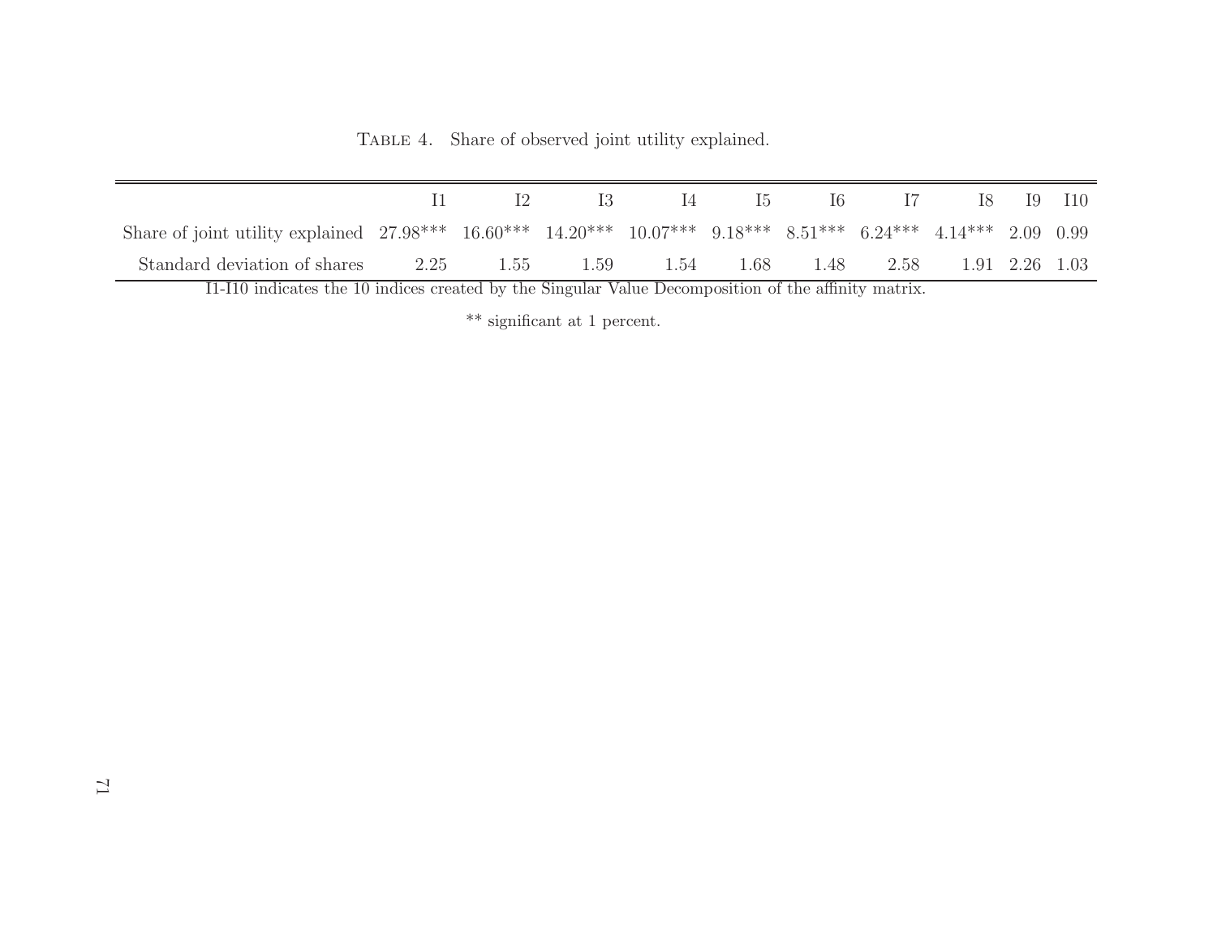Table 4. Share of observed joint utility explained.

| | I1 | I2 | I3 | I4 | I5 | I6 | I7 | I8 | I9 | I10 |
|---|---|---|---|---|---|---|---|---|---|---|
| Share of joint utility explained | 27.98*** | 16.60*** | 14.20*** | 10.07*** | 9.18*** | 8.51*** | 6.24*** | 4.14*** | 2.09 | 0.99 |
| Standard deviation of shares | 2.25 | 1.55 | 1.59 | 1.54 | 1.68 | 1.48 | 2.58 | 1.91 | 2.26 | 1.03 |

I1-I10 indicates the 10 indices created by the Singular Value Decomposition of the affinity matrix.

** significant at 1 percent.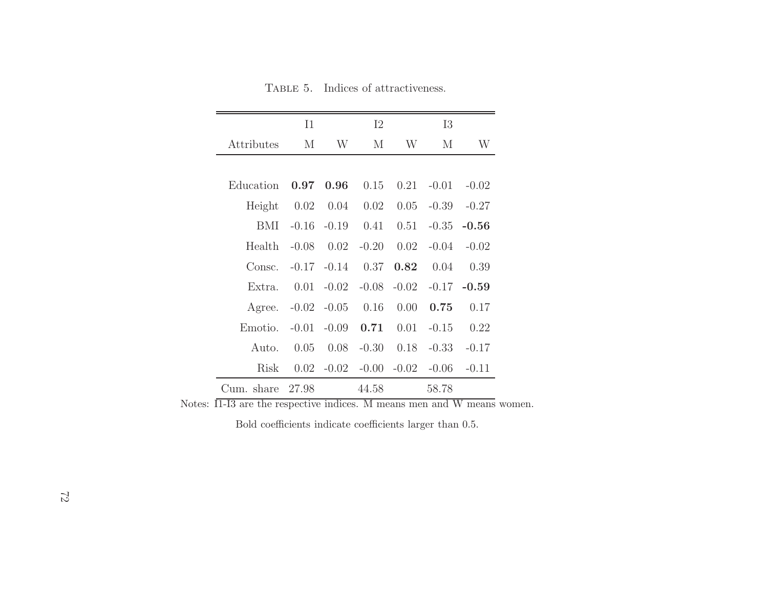Table 5. Indices of attractiveness.

| | I1 | | I2 | | I3 | |
|---|---|---|---|---|---|---|
| Attributes | M | W | M | W | M | W |
| Education | **0.97** | **0.96** | 0.15 | 0.21 | -0.01 | -0.02 |
| Height | 0.02 | 0.04 | 0.02 | 0.05 | -0.39 | -0.27 |
| BMI | -0.16 | -0.19 | 0.41 | 0.51 | -0.35 | **-0.56** |
| Health | -0.08 | 0.02 | -0.20 | 0.02 | -0.04 | -0.02 |
| Consc. | -0.17 | -0.14 | 0.37 | **0.82** | 0.04 | 0.39 |
| Extra. | 0.01 | -0.02 | -0.08 | -0.02 | -0.17 | **-0.59** |
| Agree. | -0.02 | -0.05 | 0.16 | 0.00 | **0.75** | 0.17 |
| Emotio. | -0.01 | -0.09 | **0.71** | 0.01 | -0.15 | 0.22 |
| Auto. | 0.05 | 0.08 | -0.30 | 0.18 | -0.33 | -0.17 |
| Risk | 0.02 | -0.02 | -0.00 | -0.02 | -0.06 | -0.11 |
| Cum. share | 27.98 | | 44.58 | | 58.78 | |

Notes: I1-I3 are the respective indices. M means men and W means women.

Bold coefficients indicate coefficients larger than 0.5.